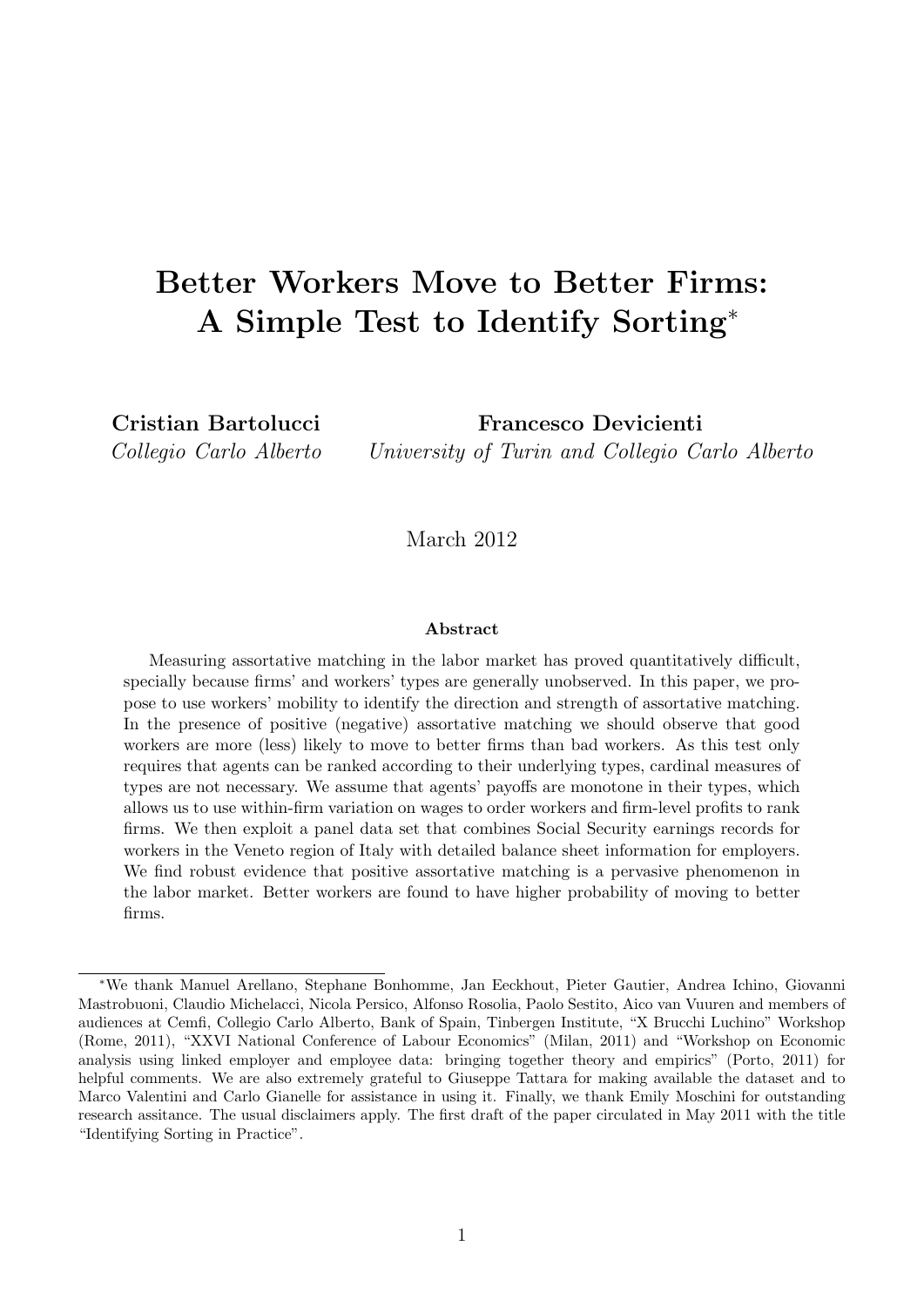# Better Workers Move to Better Firms: A Simple Test to Identify Sorting*

**Cristian Bartolucci**
*Collegio Carlo Alberto*

**Francesco Devicienti**
*University of Turin and Collegio Carlo Alberto*

March 2012

**Abstract**

Measuring assortative matching in the labor market has proved quantitatively difficult, specially because firms' and workers' types are generally unobserved. In this paper, we propose to use workers' mobility to identify the direction and strength of assortative matching. In the presence of positive (negative) assortative matching we should observe that good workers are more (less) likely to move to better firms than bad workers. As this test only requires that agents can be ranked according to their underlying types, cardinal measures of types are not necessary. We assume that agents' payoffs are monotone in their types, which allows us to use within-firm variation on wages to order workers and firm-level profits to rank firms. We then exploit a panel data set that combines Social Security earnings records for workers in the Veneto region of Italy with detailed balance sheet information for employers. We find robust evidence that positive assortative matching is a pervasive phenomenon in the labor market. Better workers are found to have higher probability of moving to better firms.

---

*We thank Manuel Arellano, Stephane Bonhomme, Jan Eeckhout, Pieter Gautier, Andrea Ichino, Giovanni Mastrobuoni, Claudio Michelacci, Nicola Persico, Alfonso Rosolia, Paolo Sestito, Aico van Vuuren and members of audiences at Cemfi, Collegio Carlo Alberto, Bank of Spain, Tinbergen Institute, "X Brucchi Luchino" Workshop (Rome, 2011), "XXVI National Conference of Labour Economics" (Milan, 2011) and "Workshop on Economic analysis using linked employer and employee data: bringing together theory and empirics" (Porto, 2011) for helpful comments. We are also extremely grateful to Giuseppe Tattara for making available the dataset and to Marco Valentini and Carlo Gianelle for assistance in using it. Finally, we thank Emily Moschini for outstanding research assitance. The usual disclaimers apply. The first draft of the paper circulated in May 2011 with the title "Identifying Sorting in Practice".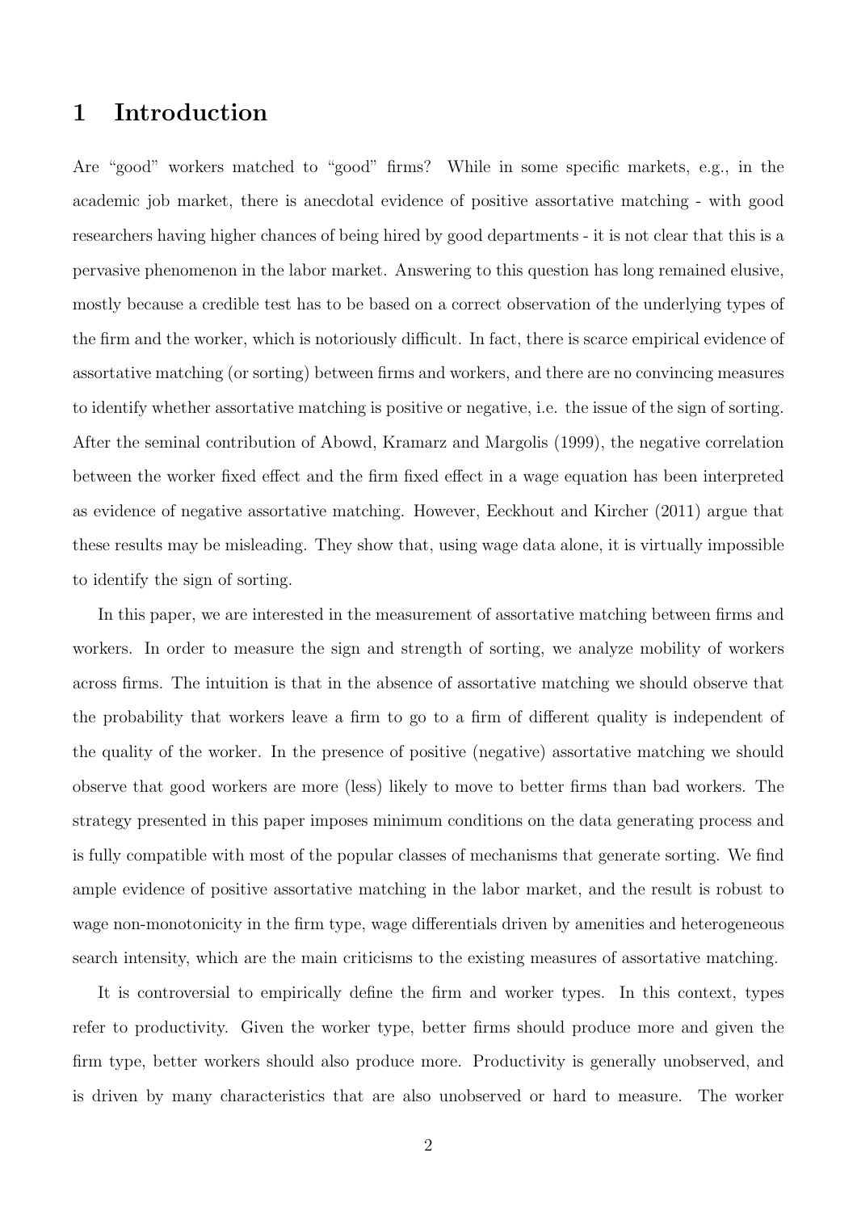# 1 Introduction

Are "good" workers matched to "good" firms? While in some specific markets, e.g., in the academic job market, there is anecdotal evidence of positive assortative matching - with good researchers having higher chances of being hired by good departments - it is not clear that this is a pervasive phenomenon in the labor market. Answering to this question has long remained elusive, mostly because a credible test has to be based on a correct observation of the underlying types of the firm and the worker, which is notoriously difficult. In fact, there is scarce empirical evidence of assortative matching (or sorting) between firms and workers, and there are no convincing measures to identify whether assortative matching is positive or negative, i.e. the issue of the sign of sorting. After the seminal contribution of Abowd, Kramarz and Margolis (1999), the negative correlation between the worker fixed effect and the firm fixed effect in a wage equation has been interpreted as evidence of negative assortative matching. However, Eeckhout and Kircher (2011) argue that these results may be misleading. They show that, using wage data alone, it is virtually impossible to identify the sign of sorting.

In this paper, we are interested in the measurement of assortative matching between firms and workers. In order to measure the sign and strength of sorting, we analyze mobility of workers across firms. The intuition is that in the absence of assortative matching we should observe that the probability that workers leave a firm to go to a firm of different quality is independent of the quality of the worker. In the presence of positive (negative) assortative matching we should observe that good workers are more (less) likely to move to better firms than bad workers. The strategy presented in this paper imposes minimum conditions on the data generating process and is fully compatible with most of the popular classes of mechanisms that generate sorting. We find ample evidence of positive assortative matching in the labor market, and the result is robust to wage non-monotonicity in the firm type, wage differentials driven by amenities and heterogeneous search intensity, which are the main criticisms to the existing measures of assortative matching.

It is controversial to empirically define the firm and worker types. In this context, types refer to productivity. Given the worker type, better firms should produce more and given the firm type, better workers should also produce more. Productivity is generally unobserved, and is driven by many characteristics that are also unobserved or hard to measure. The worker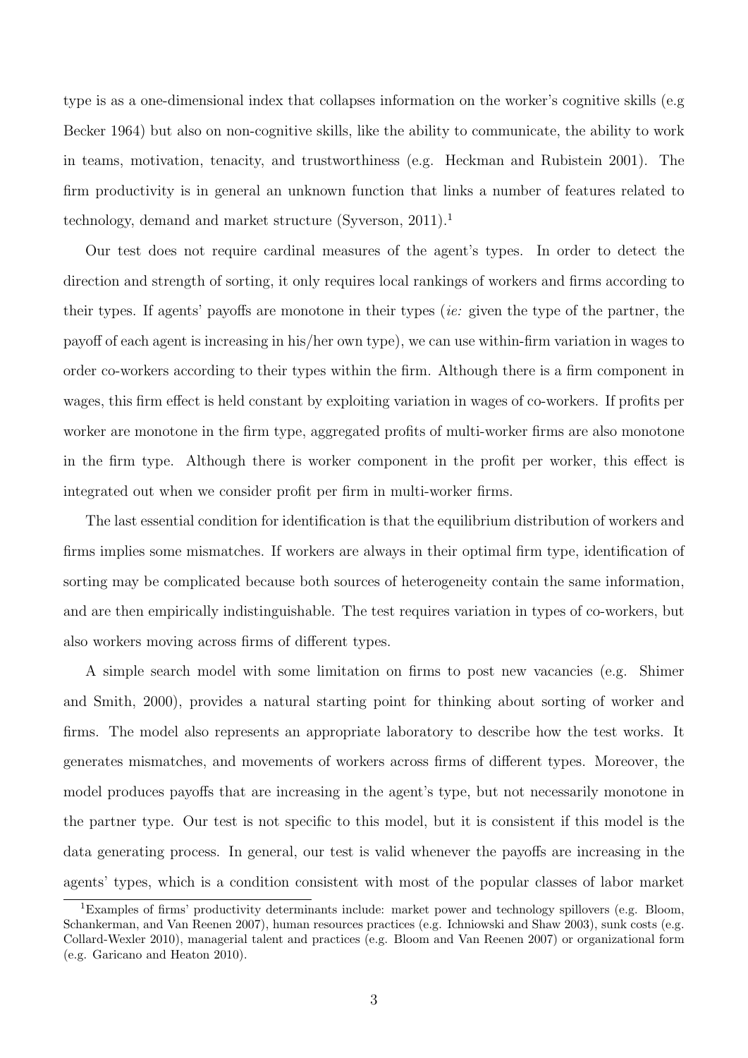type is as a one-dimensional index that collapses information on the worker's cognitive skills (e.g Becker 1964) but also on non-cognitive skills, like the ability to communicate, the ability to work in teams, motivation, tenacity, and trustworthiness (e.g. Heckman and Rubistein 2001). The firm productivity is in general an unknown function that links a number of features related to technology, demand and market structure (Syverson, 2011).[1]

Our test does not require cardinal measures of the agent's types. In order to detect the direction and strength of sorting, it only requires local rankings of workers and firms according to their types. If agents' payoffs are monotone in their types (*ie:* given the type of the partner, the payoff of each agent is increasing in his/her own type), we can use within-firm variation in wages to order co-workers according to their types within the firm. Although there is a firm component in wages, this firm effect is held constant by exploiting variation in wages of co-workers. If profits per worker are monotone in the firm type, aggregated profits of multi-worker firms are also monotone in the firm type. Although there is worker component in the profit per worker, this effect is integrated out when we consider profit per firm in multi-worker firms.

The last essential condition for identification is that the equilibrium distribution of workers and firms implies some mismatches. If workers are always in their optimal firm type, identification of sorting may be complicated because both sources of heterogeneity contain the same information, and are then empirically indistinguishable. The test requires variation in types of co-workers, but also workers moving across firms of different types.

A simple search model with some limitation on firms to post new vacancies (e.g. Shimer and Smith, 2000), provides a natural starting point for thinking about sorting of worker and firms. The model also represents an appropriate laboratory to describe how the test works. It generates mismatches, and movements of workers across firms of different types. Moreover, the model produces payoffs that are increasing in the agent's type, but not necessarily monotone in the partner type. Our test is not specific to this model, but it is consistent if this model is the data generating process. In general, our test is valid whenever the payoffs are increasing in the agents' types, which is a condition consistent with most of the popular classes of labor market

[1] Examples of firms' productivity determinants include: market power and technology spillovers (e.g. Bloom, Schankerman, and Van Reenen 2007), human resources practices (e.g. Ichniowski and Shaw 2003), sunk costs (e.g. Collard-Wexler 2010), managerial talent and practices (e.g. Bloom and Van Reenen 2007) or organizational form (e.g. Garicano and Heaton 2010).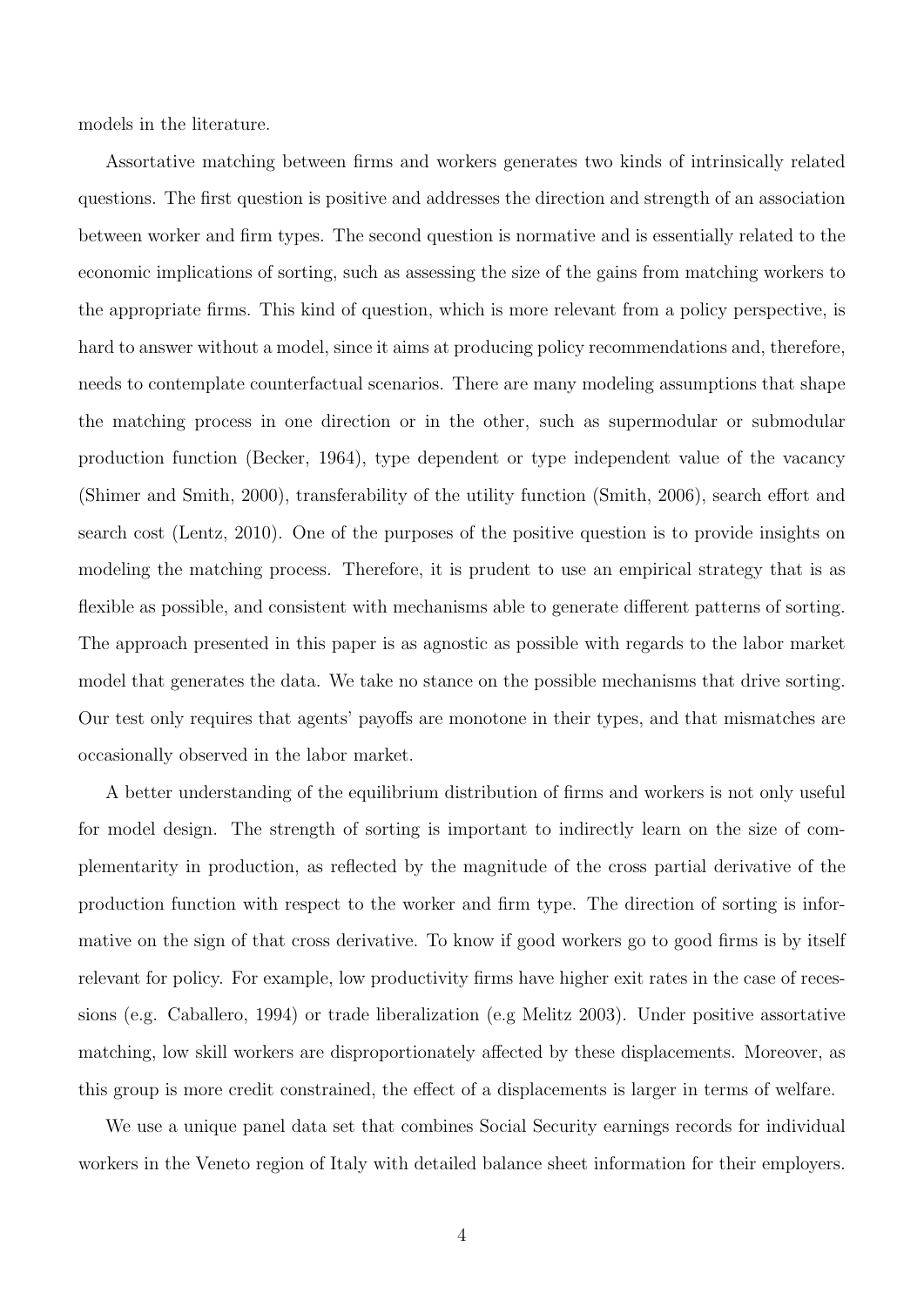models in the literature.

Assortative matching between firms and workers generates two kinds of intrinsically related questions. The first question is positive and addresses the direction and strength of an association between worker and firm types. The second question is normative and is essentially related to the economic implications of sorting, such as assessing the size of the gains from matching workers to the appropriate firms. This kind of question, which is more relevant from a policy perspective, is hard to answer without a model, since it aims at producing policy recommendations and, therefore, needs to contemplate counterfactual scenarios. There are many modeling assumptions that shape the matching process in one direction or in the other, such as supermodular or submodular production function (Becker, 1964), type dependent or type independent value of the vacancy (Shimer and Smith, 2000), transferability of the utility function (Smith, 2006), search effort and search cost (Lentz, 2010). One of the purposes of the positive question is to provide insights on modeling the matching process. Therefore, it is prudent to use an empirical strategy that is as flexible as possible, and consistent with mechanisms able to generate different patterns of sorting. The approach presented in this paper is as agnostic as possible with regards to the labor market model that generates the data. We take no stance on the possible mechanisms that drive sorting. Our test only requires that agents' payoffs are monotone in their types, and that mismatches are occasionally observed in the labor market.

A better understanding of the equilibrium distribution of firms and workers is not only useful for model design. The strength of sorting is important to indirectly learn on the size of complementarity in production, as reflected by the magnitude of the cross partial derivative of the production function with respect to the worker and firm type. The direction of sorting is informative on the sign of that cross derivative. To know if good workers go to good firms is by itself relevant for policy. For example, low productivity firms have higher exit rates in the case of recessions (e.g. Caballero, 1994) or trade liberalization (e.g Melitz 2003). Under positive assortative matching, low skill workers are disproportionately affected by these displacements. Moreover, as this group is more credit constrained, the effect of a displacements is larger in terms of welfare.

We use a unique panel data set that combines Social Security earnings records for individual workers in the Veneto region of Italy with detailed balance sheet information for their employers.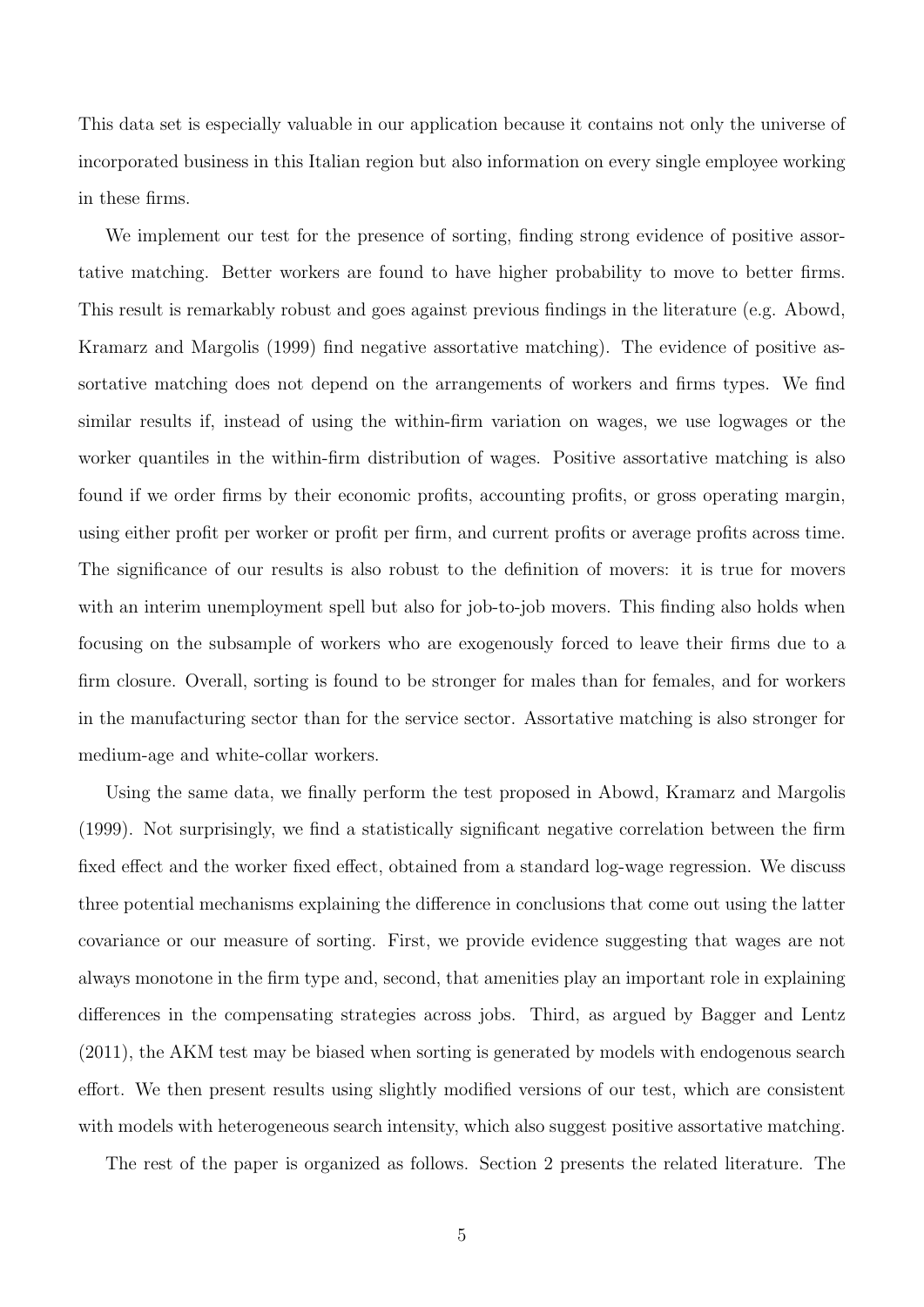This data set is especially valuable in our application because it contains not only the universe of incorporated business in this Italian region but also information on every single employee working in these firms.

We implement our test for the presence of sorting, finding strong evidence of positive assortative matching. Better workers are found to have higher probability to move to better firms. This result is remarkably robust and goes against previous findings in the literature (e.g. Abowd, Kramarz and Margolis (1999) find negative assortative matching). The evidence of positive assortative matching does not depend on the arrangements of workers and firms types. We find similar results if, instead of using the within-firm variation on wages, we use logwages or the worker quantiles in the within-firm distribution of wages. Positive assortative matching is also found if we order firms by their economic profits, accounting profits, or gross operating margin, using either profit per worker or profit per firm, and current profits or average profits across time. The significance of our results is also robust to the definition of movers: it is true for movers with an interim unemployment spell but also for job-to-job movers. This finding also holds when focusing on the subsample of workers who are exogenously forced to leave their firms due to a firm closure. Overall, sorting is found to be stronger for males than for females, and for workers in the manufacturing sector than for the service sector. Assortative matching is also stronger for medium-age and white-collar workers.

Using the same data, we finally perform the test proposed in Abowd, Kramarz and Margolis (1999). Not surprisingly, we find a statistically significant negative correlation between the firm fixed effect and the worker fixed effect, obtained from a standard log-wage regression. We discuss three potential mechanisms explaining the difference in conclusions that come out using the latter covariance or our measure of sorting. First, we provide evidence suggesting that wages are not always monotone in the firm type and, second, that amenities play an important role in explaining differences in the compensating strategies across jobs. Third, as argued by Bagger and Lentz (2011), the AKM test may be biased when sorting is generated by models with endogenous search effort. We then present results using slightly modified versions of our test, which are consistent with models with heterogeneous search intensity, which also suggest positive assortative matching.

The rest of the paper is organized as follows. Section 2 presents the related literature. The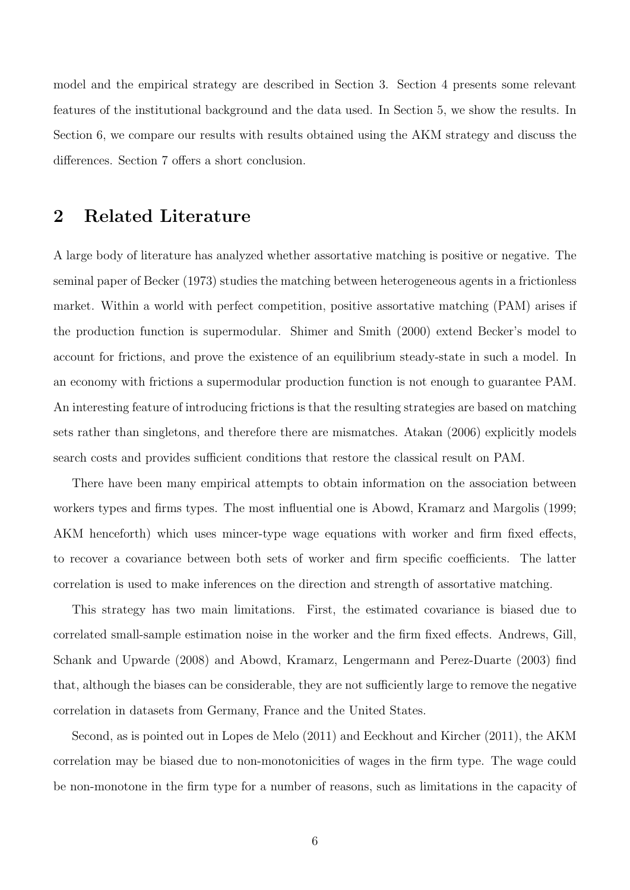model and the empirical strategy are described in Section 3. Section 4 presents some relevant features of the institutional background and the data used. In Section 5, we show the results. In Section 6, we compare our results with results obtained using the AKM strategy and discuss the differences. Section 7 offers a short conclusion.

## 2 Related Literature

A large body of literature has analyzed whether assortative matching is positive or negative. The seminal paper of Becker (1973) studies the matching between heterogeneous agents in a frictionless market. Within a world with perfect competition, positive assortative matching (PAM) arises if the production function is supermodular. Shimer and Smith (2000) extend Becker's model to account for frictions, and prove the existence of an equilibrium steady-state in such a model. In an economy with frictions a supermodular production function is not enough to guarantee PAM. An interesting feature of introducing frictions is that the resulting strategies are based on matching sets rather than singletons, and therefore there are mismatches. Atakan (2006) explicitly models search costs and provides sufficient conditions that restore the classical result on PAM.

There have been many empirical attempts to obtain information on the association between workers types and firms types. The most influential one is Abowd, Kramarz and Margolis (1999; AKM henceforth) which uses mincer-type wage equations with worker and firm fixed effects, to recover a covariance between both sets of worker and firm specific coefficients. The latter correlation is used to make inferences on the direction and strength of assortative matching.

This strategy has two main limitations. First, the estimated covariance is biased due to correlated small-sample estimation noise in the worker and the firm fixed effects. Andrews, Gill, Schank and Upwarde (2008) and Abowd, Kramarz, Lengermann and Perez-Duarte (2003) find that, although the biases can be considerable, they are not sufficiently large to remove the negative correlation in datasets from Germany, France and the United States.

Second, as is pointed out in Lopes de Melo (2011) and Eeckhout and Kircher (2011), the AKM correlation may be biased due to non-monotonicities of wages in the firm type. The wage could be non-monotone in the firm type for a number of reasons, such as limitations in the capacity of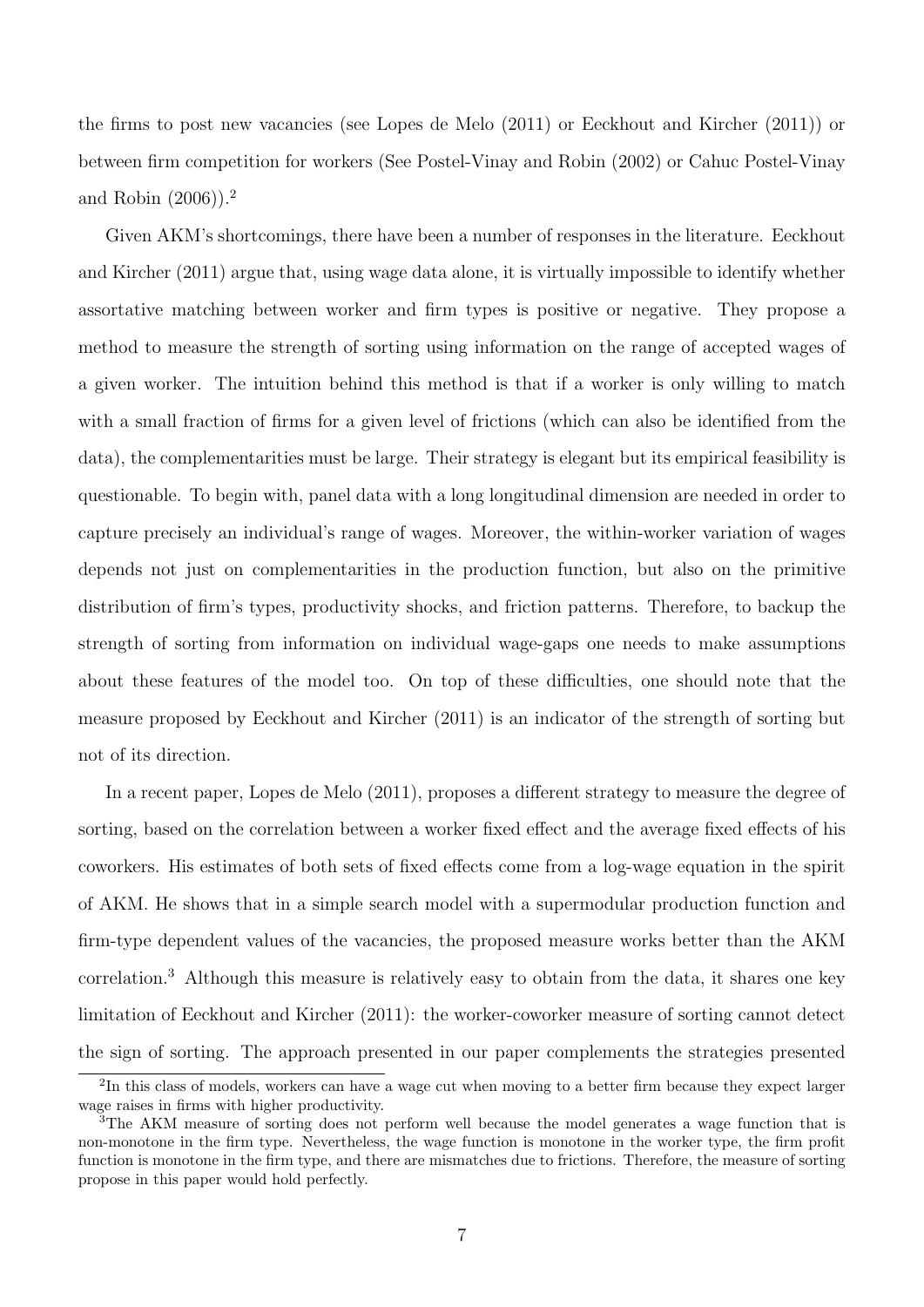the firms to post new vacancies (see Lopes de Melo (2011) or Eeckhout and Kircher (2011)) or between firm competition for workers (See Postel-Vinay and Robin (2002) or Cahuc Postel-Vinay and Robin (2006)).[2]

Given AKM's shortcomings, there have been a number of responses in the literature. Eeckhout and Kircher (2011) argue that, using wage data alone, it is virtually impossible to identify whether assortative matching between worker and firm types is positive or negative. They propose a method to measure the strength of sorting using information on the range of accepted wages of a given worker. The intuition behind this method is that if a worker is only willing to match with a small fraction of firms for a given level of frictions (which can also be identified from the data), the complementarities must be large. Their strategy is elegant but its empirical feasibility is questionable. To begin with, panel data with a long longitudinal dimension are needed in order to capture precisely an individual's range of wages. Moreover, the within-worker variation of wages depends not just on complementarities in the production function, but also on the primitive distribution of firm's types, productivity shocks, and friction patterns. Therefore, to backup the strength of sorting from information on individual wage-gaps one needs to make assumptions about these features of the model too. On top of these difficulties, one should note that the measure proposed by Eeckhout and Kircher (2011) is an indicator of the strength of sorting but not of its direction.

In a recent paper, Lopes de Melo (2011), proposes a different strategy to measure the degree of sorting, based on the correlation between a worker fixed effect and the average fixed effects of his coworkers. His estimates of both sets of fixed effects come from a log-wage equation in the spirit of AKM. He shows that in a simple search model with a supermodular production function and firm-type dependent values of the vacancies, the proposed measure works better than the AKM correlation.[3] Although this measure is relatively easy to obtain from the data, it shares one key limitation of Eeckhout and Kircher (2011): the worker-coworker measure of sorting cannot detect the sign of sorting. The approach presented in our paper complements the strategies presented

[2]In this class of models, workers can have a wage cut when moving to a better firm because they expect larger wage raises in firms with higher productivity.

[3]The AKM measure of sorting does not perform well because the model generates a wage function that is non-monotone in the firm type. Nevertheless, the wage function is monotone in the worker type, the firm profit function is monotone in the firm type, and there are mismatches due to frictions. Therefore, the measure of sorting propose in this paper would hold perfectly.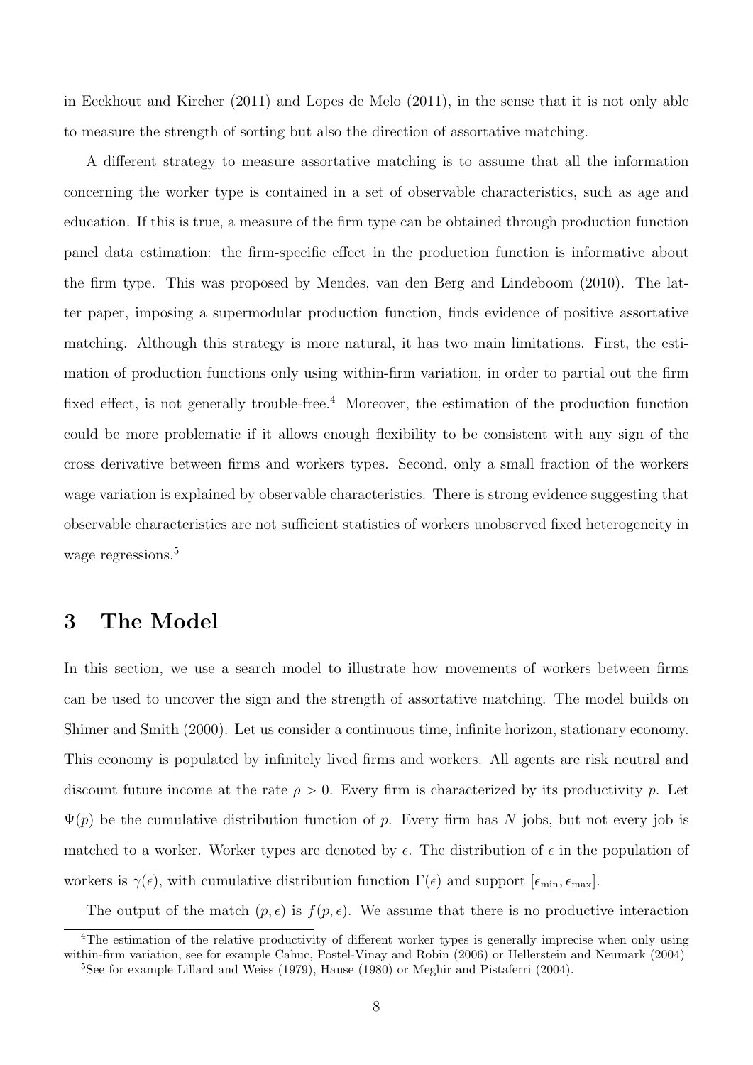in Eeckhout and Kircher (2011) and Lopes de Melo (2011), in the sense that it is not only able to measure the strength of sorting but also the direction of assortative matching.

A different strategy to measure assortative matching is to assume that all the information concerning the worker type is contained in a set of observable characteristics, such as age and education. If this is true, a measure of the firm type can be obtained through production function panel data estimation: the firm-specific effect in the production function is informative about the firm type. This was proposed by Mendes, van den Berg and Lindeboom (2010). The latter paper, imposing a supermodular production function, finds evidence of positive assortative matching. Although this strategy is more natural, it has two main limitations. First, the estimation of production functions only using within-firm variation, in order to partial out the firm fixed effect, is not generally trouble-free.[4] Moreover, the estimation of the production function could be more problematic if it allows enough flexibility to be consistent with any sign of the cross derivative between firms and workers types. Second, only a small fraction of the workers wage variation is explained by observable characteristics. There is strong evidence suggesting that observable characteristics are not sufficient statistics of workers unobserved fixed heterogeneity in wage regressions.[5]

## 3 The Model

In this section, we use a search model to illustrate how movements of workers between firms can be used to uncover the sign and the strength of assortative matching. The model builds on Shimer and Smith (2000). Let us consider a continuous time, infinite horizon, stationary economy. This economy is populated by infinitely lived firms and workers. All agents are risk neutral and discount future income at the rate $\rho > 0$. Every firm is characterized by its productivity $p$. Let $\Psi(p)$ be the cumulative distribution function of $p$. Every firm has $N$ jobs, but not every job is matched to a worker. Worker types are denoted by $\epsilon$. The distribution of $\epsilon$ in the population of workers is $\gamma(\epsilon)$, with cumulative distribution function $\Gamma(\epsilon)$ and support $[\epsilon_{\min}, \epsilon_{\max}]$.

The output of the match $(p, \epsilon)$ is $f(p, \epsilon)$. We assume that there is no productive interaction

[4] The estimation of the relative productivity of different worker types is generally imprecise when only using within-firm variation, see for example Cahuc, Postel-Vinay and Robin (2006) or Hellerstein and Neumark (2004)

[5] See for example Lillard and Weiss (1979), Hause (1980) or Meghir and Pistaferri (2004).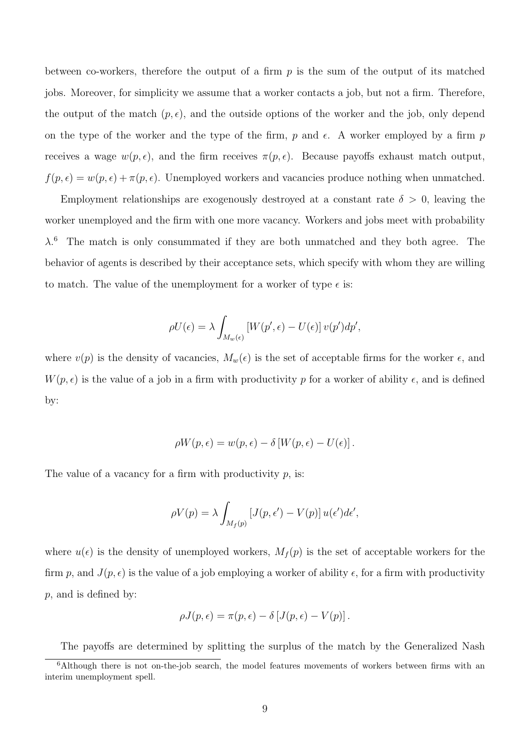between co-workers, therefore the output of a firm $p$ is the sum of the output of its matched jobs. Moreover, for simplicity we assume that a worker contacts a job, but not a firm. Therefore, the output of the match $(p, \epsilon)$, and the outside options of the worker and the job, only depend on the type of the worker and the type of the firm, $p$ and $\epsilon$. A worker employed by a firm $p$ receives a wage $w(p, \epsilon)$, and the firm receives $\pi(p, \epsilon)$. Because payoffs exhaust match output, $f(p, \epsilon) = w(p, \epsilon) + \pi(p, \epsilon)$. Unemployed workers and vacancies produce nothing when unmatched.

Employment relationships are exogenously destroyed at a constant rate $\delta > 0$, leaving the worker unemployed and the firm with one more vacancy. Workers and jobs meet with probability $\lambda$.[6] The match is only consummated if they are both unmatched and they both agree. The behavior of agents is described by their acceptance sets, which specify with whom they are willing to match. The value of the unemployment for a worker of type $\epsilon$ is:

$$\rho U(\epsilon) = \lambda \int_{M_w(\epsilon)} \left[ W(p', \epsilon) - U(\epsilon) \right] v(p') dp',$$

where $v(p)$ is the density of vacancies, $M_w(\epsilon)$ is the set of acceptable firms for the worker $\epsilon$, and $W(p, \epsilon)$ is the value of a job in a firm with productivity $p$ for a worker of ability $\epsilon$, and is defined by:

$$\rho W(p, \epsilon) = w(p, \epsilon) - \delta \left[ W(p, \epsilon) - U(\epsilon) \right].$$

The value of a vacancy for a firm with productivity $p$, is:

$$\rho V(p) = \lambda \int_{M_f(p)} \left[ J(p, \epsilon') - V(p) \right] u(\epsilon') d\epsilon',$$

where $u(\epsilon)$ is the density of unemployed workers, $M_f(p)$ is the set of acceptable workers for the firm $p$, and $J(p, \epsilon)$ is the value of a job employing a worker of ability $\epsilon$, for a firm with productivity $p$, and is defined by:

$$\rho J(p, \epsilon) = \pi(p, \epsilon) - \delta \left[ J(p, \epsilon) - V(p) \right].$$

The payoffs are determined by splitting the surplus of the match by the Generalized Nash

[6] Although there is not on-the-job search, the model features movements of workers between firms with an interim unemployment spell.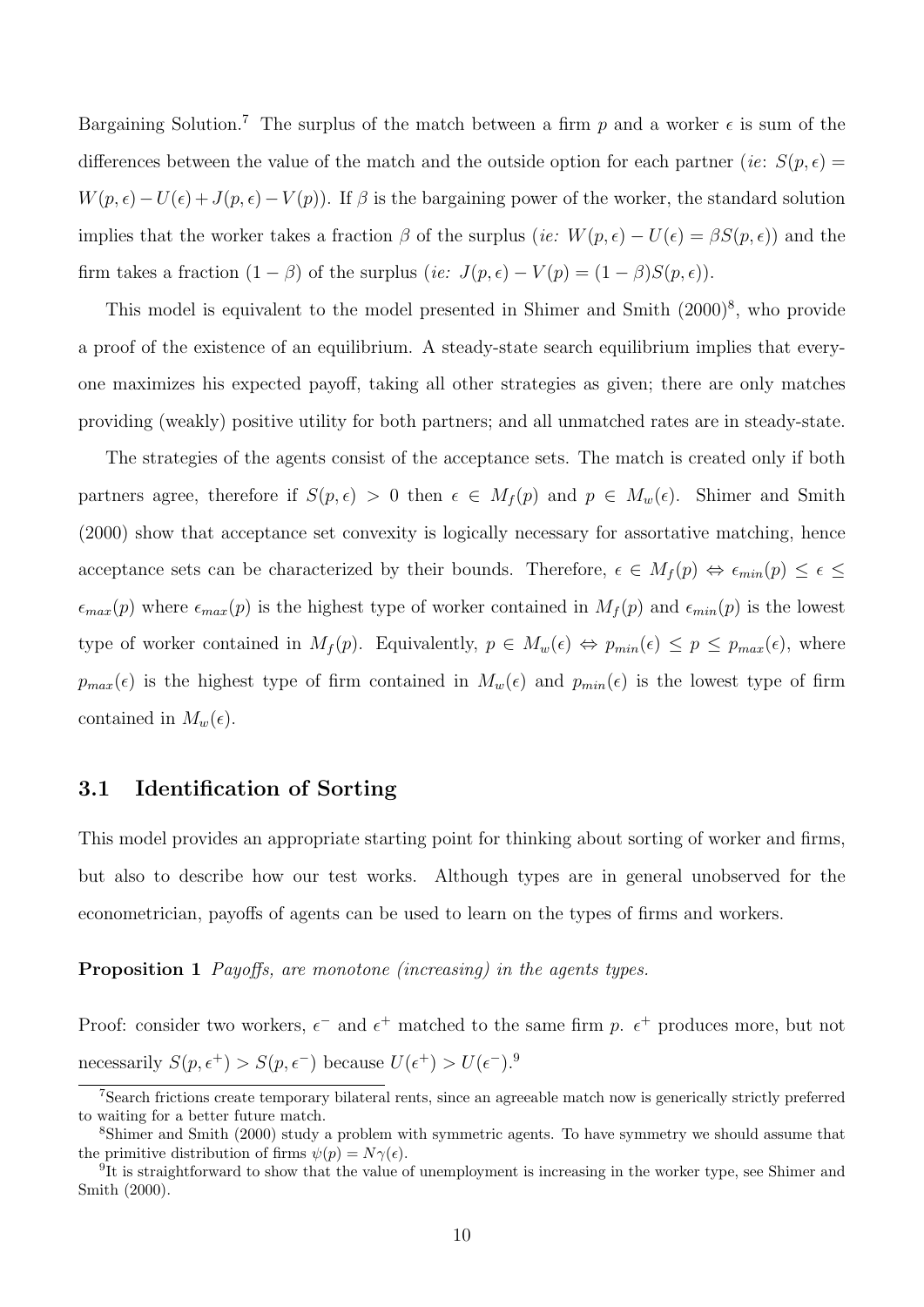Bargaining Solution.[7] The surplus of the match between a firm $p$ and a worker $\epsilon$ is sum of the differences between the value of the match and the outside option for each partner (*ie*: $S(p, \epsilon) = W(p, \epsilon) - U(\epsilon) + J(p, \epsilon) - V(p)$). If $\beta$ is the bargaining power of the worker, the standard solution implies that the worker takes a fraction $\beta$ of the surplus (*ie:* $W(p, \epsilon) - U(\epsilon) = \beta S(p, \epsilon)$) and the firm takes a fraction $(1 - \beta)$ of the surplus (*ie:* $J(p, \epsilon) - V(p) = (1 - \beta)S(p, \epsilon)$).

This model is equivalent to the model presented in Shimer and Smith (2000)[8], who provide a proof of the existence of an equilibrium. A steady-state search equilibrium implies that everyone maximizes his expected payoff, taking all other strategies as given; there are only matches providing (weakly) positive utility for both partners; and all unmatched rates are in steady-state.

The strategies of the agents consist of the acceptance sets. The match is created only if both partners agree, therefore if $S(p, \epsilon) > 0$ then $\epsilon \in M_f(p)$ and $p \in M_w(\epsilon)$. Shimer and Smith (2000) show that acceptance set convexity is logically necessary for assortative matching, hence acceptance sets can be characterized by their bounds. Therefore, $\epsilon \in M_f(p) \Leftrightarrow \epsilon_{min}(p) \leq \epsilon \leq \epsilon_{max}(p)$ where $\epsilon_{max}(p)$ is the highest type of worker contained in $M_f(p)$ and $\epsilon_{min}(p)$ is the lowest type of worker contained in $M_f(p)$. Equivalently, $p \in M_w(\epsilon) \Leftrightarrow p_{min}(\epsilon) \leq p \leq p_{max}(\epsilon)$, where $p_{max}(\epsilon)$ is the highest type of firm contained in $M_w(\epsilon)$ and $p_{min}(\epsilon)$ is the lowest type of firm contained in $M_w(\epsilon)$.

## 3.1 Identification of Sorting

This model provides an appropriate starting point for thinking about sorting of worker and firms, but also to describe how our test works. Although types are in general unobserved for the econometrician, payoffs of agents can be used to learn on the types of firms and workers.

**Proposition 1** *Payoffs, are monotone (increasing) in the agents types.*

Proof: consider two workers, $\epsilon^-$ and $\epsilon^+$ matched to the same firm $p$. $\epsilon^+$ produces more, but not necessarily $S(p, \epsilon^+) > S(p, \epsilon^-)$ because $U(\epsilon^+) > U(\epsilon^-)$.[9]

---

[7] Search frictions create temporary bilateral rents, since an agreeable match now is generically strictly preferred to waiting for a better future match.

[8] Shimer and Smith (2000) study a problem with symmetric agents. To have symmetry we should assume that the primitive distribution of firms $\psi(p) = N\gamma(\epsilon)$.

[9] It is straightforward to show that the value of unemployment is increasing in the worker type, see Shimer and Smith (2000).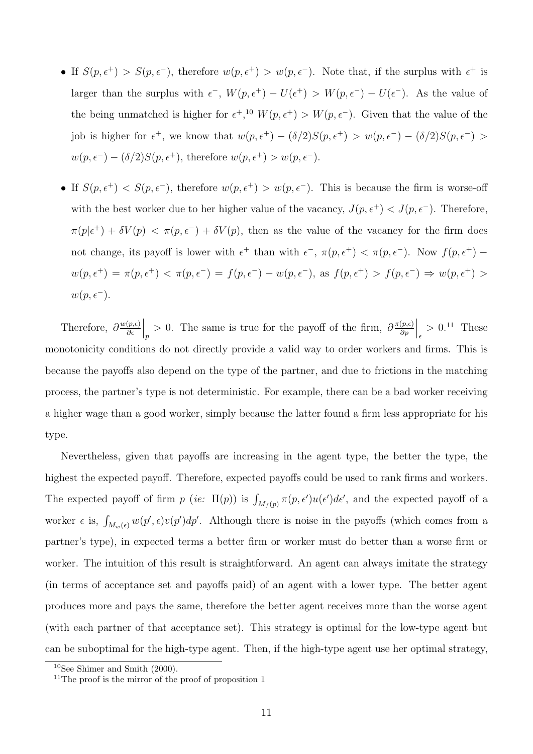- If $S(p, \epsilon^+) > S(p, \epsilon^-)$, therefore $w(p, \epsilon^+) > w(p, \epsilon^-)$. Note that, if the surplus with $\epsilon^+$ is larger than the surplus with $\epsilon^-$, $W(p, \epsilon^+) - U(\epsilon^+) > W(p, \epsilon^-) - U(\epsilon^-)$. As the value of the being unmatched is higher for $\epsilon^+$,[10] $W(p, \epsilon^+) > W(p, \epsilon^-)$. Given that the value of the job is higher for $\epsilon^+$, we know that $w(p, \epsilon^+) - (\delta/2)S(p, \epsilon^+) > w(p, \epsilon^-) - (\delta/2)S(p, \epsilon^-) > w(p, \epsilon^-) - (\delta/2)S(p, \epsilon^+)$, therefore $w(p, \epsilon^+) > w(p, \epsilon^-)$.

- If $S(p, \epsilon^+) < S(p, \epsilon^-)$, therefore $w(p, \epsilon^+) > w(p, \epsilon^-)$. This is because the firm is worse-off with the best worker due to her higher value of the vacancy, $J(p, \epsilon^+) < J(p, \epsilon^-)$. Therefore, $\pi(p|\epsilon^+) + \delta V(p) < \pi(p, \epsilon^-) + \delta V(p)$, then as the value of the vacancy for the firm does not change, its payoff is lower with $\epsilon^+$ than with $\epsilon^-$, $\pi(p, \epsilon^+) < \pi(p, \epsilon^-)$. Now $f(p, \epsilon^+) - w(p, \epsilon^+) = \pi(p, \epsilon^+) < \pi(p, \epsilon^-) = f(p, \epsilon^-) - w(p, \epsilon^-)$, as $f(p, \epsilon^+) > f(p, \epsilon^-) \Rightarrow w(p, \epsilon^+) > w(p, \epsilon^-)$.

Therefore, $\partial \frac{w(p,\epsilon)}{\partial \epsilon}\Big|_p > 0$. The same is true for the payoff of the firm, $\partial \frac{\pi(p,\epsilon)}{\partial p}\Big|_\epsilon > 0$.[11] These monotonicity conditions do not directly provide a valid way to order workers and firms. This is because the payoffs also depend on the type of the partner, and due to frictions in the matching process, the partner's type is not deterministic. For example, there can be a bad worker receiving a higher wage than a good worker, simply because the latter found a firm less appropriate for his type.

Nevertheless, given that payoffs are increasing in the agent type, the better the type, the highest the expected payoff. Therefore, expected payoffs could be used to rank firms and workers. The expected payoff of firm $p$ (*ie:* $\Pi(p)$) is $\int_{M_f(p)} \pi(p, \epsilon')u(\epsilon')d\epsilon'$, and the expected payoff of a worker $\epsilon$ is, $\int_{M_w(\epsilon)} w(p', \epsilon)v(p')dp'$. Although there is noise in the payoffs (which comes from a partner's type), in expected terms a better firm or worker must do better than a worse firm or worker. The intuition of this result is straightforward. An agent can always imitate the strategy (in terms of acceptance set and payoffs paid) of an agent with a lower type. The better agent produces more and pays the same, therefore the better agent receives more than the worse agent (with each partner of that acceptance set). This strategy is optimal for the low-type agent but can be suboptimal for the high-type agent. Then, if the high-type agent use her optimal strategy,

[10] See Shimer and Smith (2000).

[11] The proof is the mirror of the proof of proposition 1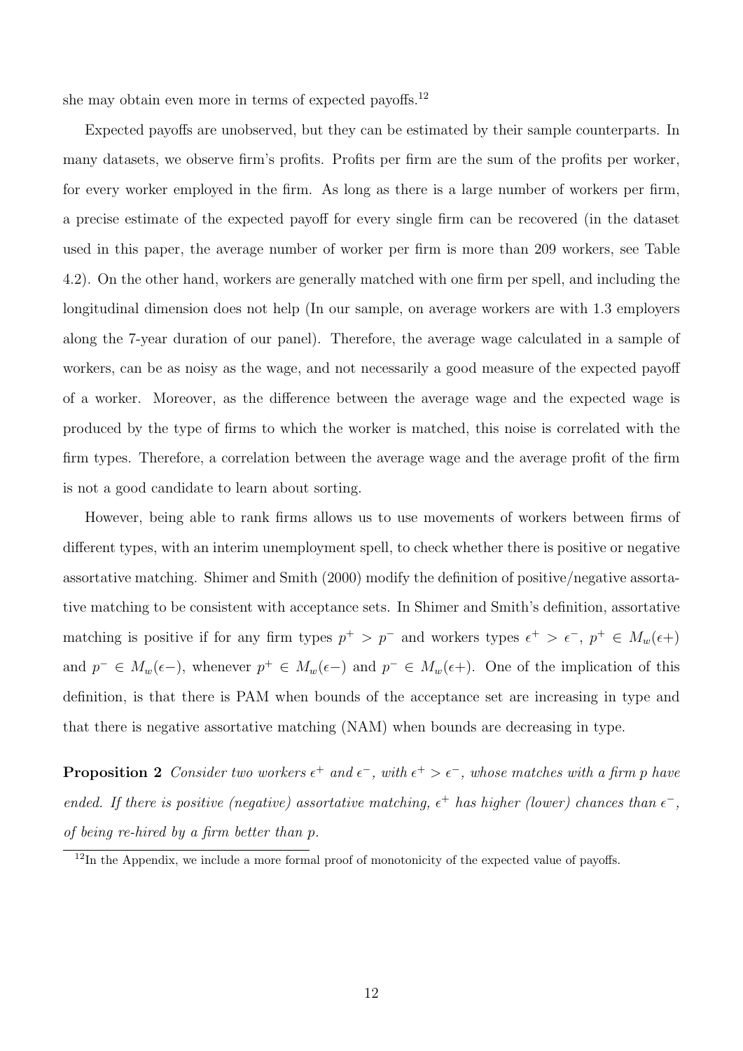she may obtain even more in terms of expected payoffs.[12]

Expected payoffs are unobserved, but they can be estimated by their sample counterparts. In many datasets, we observe firm's profits. Profits per firm are the sum of the profits per worker, for every worker employed in the firm. As long as there is a large number of workers per firm, a precise estimate of the expected payoff for every single firm can be recovered (in the dataset used in this paper, the average number of worker per firm is more than 209 workers, see Table 4.2). On the other hand, workers are generally matched with one firm per spell, and including the longitudinal dimension does not help (In our sample, on average workers are with 1.3 employers along the 7-year duration of our panel). Therefore, the average wage calculated in a sample of workers, can be as noisy as the wage, and not necessarily a good measure of the expected payoff of a worker. Moreover, as the difference between the average wage and the expected wage is produced by the type of firms to which the worker is matched, this noise is correlated with the firm types. Therefore, a correlation between the average wage and the average profit of the firm is not a good candidate to learn about sorting.

However, being able to rank firms allows us to use movements of workers between firms of different types, with an interim unemployment spell, to check whether there is positive or negative assortative matching. Shimer and Smith (2000) modify the definition of positive/negative assortative matching to be consistent with acceptance sets. In Shimer and Smith's definition, assortative matching is positive if for any firm types $p^+ > p^-$ and workers types $\epsilon^+ > \epsilon^-$, $p^+ \in M_w(\epsilon+)$ and $p^- \in M_w(\epsilon-)$, whenever $p^+ \in M_w(\epsilon-)$ and $p^- \in M_w(\epsilon+)$. One of the implication of this definition, is that there is PAM when bounds of the acceptance set are increasing in type and that there is negative assortative matching (NAM) when bounds are decreasing in type.

**Proposition 2** *Consider two workers $\epsilon^+$ and $\epsilon^-$, with $\epsilon^+ > \epsilon^-$, whose matches with a firm $p$ have ended. If there is positive (negative) assortative matching, $\epsilon^+$ has higher (lower) chances than $\epsilon^-$, of being re-hired by a firm better than $p$.*

[12] In the Appendix, we include a more formal proof of monotonicity of the expected value of payoffs.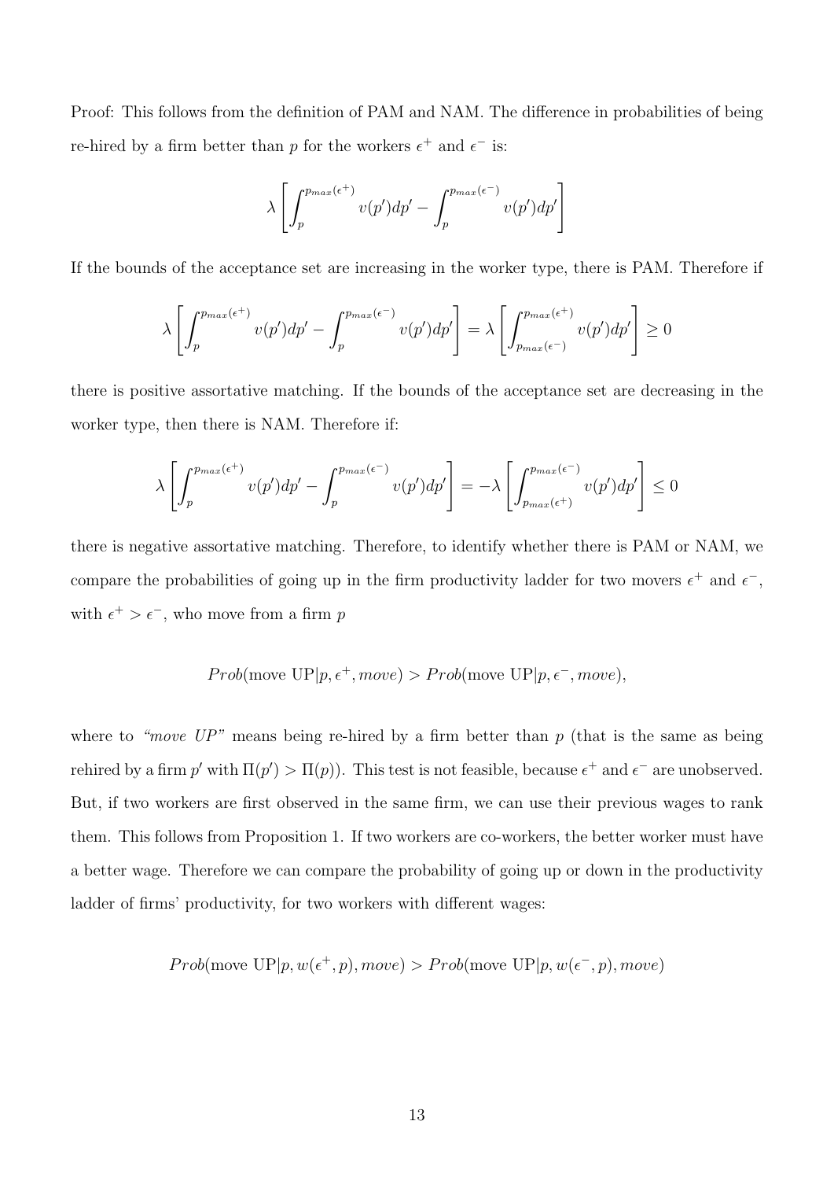Proof: This follows from the definition of PAM and NAM. The difference in probabilities of being re-hired by a firm better than $p$ for the workers $\epsilon^+$ and $\epsilon^-$ is:

$$\lambda \left[ \int_p^{p_{max}(\epsilon^+)} v(p')dp' - \int_p^{p_{max}(\epsilon^-)} v(p')dp' \right]$$

If the bounds of the acceptance set are increasing in the worker type, there is PAM. Therefore if

$$\lambda \left[ \int_p^{p_{max}(\epsilon^+)} v(p')dp' - \int_p^{p_{max}(\epsilon^-)} v(p')dp' \right] = \lambda \left[ \int_{p_{max}(\epsilon^-)}^{p_{max}(\epsilon^+)} v(p')dp' \right] \geq 0$$

there is positive assortative matching. If the bounds of the acceptance set are decreasing in the worker type, then there is NAM. Therefore if:

$$\lambda \left[ \int_p^{p_{max}(\epsilon^+)} v(p')dp' - \int_p^{p_{max}(\epsilon^-)} v(p')dp' \right] = -\lambda \left[ \int_{p_{max}(\epsilon^+)}^{p_{max}(\epsilon^-)} v(p')dp' \right] \leq 0$$

there is negative assortative matching. Therefore, to identify whether there is PAM or NAM, we compare the probabilities of going up in the firm productivity ladder for two movers $\epsilon^+$ and $\epsilon^-$, with $\epsilon^+ > \epsilon^-$, who move from a firm $p$

$$Prob(\text{move UP}|p, \epsilon^+, move) > Prob(\text{move UP}|p, \epsilon^-, move),$$

where to *"move UP"* means being re-hired by a firm better than $p$ (that is the same as being rehired by a firm $p'$ with $\Pi(p') > \Pi(p)$). This test is not feasible, because $\epsilon^+$ and $\epsilon^-$ are unobserved. But, if two workers are first observed in the same firm, we can use their previous wages to rank them. This follows from Proposition 1. If two workers are co-workers, the better worker must have a better wage. Therefore we can compare the probability of going up or down in the productivity ladder of firms' productivity, for two workers with different wages:

$$Prob(\text{move UP}|p, w(\epsilon^+, p), move) > Prob(\text{move UP}|p, w(\epsilon^-, p), move)$$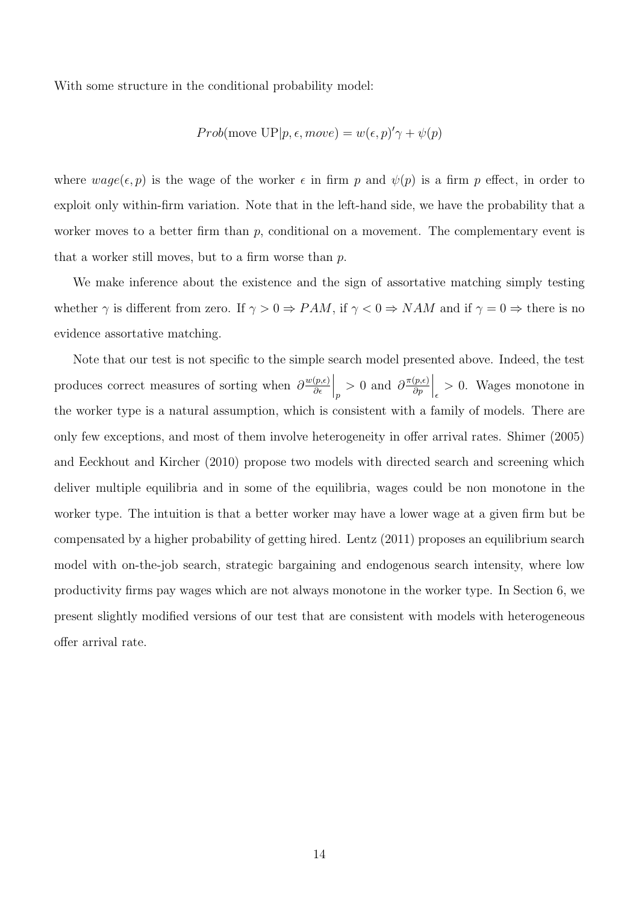With some structure in the conditional probability model:

$$Prob(\text{move UP}|p, \epsilon, move) = w(\epsilon, p)'\gamma + \psi(p)$$

where $wage(\epsilon, p)$ is the wage of the worker $\epsilon$ in firm $p$ and $\psi(p)$ is a firm $p$ effect, in order to exploit only within-firm variation. Note that in the left-hand side, we have the probability that a worker moves to a better firm than $p$, conditional on a movement. The complementary event is that a worker still moves, but to a firm worse than $p$.

We make inference about the existence and the sign of assortative matching simply testing whether $\gamma$ is different from zero. If $\gamma > 0 \Rightarrow PAM$, if $\gamma < 0 \Rightarrow NAM$ and if $\gamma = 0 \Rightarrow$ there is no evidence assortative matching.

Note that our test is not specific to the simple search model presented above. Indeed, the test produces correct measures of sorting when $\partial \frac{w(p,\epsilon)}{\partial \epsilon}\Big|_p > 0$ and $\partial \frac{\pi(p,\epsilon)}{\partial p}\Big|_\epsilon > 0$. Wages monotone in the worker type is a natural assumption, which is consistent with a family of models. There are only few exceptions, and most of them involve heterogeneity in offer arrival rates. Shimer (2005) and Eeckhout and Kircher (2010) propose two models with directed search and screening which deliver multiple equilibria and in some of the equilibria, wages could be non monotone in the worker type. The intuition is that a better worker may have a lower wage at a given firm but be compensated by a higher probability of getting hired. Lentz (2011) proposes an equilibrium search model with on-the-job search, strategic bargaining and endogenous search intensity, where low productivity firms pay wages which are not always monotone in the worker type. In Section 6, we present slightly modified versions of our test that are consistent with models with heterogeneous offer arrival rate.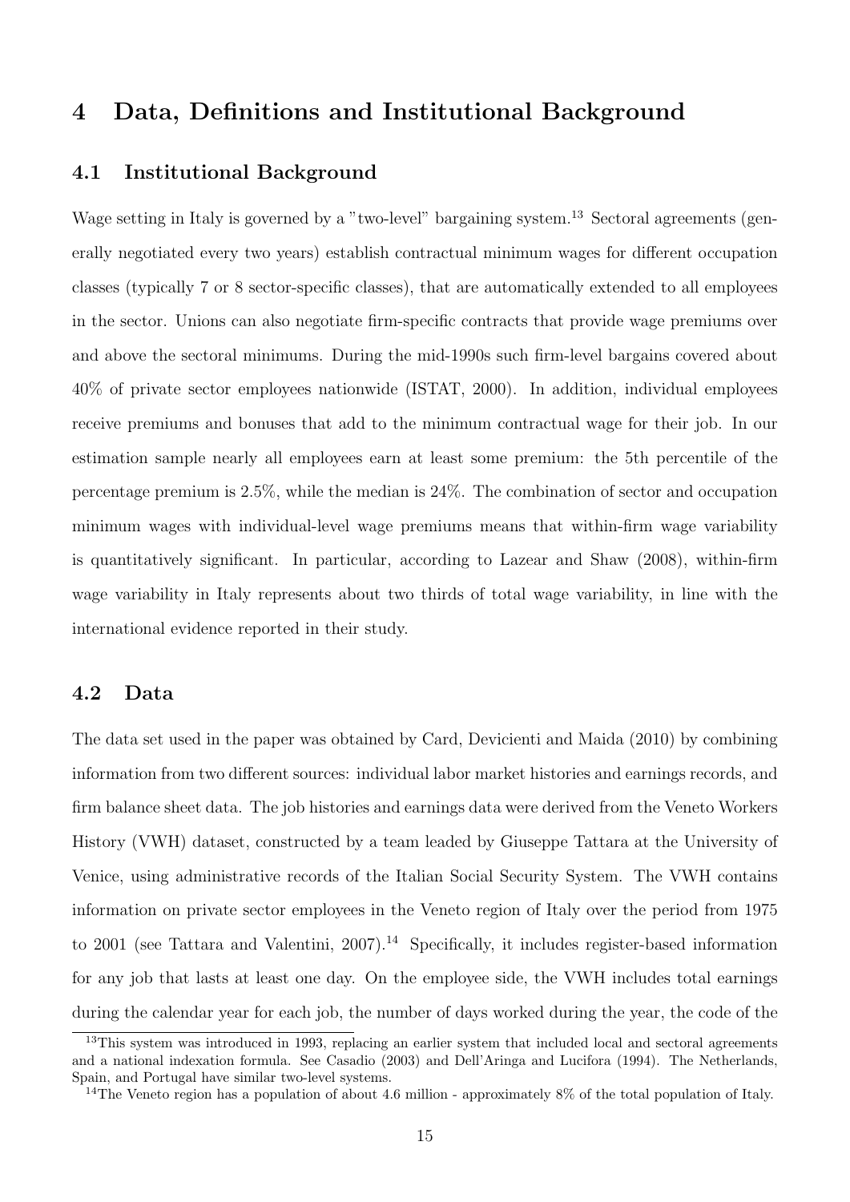## 4 Data, Definitions and Institutional Background

### 4.1 Institutional Background

Wage setting in Italy is governed by a "two-level" bargaining system.[13] Sectoral agreements (generally negotiated every two years) establish contractual minimum wages for different occupation classes (typically 7 or 8 sector-specific classes), that are automatically extended to all employees in the sector. Unions can also negotiate firm-specific contracts that provide wage premiums over and above the sectoral minimums. During the mid-1990s such firm-level bargains covered about 40% of private sector employees nationwide (ISTAT, 2000). In addition, individual employees receive premiums and bonuses that add to the minimum contractual wage for their job. In our estimation sample nearly all employees earn at least some premium: the 5th percentile of the percentage premium is 2.5%, while the median is 24%. The combination of sector and occupation minimum wages with individual-level wage premiums means that within-firm wage variability is quantitatively significant. In particular, according to Lazear and Shaw (2008), within-firm wage variability in Italy represents about two thirds of total wage variability, in line with the international evidence reported in their study.

### 4.2 Data

The data set used in the paper was obtained by Card, Devicienti and Maida (2010) by combining information from two different sources: individual labor market histories and earnings records, and firm balance sheet data. The job histories and earnings data were derived from the Veneto Workers History (VWH) dataset, constructed by a team leaded by Giuseppe Tattara at the University of Venice, using administrative records of the Italian Social Security System. The VWH contains information on private sector employees in the Veneto region of Italy over the period from 1975 to 2001 (see Tattara and Valentini, 2007).[14] Specifically, it includes register-based information for any job that lasts at least one day. On the employee side, the VWH includes total earnings during the calendar year for each job, the number of days worked during the year, the code of the

[13] This system was introduced in 1993, replacing an earlier system that included local and sectoral agreements and a national indexation formula. See Casadio (2003) and Dell'Aringa and Lucifora (1994). The Netherlands, Spain, and Portugal have similar two-level systems.

[14] The Veneto region has a population of about 4.6 million - approximately 8% of the total population of Italy.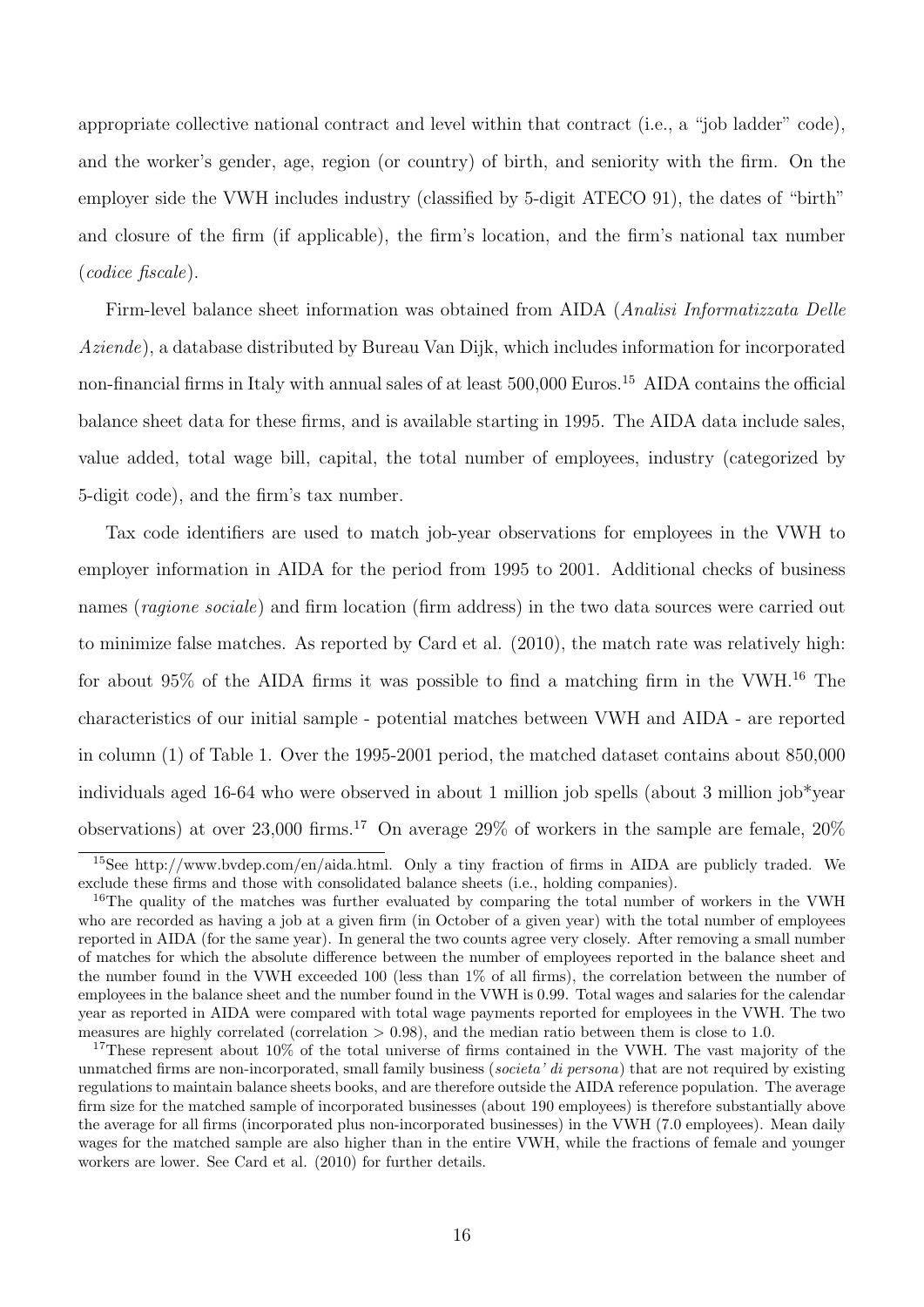appropriate collective national contract and level within that contract (i.e., a "job ladder" code), and the worker's gender, age, region (or country) of birth, and seniority with the firm. On the employer side the VWH includes industry (classified by 5-digit ATECO 91), the dates of "birth" and closure of the firm (if applicable), the firm's location, and the firm's national tax number (*codice fiscale*).

Firm-level balance sheet information was obtained from AIDA (*Analisi Informatizzata Delle Aziende*), a database distributed by Bureau Van Dijk, which includes information for incorporated non-financial firms in Italy with annual sales of at least 500,000 Euros.[15] AIDA contains the official balance sheet data for these firms, and is available starting in 1995. The AIDA data include sales, value added, total wage bill, capital, the total number of employees, industry (categorized by 5-digit code), and the firm's tax number.

Tax code identifiers are used to match job-year observations for employees in the VWH to employer information in AIDA for the period from 1995 to 2001. Additional checks of business names (*ragione sociale*) and firm location (firm address) in the two data sources were carried out to minimize false matches. As reported by Card et al. (2010), the match rate was relatively high: for about 95% of the AIDA firms it was possible to find a matching firm in the VWH.[16] The characteristics of our initial sample - potential matches between VWH and AIDA - are reported in column (1) of Table 1. Over the 1995-2001 period, the matched dataset contains about 850,000 individuals aged 16-64 who were observed in about 1 million job spells (about 3 million job*year observations) at over 23,000 firms.[17] On average 29% of workers in the sample are female, 20%

---

[15] See http://www.bvdep.com/en/aida.html. Only a tiny fraction of firms in AIDA are publicly traded. We exclude these firms and those with consolidated balance sheets (i.e., holding companies).

[16] The quality of the matches was further evaluated by comparing the total number of workers in the VWH who are recorded as having a job at a given firm (in October of a given year) with the total number of employees reported in AIDA (for the same year). In general the two counts agree very closely. After removing a small number of matches for which the absolute difference between the number of employees reported in the balance sheet and the number found in the VWH exceeded 100 (less than 1% of all firms), the correlation between the number of employees in the balance sheet and the number found in the VWH is 0.99. Total wages and salaries for the calendar year as reported in AIDA were compared with total wage payments reported for employees in the VWH. The two measures are highly correlated (correlation > 0.98), and the median ratio between them is close to 1.0.

[17] These represent about 10% of the total universe of firms contained in the VWH. The vast majority of the unmatched firms are non-incorporated, small family business (*societa' di persona*) that are not required by existing regulations to maintain balance sheets books, and are therefore outside the AIDA reference population. The average firm size for the matched sample of incorporated businesses (about 190 employees) is therefore substantially above the average for all firms (incorporated plus non-incorporated businesses) in the VWH (7.0 employees). Mean daily wages for the matched sample are also higher than in the entire VWH, while the fractions of female and younger workers are lower. See Card et al. (2010) for further details.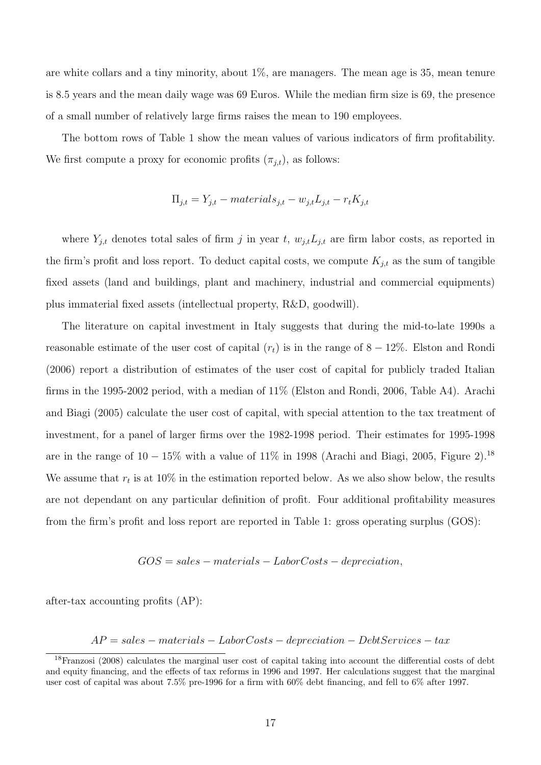are white collars and a tiny minority, about 1%, are managers. The mean age is 35, mean tenure is 8.5 years and the mean daily wage was 69 Euros. While the median firm size is 69, the presence of a small number of relatively large firms raises the mean to 190 employees.

The bottom rows of Table 1 show the mean values of various indicators of firm profitability. We first compute a proxy for economic profits ($\pi_{j,t}$), as follows:

$$\Pi_{j,t} = Y_{j,t} - materials_{j,t} - w_{j,t}L_{j,t} - r_t K_{j,t}$$

where $Y_{j,t}$ denotes total sales of firm $j$ in year $t$, $w_{j,t}L_{j,t}$ are firm labor costs, as reported in the firm's profit and loss report. To deduct capital costs, we compute $K_{j,t}$ as the sum of tangible fixed assets (land and buildings, plant and machinery, industrial and commercial equipments) plus immaterial fixed assets (intellectual property, R&D, goodwill).

The literature on capital investment in Italy suggests that during the mid-to-late 1990s a reasonable estimate of the user cost of capital ($r_t$) is in the range of $8-12\%$. Elston and Rondi (2006) report a distribution of estimates of the user cost of capital for publicly traded Italian firms in the 1995-2002 period, with a median of 11% (Elston and Rondi, 2006, Table A4). Arachi and Biagi (2005) calculate the user cost of capital, with special attention to the tax treatment of investment, for a panel of larger firms over the 1982-1998 period. Their estimates for 1995-1998 are in the range of $10-15\%$ with a value of 11% in 1998 (Arachi and Biagi, 2005, Figure 2).[18] We assume that $r_t$ is at 10% in the estimation reported below. As we also show below, the results are not dependant on any particular definition of profit. Four additional profitability measures from the firm's profit and loss report are reported in Table 1: gross operating surplus (GOS):

$$GOS = sales - materials - LaborCosts - depreciation,$$

after-tax accounting profits (AP):

$$AP = sales - materials - LaborCosts - depreciation - DebtServices - tax$$

[18] Franzosi (2008) calculates the marginal user cost of capital taking into account the differential costs of debt and equity financing, and the effects of tax reforms in 1996 and 1997. Her calculations suggest that the marginal user cost of capital was about 7.5% pre-1996 for a firm with 60% debt financing, and fell to 6% after 1997.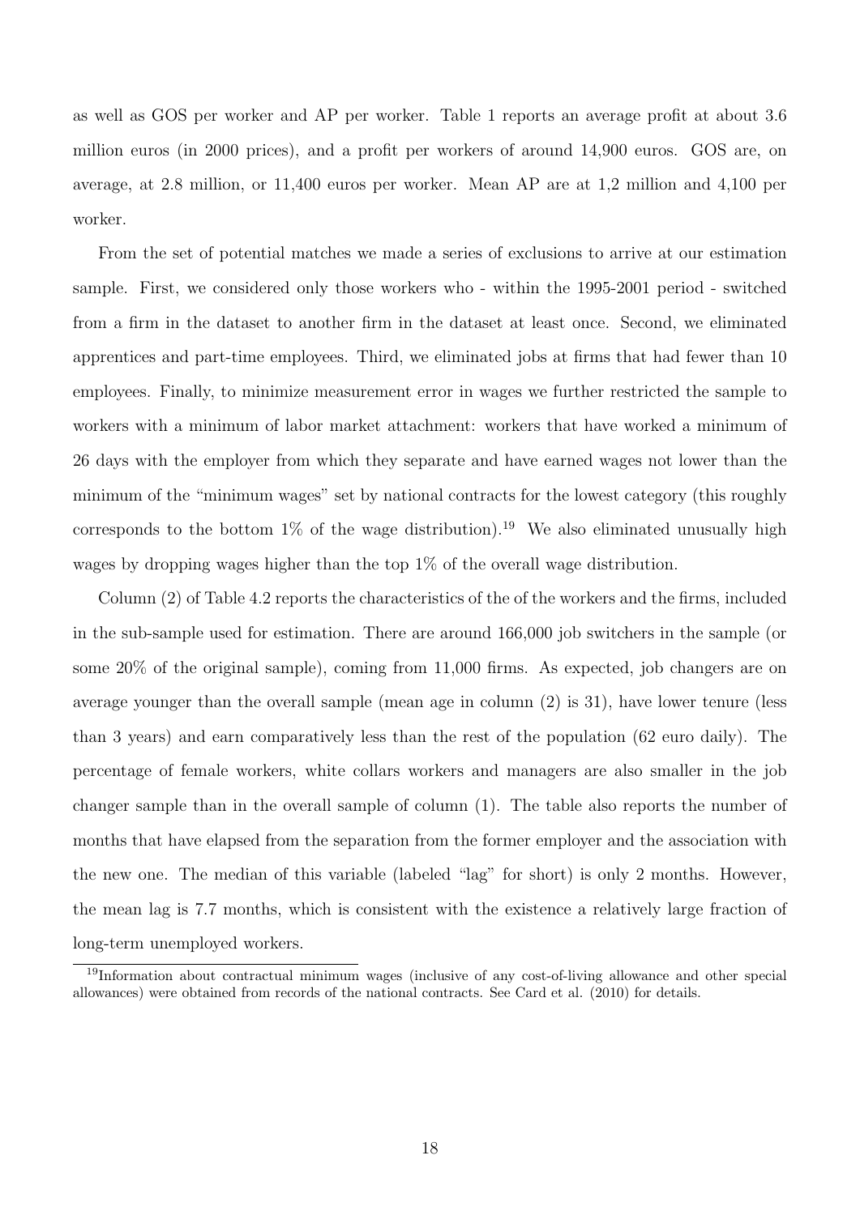as well as GOS per worker and AP per worker. Table 1 reports an average profit at about 3.6 million euros (in 2000 prices), and a profit per workers of around 14,900 euros. GOS are, on average, at 2.8 million, or 11,400 euros per worker. Mean AP are at 1,2 million and 4,100 per worker.

From the set of potential matches we made a series of exclusions to arrive at our estimation sample. First, we considered only those workers who - within the 1995-2001 period - switched from a firm in the dataset to another firm in the dataset at least once. Second, we eliminated apprentices and part-time employees. Third, we eliminated jobs at firms that had fewer than 10 employees. Finally, to minimize measurement error in wages we further restricted the sample to workers with a minimum of labor market attachment: workers that have worked a minimum of 26 days with the employer from which they separate and have earned wages not lower than the minimum of the "minimum wages" set by national contracts for the lowest category (this roughly corresponds to the bottom 1% of the wage distribution).[19] We also eliminated unusually high wages by dropping wages higher than the top 1% of the overall wage distribution.

Column (2) of Table 4.2 reports the characteristics of the of the workers and the firms, included in the sub-sample used for estimation. There are around 166,000 job switchers in the sample (or some 20% of the original sample), coming from 11,000 firms. As expected, job changers are on average younger than the overall sample (mean age in column (2) is 31), have lower tenure (less than 3 years) and earn comparatively less than the rest of the population (62 euro daily). The percentage of female workers, white collars workers and managers are also smaller in the job changer sample than in the overall sample of column (1). The table also reports the number of months that have elapsed from the separation from the former employer and the association with the new one. The median of this variable (labeled "lag" for short) is only 2 months. However, the mean lag is 7.7 months, which is consistent with the existence a relatively large fraction of long-term unemployed workers.

[19] Information about contractual minimum wages (inclusive of any cost-of-living allowance and other special allowances) were obtained from records of the national contracts. See Card et al. (2010) for details.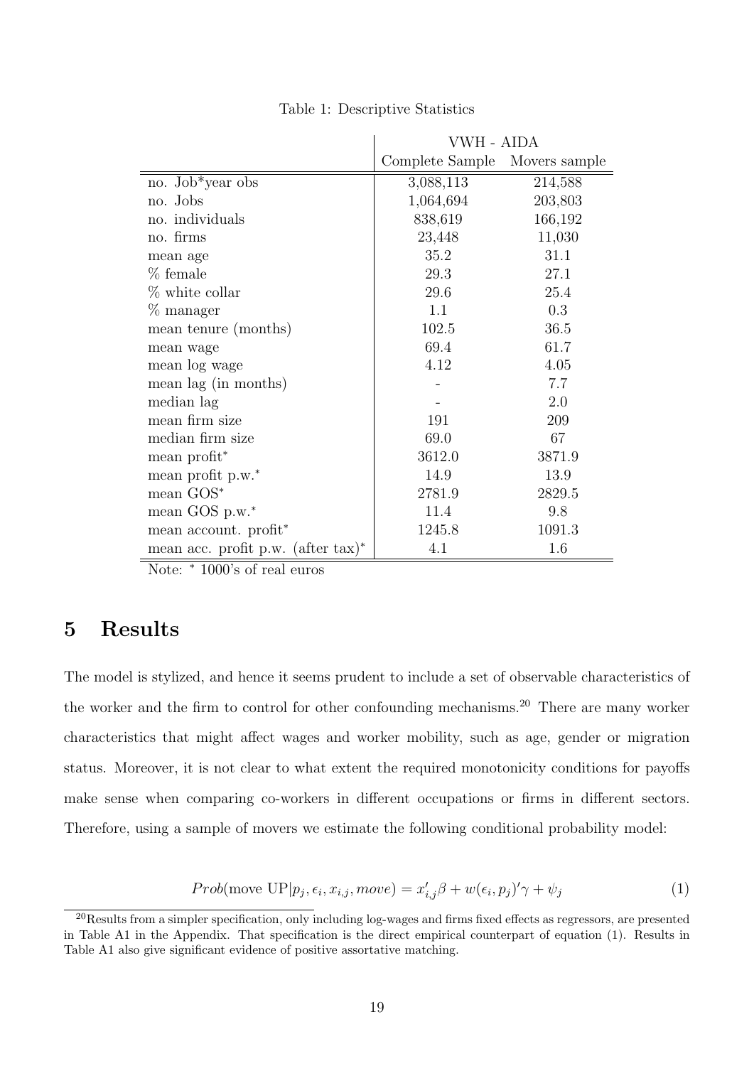Table 1: Descriptive Statistics

| | VWH - AIDA | |
|---|---|---|
| | Complete Sample | Movers sample |
| no. Job*year obs | 3,088,113 | 214,588 |
| no. Jobs | 1,064,694 | 203,803 |
| no. individuals | 838,619 | 166,192 |
| no. firms | 23,448 | 11,030 |
| mean age | 35.2 | 31.1 |
| % female | 29.3 | 27.1 |
| % white collar | 29.6 | 25.4 |
| % manager | 1.1 | 0.3 |
| mean tenure (months) | 102.5 | 36.5 |
| mean wage | 69.4 | 61.7 |
| mean log wage | 4.12 | 4.05 |
| mean lag (in months) | - | 7.7 |
| median lag | - | 2.0 |
| mean firm size | 191 | 209 |
| median firm size | 69.0 | 67 |
| mean profit* | 3612.0 | 3871.9 |
| mean profit p.w.* | 14.9 | 13.9 |
| mean GOS* | 2781.9 | 2829.5 |
| mean GOS p.w.* | 11.4 | 9.8 |
| mean account. profit* | 1245.8 | 1091.3 |
| mean acc. profit p.w. (after tax)* | 4.1 | 1.6 |

Note: * 1000's of real euros

# 5 Results

The model is stylized, and hence it seems prudent to include a set of observable characteristics of the worker and the firm to control for other confounding mechanisms.[20] There are many worker characteristics that might affect wages and worker mobility, such as age, gender or migration status. Moreover, it is not clear to what extent the required monotonicity conditions for payoffs make sense when comparing co-workers in different occupations or firms in different sectors. Therefore, using a sample of movers we estimate the following conditional probability model:

$$Prob(\text{move UP}|p_j, \epsilon_i, x_{i,j}, move) = x_{i,j}'\beta + w(\epsilon_i, p_j)'\gamma + \psi_j \tag{1}$$

[20] Results from a simpler specification, only including log-wages and firms fixed effects as regressors, are presented in Table A1 in the Appendix. That specification is the direct empirical counterpart of equation (1). Results in Table A1 also give significant evidence of positive assortative matching.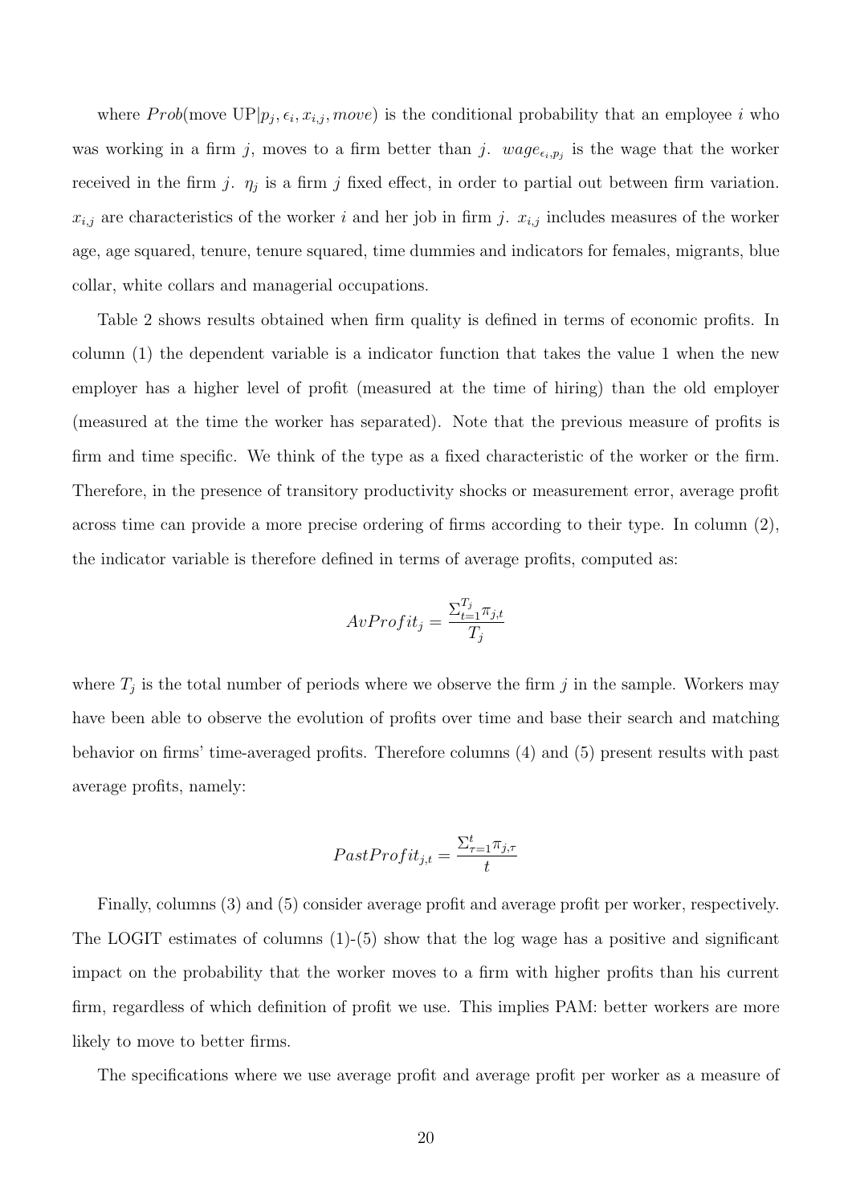where $Prob(\text{move UP}|p_j, \epsilon_i, x_{i,j}, move)$ is the conditional probability that an employee $i$ who was working in a firm $j$, moves to a firm better than $j$. $wage_{\epsilon_i,p_j}$ is the wage that the worker received in the firm $j$. $\eta_j$ is a firm $j$ fixed effect, in order to partial out between firm variation. $x_{i,j}$ are characteristics of the worker $i$ and her job in firm $j$. $x_{i,j}$ includes measures of the worker age, age squared, tenure, tenure squared, time dummies and indicators for females, migrants, blue collar, white collars and managerial occupations.

Table 2 shows results obtained when firm quality is defined in terms of economic profits. In column (1) the dependent variable is a indicator function that takes the value 1 when the new employer has a higher level of profit (measured at the time of hiring) than the old employer (measured at the time the worker has separated). Note that the previous measure of profits is firm and time specific. We think of the type as a fixed characteristic of the worker or the firm. Therefore, in the presence of transitory productivity shocks or measurement error, average profit across time can provide a more precise ordering of firms according to their type. In column (2), the indicator variable is therefore defined in terms of average profits, computed as:

$$AvProfit_j = \frac{\Sigma_{t=1}^{T_j} \pi_{j,t}}{T_j}$$

where $T_j$ is the total number of periods where we observe the firm $j$ in the sample. Workers may have been able to observe the evolution of profits over time and base their search and matching behavior on firms' time-averaged profits. Therefore columns (4) and (5) present results with past average profits, namely:

$$PastProfit_{j,t} = \frac{\Sigma_{\tau=1}^{t} \pi_{j,\tau}}{t}$$

Finally, columns (3) and (5) consider average profit and average profit per worker, respectively. The LOGIT estimates of columns (1)-(5) show that the log wage has a positive and significant impact on the probability that the worker moves to a firm with higher profits than his current firm, regardless of which definition of profit we use. This implies PAM: better workers are more likely to move to better firms.

The specifications where we use average profit and average profit per worker as a measure of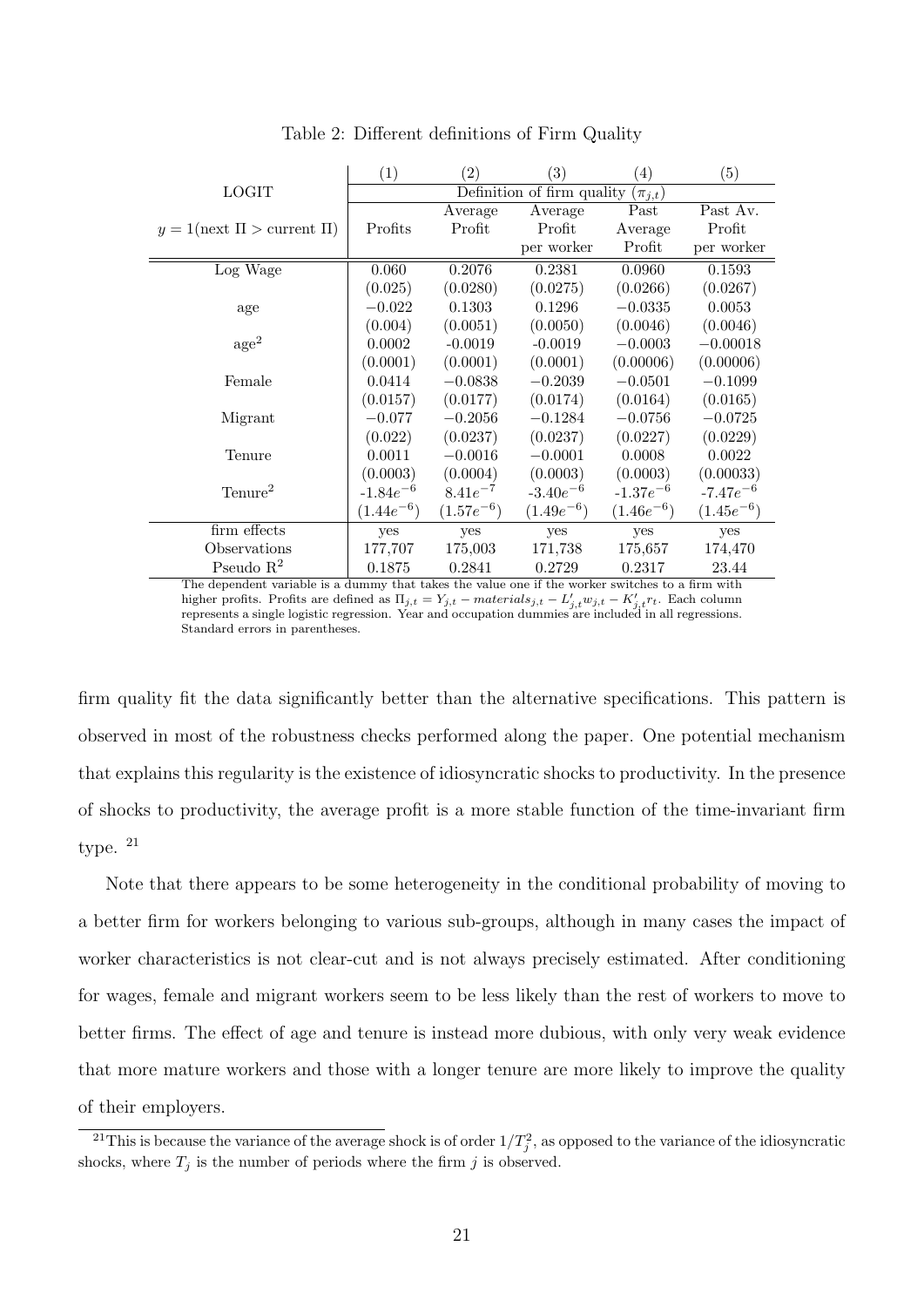Table 2: Different definitions of Firm Quality

| LOGIT | (1) | (2) | (3) | (4) | (5) |
|---|---|---|---|---|---|
| | Definition of firm quality ($\pi_{j,t}$) | | | | |
| $y = 1(\text{next } \Pi > \text{current } \Pi)$ | Profits | Average Profit | Average Profit per worker | Past Average Profit | Past Av. Profit per worker |
| Log Wage | 0.060 | 0.2076 | 0.2381 | 0.0960 | 0.1593 |
| | (0.025) | (0.0280) | (0.0275) | (0.0266) | (0.0267) |
| age | $-0.022$ | 0.1303 | 0.1296 | $-0.0335$ | 0.0053 |
| | (0.004) | (0.0051) | (0.0050) | (0.0046) | (0.0046) |
| age$^2$ | 0.0002 | -0.0019 | -0.0019 | $-0.0003$ | $-0.00018$ |
| | (0.0001) | (0.0001) | (0.0001) | (0.00006) | (0.00006) |
| Female | 0.0414 | $-0.0838$ | $-0.2039$ | $-0.0501$ | $-0.1099$ |
| | (0.0157) | (0.0177) | (0.0174) | (0.0164) | (0.0165) |
| Migrant | $-0.077$ | $-0.2056$ | $-0.1284$ | $-0.0756$ | $-0.0725$ |
| | (0.022) | (0.0237) | (0.0237) | (0.0227) | (0.0229) |
| Tenure | 0.0011 | $-0.0016$ | $-0.0001$ | 0.0008 | 0.0022 |
| | (0.0003) | (0.0004) | (0.0003) | (0.0003) | (0.00033) |
| Tenure$^2$ | $-1.84e^{-6}$ | $8.41e^{-7}$ | $-3.40e^{-6}$ | $-1.37e^{-6}$ | $-7.47e^{-6}$ |
| | $(1.44e^{-6})$ | $(1.57e^{-6})$ | $(1.49e^{-6})$ | $(1.46e^{-6})$ | $(1.45e^{-6})$ |
| firm effects | yes | yes | yes | yes | yes |
| Observations | 177,707 | 175,003 | 171,738 | 175,657 | 174,470 |
| Pseudo R$^2$ | 0.1875 | 0.2841 | 0.2729 | 0.2317 | 23.44 |

The dependent variable is a dummy that takes the value one if the worker switches to a firm with higher profits. Profits are defined as $\Pi_{j,t} = Y_{j,t} - materials_{j,t} - L'_{j,t}w_{j,t} - K'_{j,t}r_t$. Each column represents a single logistic regression. Year and occupation dummies are included in all regressions. Standard errors in parentheses.

firm quality fit the data significantly better than the alternative specifications. This pattern is observed in most of the robustness checks performed along the paper. One potential mechanism that explains this regularity is the existence of idiosyncratic shocks to productivity. In the presence of shocks to productivity, the average profit is a more stable function of the time-invariant firm type. [21]

Note that there appears to be some heterogeneity in the conditional probability of moving to a better firm for workers belonging to various sub-groups, although in many cases the impact of worker characteristics is not clear-cut and is not always precisely estimated. After conditioning for wages, female and migrant workers seem to be less likely than the rest of workers to move to better firms. The effect of age and tenure is instead more dubious, with only very weak evidence that more mature workers and those with a longer tenure are more likely to improve the quality of their employers.

[21] This is because the variance of the average shock is of order $1/T_j^2$, as opposed to the variance of the idiosyncratic shocks, where $T_j$ is the number of periods where the firm $j$ is observed.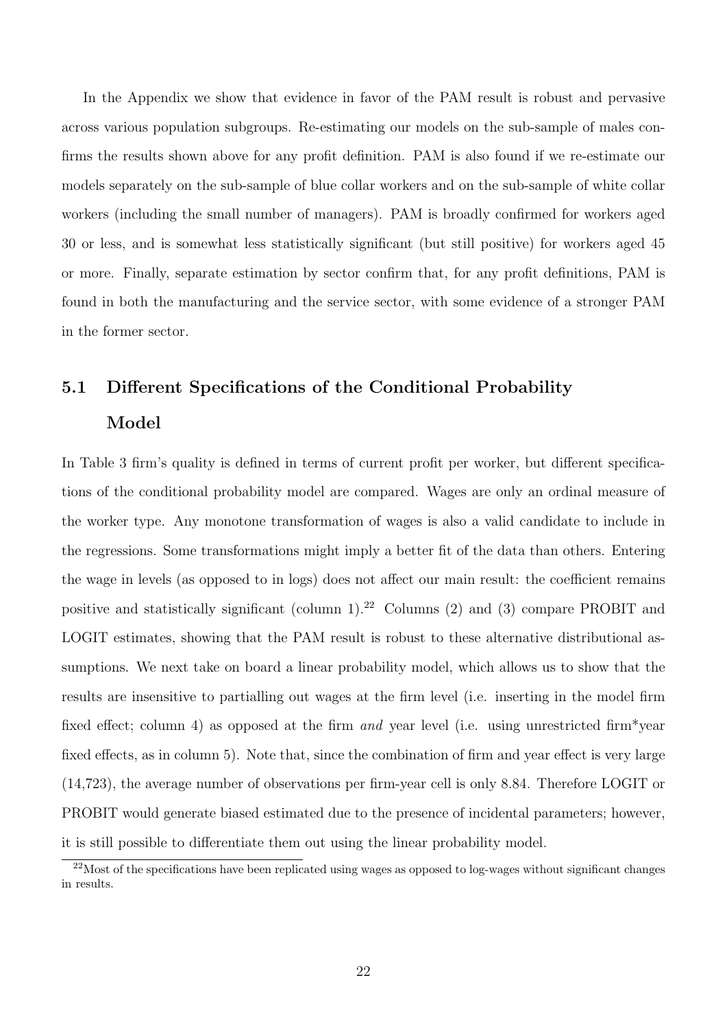In the Appendix we show that evidence in favor of the PAM result is robust and pervasive across various population subgroups. Re-estimating our models on the sub-sample of males confirms the results shown above for any profit definition. PAM is also found if we re-estimate our models separately on the sub-sample of blue collar workers and on the sub-sample of white collar workers (including the small number of managers). PAM is broadly confirmed for workers aged 30 or less, and is somewhat less statistically significant (but still positive) for workers aged 45 or more. Finally, separate estimation by sector confirm that, for any profit definitions, PAM is found in both the manufacturing and the service sector, with some evidence of a stronger PAM in the former sector.

## 5.1 Different Specifications of the Conditional Probability Model

In Table 3 firm's quality is defined in terms of current profit per worker, but different specifications of the conditional probability model are compared. Wages are only an ordinal measure of the worker type. Any monotone transformation of wages is also a valid candidate to include in the regressions. Some transformations might imply a better fit of the data than others. Entering the wage in levels (as opposed to in logs) does not affect our main result: the coefficient remains positive and statistically significant (column 1).[22] Columns (2) and (3) compare PROBIT and LOGIT estimates, showing that the PAM result is robust to these alternative distributional assumptions. We next take on board a linear probability model, which allows us to show that the results are insensitive to partialling out wages at the firm level (i.e. inserting in the model firm fixed effect; column 4) as opposed at the firm *and* year level (i.e. using unrestricted firm*year fixed effects, as in column 5). Note that, since the combination of firm and year effect is very large (14,723), the average number of observations per firm-year cell is only 8.84. Therefore LOGIT or PROBIT would generate biased estimated due to the presence of incidental parameters; however, it is still possible to differentiate them out using the linear probability model.

[22]Most of the specifications have been replicated using wages as opposed to log-wages without significant changes in results.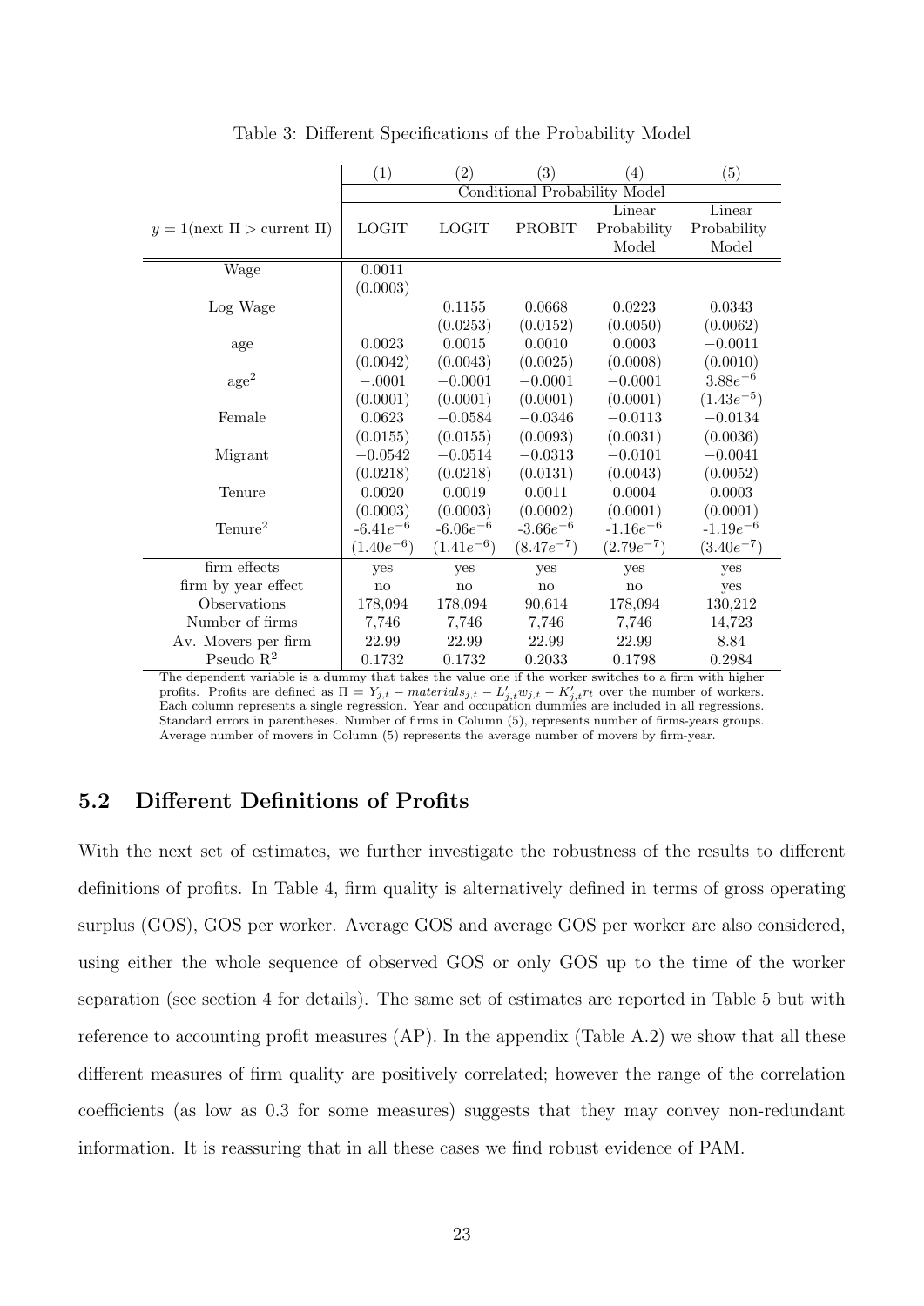Table 3: Different Specifications of the Probability Model

| | (1) | (2) | (3) | (4) | (5) |
|---|---|---|---|---|---|
| | Conditional Probability Model | | | | |
| $y = 1(\text{next } \Pi > \text{current } \Pi)$ | LOGIT | LOGIT | PROBIT | Linear Probability Model | Linear Probability Model |
| Wage | 0.0011 | | | | |
| | (0.0003) | | | | |
| Log Wage | | 0.1155 | 0.0668 | 0.0223 | 0.0343 |
| | | (0.0253) | (0.0152) | (0.0050) | (0.0062) |
| age | 0.0023 | 0.0015 | 0.0010 | 0.0003 | $-0.0011$ |
| | (0.0042) | (0.0043) | (0.0025) | (0.0008) | (0.0010) |
| $\text{age}^2$ | $-.0001$ | $-0.0001$ | $-0.0001$ | $-0.0001$ | $3.88e^{-6}$ |
| | (0.0001) | (0.0001) | (0.0001) | (0.0001) | $(1.43e^{-5})$ |
| Female | 0.0623 | $-0.0584$ | $-0.0346$ | $-0.0113$ | $-0.0134$ |
| | (0.0155) | (0.0155) | (0.0093) | (0.0031) | (0.0036) |
| Migrant | $-0.0542$ | $-0.0514$ | $-0.0313$ | $-0.0101$ | $-0.0041$ |
| | (0.0218) | (0.0218) | (0.0131) | (0.0043) | (0.0052) |
| Tenure | 0.0020 | 0.0019 | 0.0011 | 0.0004 | 0.0003 |
| | (0.0003) | (0.0003) | (0.0002) | (0.0001) | (0.0001) |
| $\text{Tenure}^2$ | $-6.41e^{-6}$ | $-6.06e^{-6}$ | $-3.66e^{-6}$ | $-1.16e^{-6}$ | $-1.19e^{-6}$ |
| | $(1.40e^{-6})$ | $(1.41e^{-6})$ | $(8.47e^{-7})$ | $(2.79e^{-7})$ | $(3.40e^{-7})$ |
| firm effects | yes | yes | yes | yes | yes |
| firm by year effect | no | no | no | no | yes |
| Observations | 178,094 | 178,094 | 90,614 | 178,094 | 130,212 |
| Number of firms | 7,746 | 7,746 | 7,746 | 7,746 | 14,723 |
| Av. Movers per firm | 22.99 | 22.99 | 22.99 | 22.99 | 8.84 |
| Pseudo $\text{R}^2$ | 0.1732 | 0.1732 | 0.2033 | 0.1798 | 0.2984 |

The dependent variable is a dummy that takes the value one if the worker switches to a firm with higher profits. Profits are defined as $\Pi = Y_{j,t} - materials_{j,t} - L'_{j,t}w_{j,t} - K'_{j,t}r_t$ over the number of workers. Each column represents a single regression. Year and occupation dummies are included in all regressions. Standard errors in parentheses. Number of firms in Column (5), represents number of firms-years groups. Average number of movers in Column (5) represents the average number of movers by firm-year.

## 5.2 Different Definitions of Profits

With the next set of estimates, we further investigate the robustness of the results to different definitions of profits. In Table 4, firm quality is alternatively defined in terms of gross operating surplus (GOS), GOS per worker. Average GOS and average GOS per worker are also considered, using either the whole sequence of observed GOS or only GOS up to the time of the worker separation (see section 4 for details). The same set of estimates are reported in Table 5 but with reference to accounting profit measures (AP). In the appendix (Table A.2) we show that all these different measures of firm quality are positively correlated; however the range of the correlation coefficients (as low as 0.3 for some measures) suggests that they may convey non-redundant information. It is reassuring that in all these cases we find robust evidence of PAM.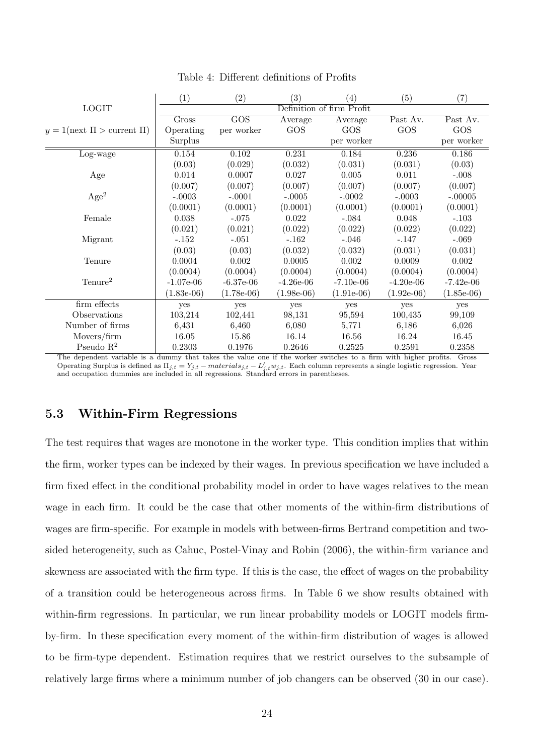Table 4: Different definitions of Profits

| LOGIT | (1) | (2) | (3) | (4) | (5) | (7) |
|---|---|---|---|---|---|---|
| | Definition of firm Profit | | | | | |
| $y = 1(\text{next } \Pi > \text{current } \Pi)$ | Gross Operating Surplus | GOS per worker | Average GOS | Average GOS per worker | Past Av. GOS | Past Av. GOS per worker |
| Log-wage | 0.154 | 0.102 | 0.231 | 0.184 | 0.236 | 0.186 |
| | (0.03) | (0.029) | (0.032) | (0.031) | (0.031) | (0.03) |
| Age | 0.014 | 0.0007 | 0.027 | 0.005 | 0.011 | -.008 |
| | (0.007) | (0.007) | (0.007) | (0.007) | (0.007) | (0.007) |
| Age$^2$ | -.0003 | -.0001 | -.0005 | -.0002 | -.0003 | -.00005 |
| | (0.0001) | (0.0001) | (0.0001) | (0.0001) | (0.0001) | (0.0001) |
| Female | 0.038 | -.075 | 0.022 | -.084 | 0.048 | -.103 |
| | (0.021) | (0.021) | (0.022) | (0.022) | (0.022) | (0.022) |
| Migrant | -.152 | -.051 | -.162 | -.046 | -.147 | -.069 |
| | (0.03) | (0.03) | (0.032) | (0.032) | (0.031) | (0.031) |
| Tenure | 0.0004 | 0.002 | 0.0005 | 0.002 | 0.0009 | 0.002 |
| | (0.0004) | (0.0004) | (0.0004) | (0.0004) | (0.0004) | (0.0004) |
| Tenure$^2$ | -1.07e-06 | -6.37e-06 | -4.26e-06 | -7.10e-06 | -4.20e-06 | -7.42e-06 |
| | (1.83e-06) | (1.78e-06) | (1.98e-06) | (1.91e-06) | (1.92e-06) | (1.85e-06) |
| firm effects | yes | yes | yes | yes | yes | yes |
| Observations | 103,214 | 102,441 | 98,131 | 95,594 | 100,435 | 99,109 |
| Number of firms | 6,431 | 6,460 | 6,080 | 5,771 | 6,186 | 6,026 |
| Movers/firm | 16.05 | 15.86 | 16.14 | 16.56 | 16.24 | 16.45 |
| Pseudo R$^2$ | 0.2303 | 0.1976 | 0.2646 | 0.2525 | 0.2591 | 0.2358 |

The dependent variable is a dummy that takes the value one if the worker switches to a firm with higher profits. Gross Operating Surplus is defined as $\Pi_{j,t} = Y_{j,t} - materials_{j,t} - L'_{j,t}w_{j,t}$. Each column represents a single logistic regression. Year and occupation dummies are included in all regressions. Standard errors in parentheses.

## 5.3 Within-Firm Regressions

The test requires that wages are monotone in the worker type. This condition implies that within the firm, worker types can be indexed by their wages. In previous specification we have included a firm fixed effect in the conditional probability model in order to have wages relatives to the mean wage in each firm. It could be the case that other moments of the within-firm distributions of wages are firm-specific. For example in models with between-firms Bertrand competition and two-sided heterogeneity, such as Cahuc, Postel-Vinay and Robin (2006), the within-firm variance and skewness are associated with the firm type. If this is the case, the effect of wages on the probability of a transition could be heterogeneous across firms. In Table 6 we show results obtained with within-firm regressions. In particular, we run linear probability models or LOGIT models firm-by-firm. In these specification every moment of the within-firm distribution of wages is allowed to be firm-type dependent. Estimation requires that we restrict ourselves to the subsample of relatively large firms where a minimum number of job changers can be observed (30 in our case).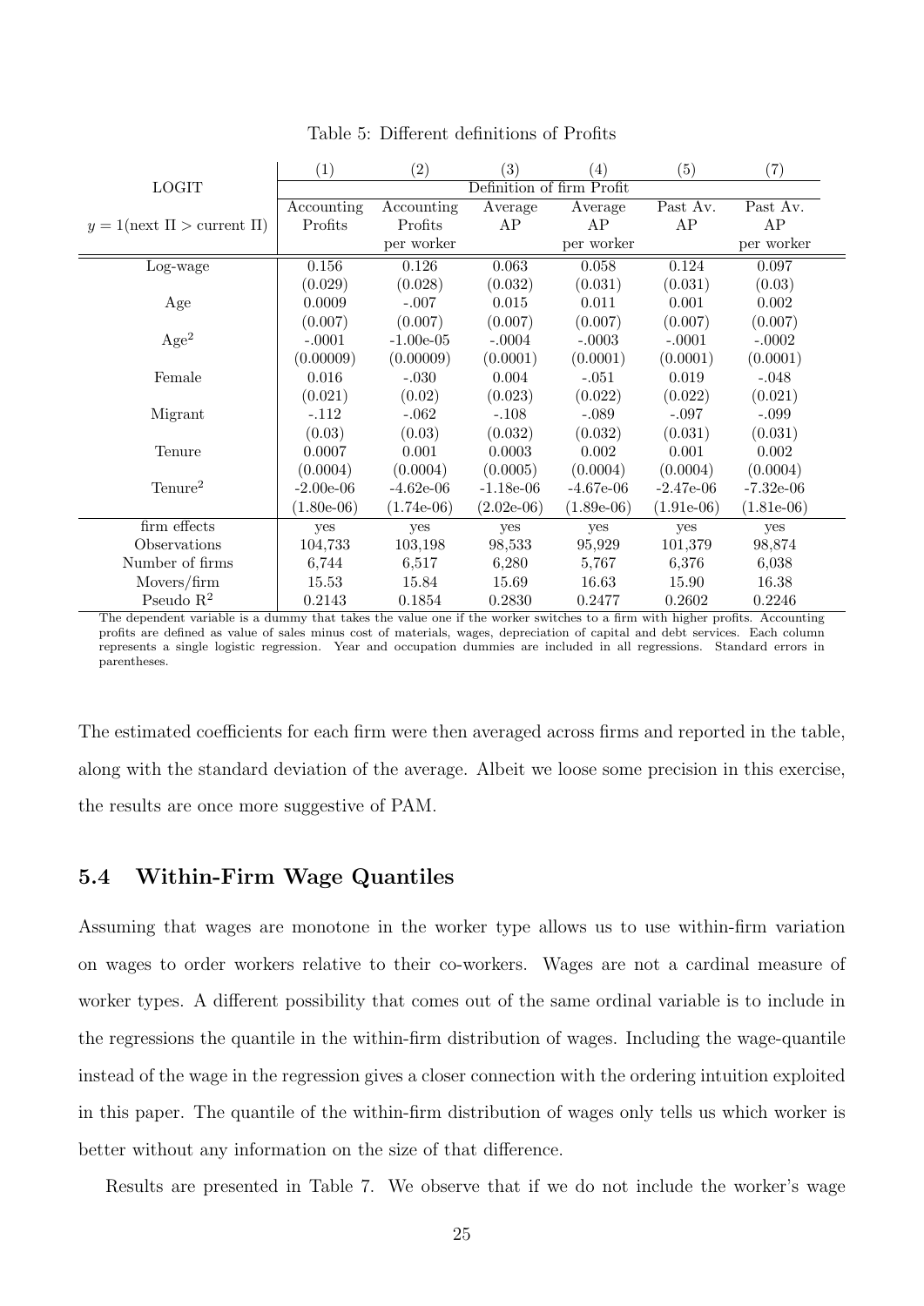Table 5: Different definitions of Profits

| LOGIT | (1) | (2) | (3) | (4) | (5) | (7) |
|---|---|---|---|---|---|---|
| | Definition of firm Profit | | | | | |
| $y = 1(\text{next } \Pi > \text{current } \Pi)$ | Accounting Profits | Accounting Profits per worker | Average AP | Average AP per worker | Past Av. AP | Past Av. AP per worker |
| Log-wage | 0.156 | 0.126 | 0.063 | 0.058 | 0.124 | 0.097 |
| | (0.029) | (0.028) | (0.032) | (0.031) | (0.031) | (0.03) |
| Age | 0.0009 | -.007 | 0.015 | 0.011 | 0.001 | 0.002 |
| | (0.007) | (0.007) | (0.007) | (0.007) | (0.007) | (0.007) |
| Age$^2$ | -.0001 | -1.00e-05 | -.0004 | -.0003 | -.0001 | -.0002 |
| | (0.00009) | (0.00009) | (0.0001) | (0.0001) | (0.0001) | (0.0001) |
| Female | 0.016 | -.030 | 0.004 | -.051 | 0.019 | -.048 |
| | (0.021) | (0.02) | (0.023) | (0.022) | (0.022) | (0.021) |
| Migrant | -.112 | -.062 | -.108 | -.089 | -.097 | -.099 |
| | (0.03) | (0.03) | (0.032) | (0.032) | (0.031) | (0.031) |
| Tenure | 0.0007 | 0.001 | 0.0003 | 0.002 | 0.001 | 0.002 |
| | (0.0004) | (0.0004) | (0.0005) | (0.0004) | (0.0004) | (0.0004) |
| Tenure$^2$ | -2.00e-06 | -4.62e-06 | -1.18e-06 | -4.67e-06 | -2.47e-06 | -7.32e-06 |
| | (1.80e-06) | (1.74e-06) | (2.02e-06) | (1.89e-06) | (1.91e-06) | (1.81e-06) |
| firm effects | yes | yes | yes | yes | yes | yes |
| Observations | 104,733 | 103,198 | 98,533 | 95,929 | 101,379 | 98,874 |
| Number of firms | 6,744 | 6,517 | 6,280 | 5,767 | 6,376 | 6,038 |
| Movers/firm | 15.53 | 15.84 | 15.69 | 16.63 | 15.90 | 16.38 |
| Pseudo R$^2$ | 0.2143 | 0.1854 | 0.2830 | 0.2477 | 0.2602 | 0.2246 |

The dependent variable is a dummy that takes the value one if the worker switches to a firm with higher profits. Accounting profits are defined as value of sales minus cost of materials, wages, depreciation of capital and debt services. Each column represents a single logistic regression. Year and occupation dummies are included in all regressions. Standard errors in parentheses.

The estimated coefficients for each firm were then averaged across firms and reported in the table, along with the standard deviation of the average. Albeit we loose some precision in this exercise, the results are once more suggestive of PAM.

## 5.4 Within-Firm Wage Quantiles

Assuming that wages are monotone in the worker type allows us to use within-firm variation on wages to order workers relative to their co-workers. Wages are not a cardinal measure of worker types. A different possibility that comes out of the same ordinal variable is to include in the regressions the quantile in the within-firm distribution of wages. Including the wage-quantile instead of the wage in the regression gives a closer connection with the ordering intuition exploited in this paper. The quantile of the within-firm distribution of wages only tells us which worker is better without any information on the size of that difference.

Results are presented in Table 7. We observe that if we do not include the worker's wage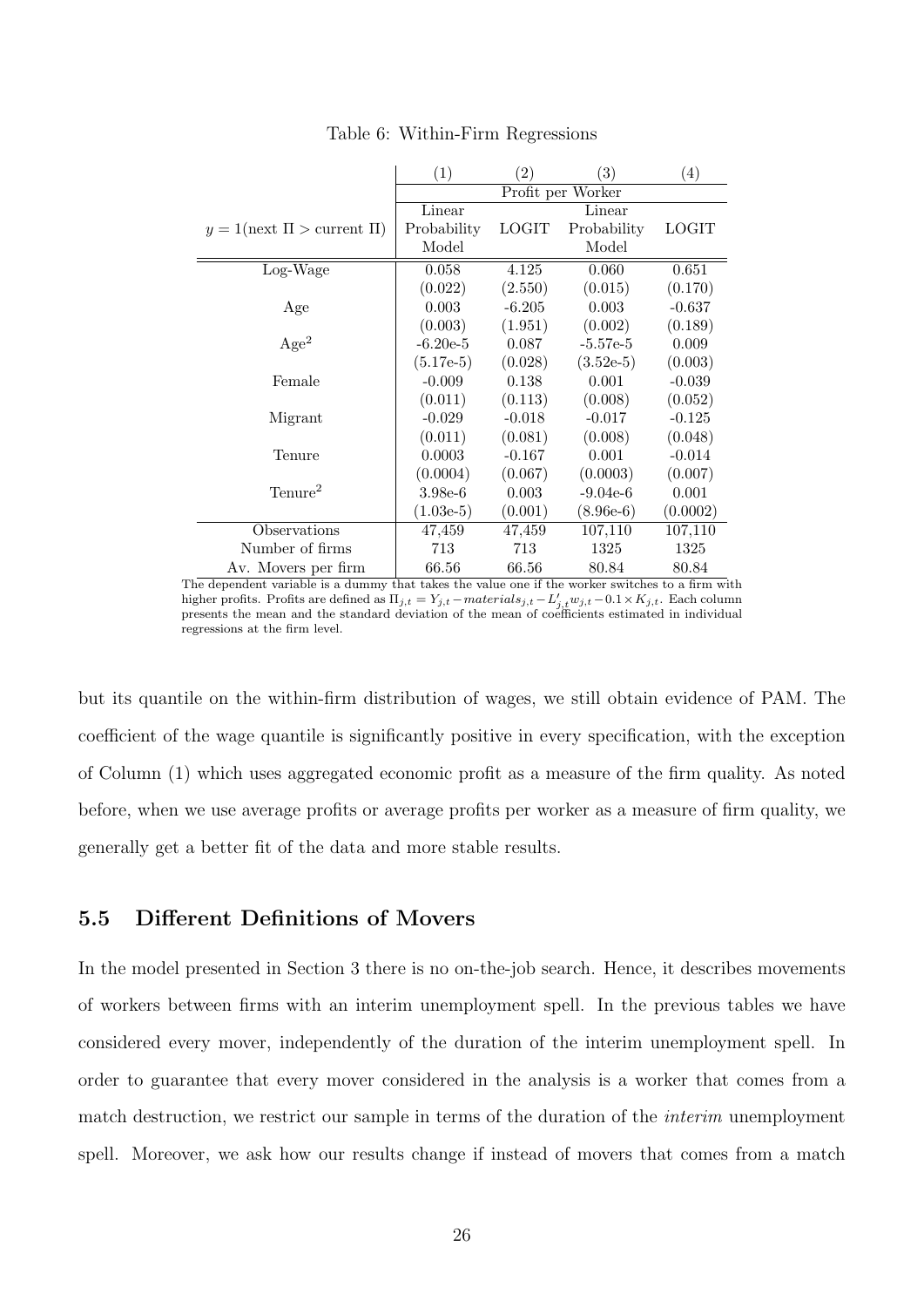Table 6: Within-Firm Regressions

| | (1) | (2) | (3) | (4) |
|---|---|---|---|---|
| | Profit per Worker | | | |
| $y = 1(\text{next } \Pi > \text{current } \Pi)$ | Linear Probability Model | LOGIT | Linear Probability Model | LOGIT |
| Log-Wage | 0.058 | 4.125 | 0.060 | 0.651 |
| | (0.022) | (2.550) | (0.015) | (0.170) |
| Age | 0.003 | -6.205 | 0.003 | -0.637 |
| | (0.003) | (1.951) | (0.002) | (0.189) |
| Age$^2$ | -6.20e-5 | 0.087 | -5.57e-5 | 0.009 |
| | (5.17e-5) | (0.028) | (3.52e-5) | (0.003) |
| Female | -0.009 | 0.138 | 0.001 | -0.039 |
| | (0.011) | (0.113) | (0.008) | (0.052) |
| Migrant | -0.029 | -0.018 | -0.017 | -0.125 |
| | (0.011) | (0.081) | (0.008) | (0.048) |
| Tenure | 0.0003 | -0.167 | 0.001 | -0.014 |
| | (0.0004) | (0.067) | (0.0003) | (0.007) |
| Tenure$^2$ | 3.98e-6 | 0.003 | -9.04e-6 | 0.001 |
| | (1.03e-5) | (0.001) | (8.96e-6) | (0.0002) |
| Observations | 47,459 | 47,459 | 107,110 | 107,110 |
| Number of firms | 713 | 713 | 1325 | 1325 |
| Av. Movers per firm | 66.56 | 66.56 | 80.84 | 80.84 |

The dependent variable is a dummy that takes the value one if the worker switches to a firm with higher profits. Profits are defined as $\Pi_{j,t} = Y_{j,t} - materials_{j,t} - L'_{j,t} w_{j,t} - 0.1 \times K_{j,t}$. Each column presents the mean and the standard deviation of the mean of coefficients estimated in individual regressions at the firm level.

but its quantile on the within-firm distribution of wages, we still obtain evidence of PAM. The coefficient of the wage quantile is significantly positive in every specification, with the exception of Column (1) which uses aggregated economic profit as a measure of the firm quality. As noted before, when we use average profits or average profits per worker as a measure of firm quality, we generally get a better fit of the data and more stable results.

## 5.5 Different Definitions of Movers

In the model presented in Section 3 there is no on-the-job search. Hence, it describes movements of workers between firms with an interim unemployment spell. In the previous tables we have considered every mover, independently of the duration of the interim unemployment spell. In order to guarantee that every mover considered in the analysis is a worker that comes from a match destruction, we restrict our sample in terms of the duration of the *interim* unemployment spell. Moreover, we ask how our results change if instead of movers that comes from a match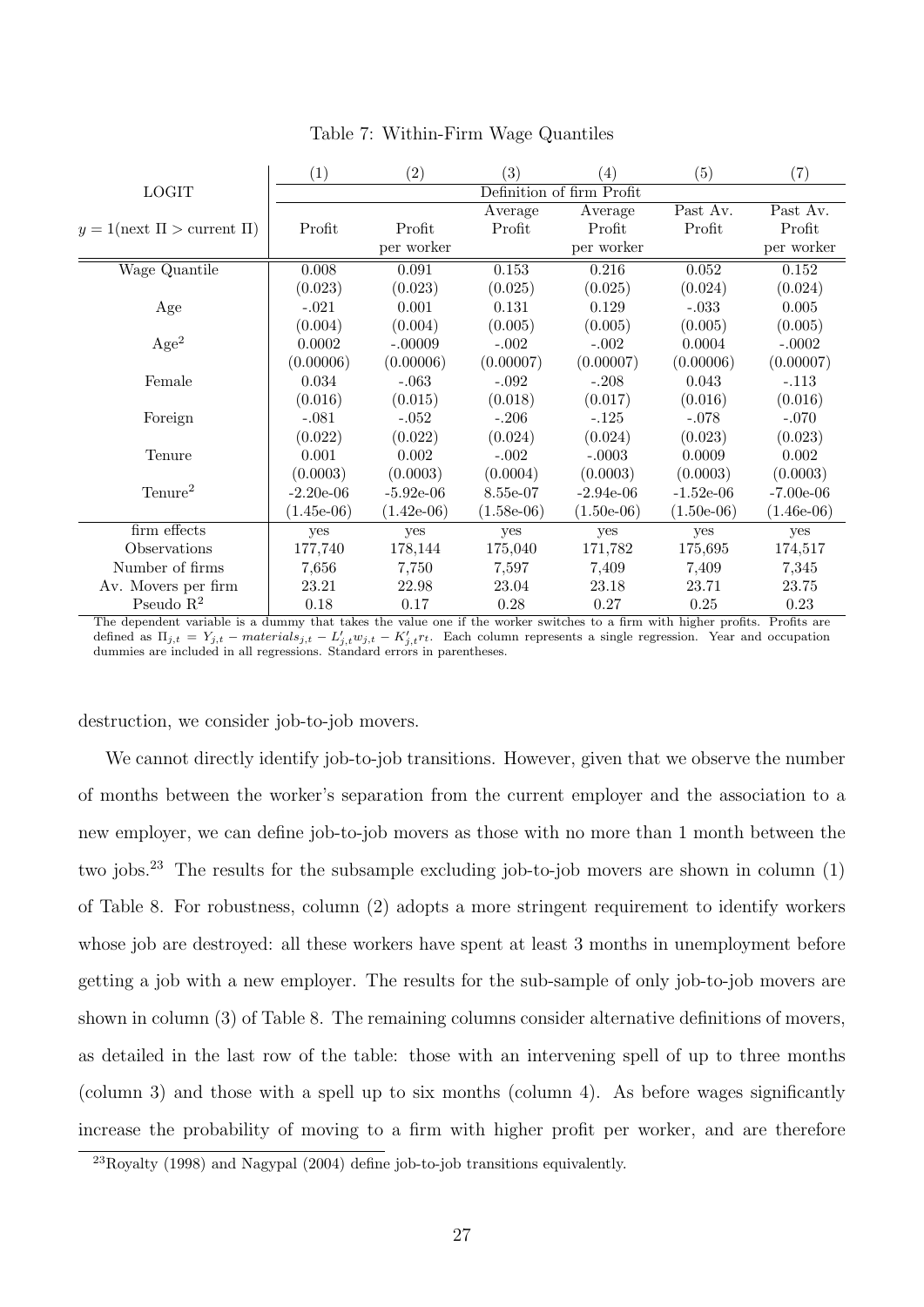Table 7: Within-Firm Wage Quantiles

| LOGIT | (1) | (2) | (3) | (4) | (5) | (7) |
|---|---|---|---|---|---|---|
| | Definition of firm Profit | | | | | |
| $y = 1(\text{next } \Pi > \text{current } \Pi)$ | Profit | Profit per worker | Average Profit | Average Profit per worker | Past Av. Profit | Past Av. Profit per worker |
| Wage Quantile | 0.008 | 0.091 | 0.153 | 0.216 | 0.052 | 0.152 |
| | (0.023) | (0.023) | (0.025) | (0.025) | (0.024) | (0.024) |
| Age | -.021 | 0.001 | 0.131 | 0.129 | -.033 | 0.005 |
| | (0.004) | (0.004) | (0.005) | (0.005) | (0.005) | (0.005) |
| Age$^2$ | 0.0002 | -.00009 | -.002 | -.002 | 0.0004 | -.0002 |
| | (0.00006) | (0.00006) | (0.00007) | (0.00007) | (0.00006) | (0.00007) |
| Female | 0.034 | -.063 | -.092 | -.208 | 0.043 | -.113 |
| | (0.016) | (0.015) | (0.018) | (0.017) | (0.016) | (0.016) |
| Foreign | -.081 | -.052 | -.206 | -.125 | -.078 | -.070 |
| | (0.022) | (0.022) | (0.024) | (0.024) | (0.023) | (0.023) |
| Tenure | 0.001 | 0.002 | -.002 | -.0003 | 0.0009 | 0.002 |
| | (0.0003) | (0.0003) | (0.0004) | (0.0003) | (0.0003) | (0.0003) |
| Tenure$^2$ | -2.20e-06 | -5.92e-06 | 8.55e-07 | -2.94e-06 | -1.52e-06 | -7.00e-06 |
| | (1.45e-06) | (1.42e-06) | (1.58e-06) | (1.50e-06) | (1.50e-06) | (1.46e-06) |
| firm effects | yes | yes | yes | yes | yes | yes |
| Observations | 177,740 | 178,144 | 175,040 | 171,782 | 175,695 | 174,517 |
| Number of firms | 7,656 | 7,750 | 7,597 | 7,409 | 7,409 | 7,345 |
| Av. Movers per firm | 23.21 | 22.98 | 23.04 | 23.18 | 23.71 | 23.75 |
| Pseudo R$^2$ | 0.18 | 0.17 | 0.28 | 0.27 | 0.25 | 0.23 |

The dependent variable is a dummy that takes the value one if the worker switches to a firm with higher profits. Profits are defined as $\Pi_{j,t} = Y_{j,t} - materials_{j,t} - L'_{j,t}w_{j,t} - K'_{j,t}r_t$. Each column represents a single regression. Year and occupation dummies are included in all regressions. Standard errors in parentheses.

destruction, we consider job-to-job movers.

We cannot directly identify job-to-job transitions. However, given that we observe the number of months between the worker's separation from the current employer and the association to a new employer, we can define job-to-job movers as those with no more than 1 month between the two jobs.[23] The results for the subsample excluding job-to-job movers are shown in column (1) of Table 8. For robustness, column (2) adopts a more stringent requirement to identify workers whose job are destroyed: all these workers have spent at least 3 months in unemployment before getting a job with a new employer. The results for the sub-sample of only job-to-job movers are shown in column (3) of Table 8. The remaining columns consider alternative definitions of movers, as detailed in the last row of the table: those with an intervening spell of up to three months (column 3) and those with a spell up to six months (column 4). As before wages significantly increase the probability of moving to a firm with higher profit per worker, and are therefore

[23] Royalty (1998) and Nagypal (2004) define job-to-job transitions equivalently.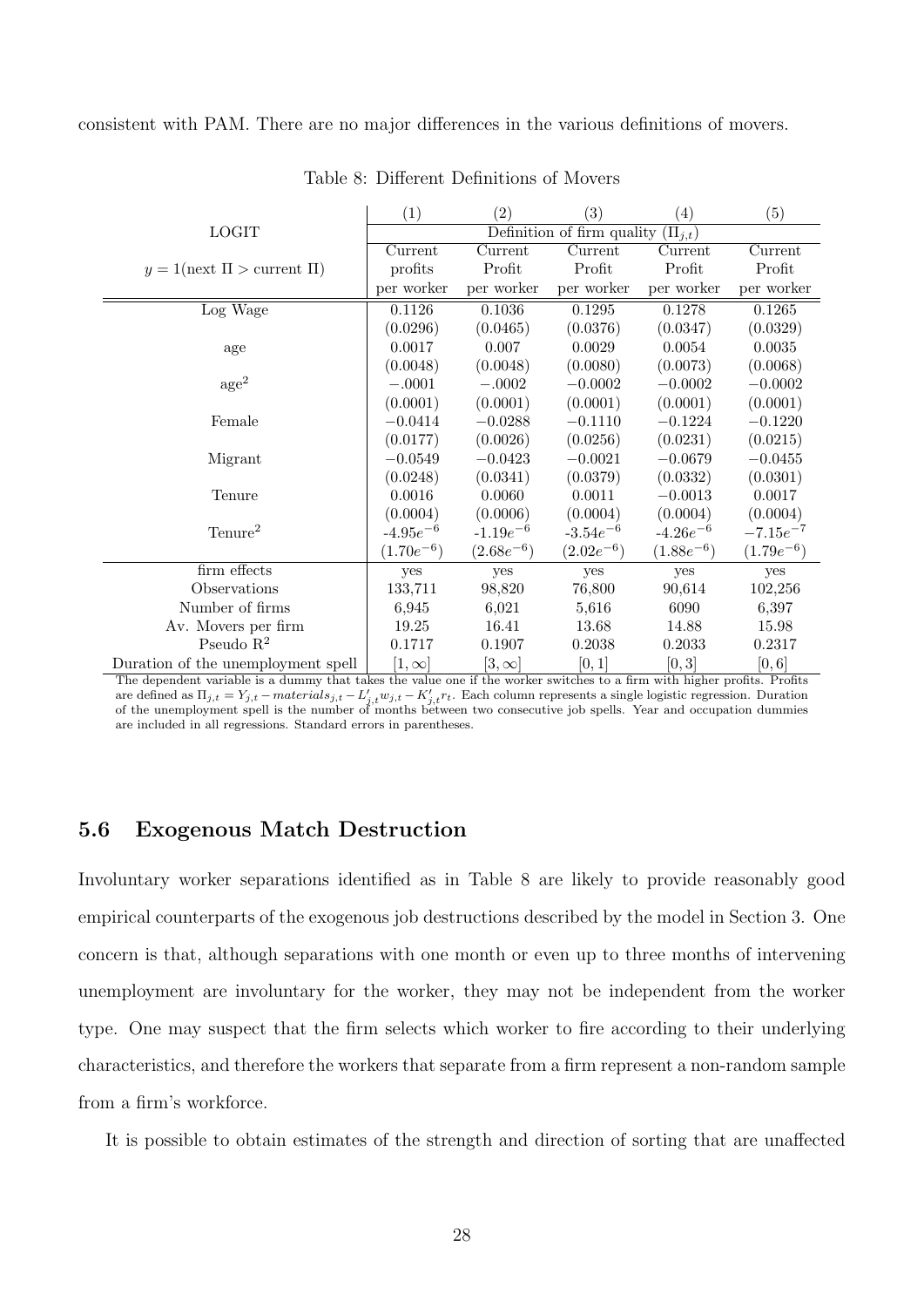consistent with PAM. There are no major differences in the various definitions of movers.

Table 8: Different Definitions of Movers

| LOGIT | (1) | (2) | (3) | (4) | (5) |
|---|---|---|---|---|---|
| | Definition of firm quality $(\Pi_{j,t})$ | | | | |
| $y = 1(\text{next } \Pi > \text{current } \Pi)$ | Current profits per worker | Current Profit per worker | Current Profit per worker | Current Profit per worker | Current Profit per worker |
| Log Wage | 0.1126 | 0.1036 | 0.1295 | 0.1278 | 0.1265 |
| | (0.0296) | (0.0465) | (0.0376) | (0.0347) | (0.0329) |
| age | 0.0017 | 0.007 | 0.0029 | 0.0054 | 0.0035 |
| | (0.0048) | (0.0048) | (0.0080) | (0.0073) | (0.0068) |
| $\text{age}^2$ | $-.0001$ | $-.0002$ | $-0.0002$ | $-0.0002$ | $-0.0002$ |
| | (0.0001) | (0.0001) | (0.0001) | (0.0001) | (0.0001) |
| Female | $-0.0414$ | $-0.0288$ | $-0.1110$ | $-0.1224$ | $-0.1220$ |
| | (0.0177) | (0.0026) | (0.0256) | (0.0231) | (0.0215) |
| Migrant | $-0.0549$ | $-0.0423$ | $-0.0021$ | $-0.0679$ | $-0.0455$ |
| | (0.0248) | (0.0341) | (0.0379) | (0.0332) | (0.0301) |
| Tenure | 0.0016 | 0.0060 | 0.0011 | $-0.0013$ | 0.0017 |
| | (0.0004) | (0.0006) | (0.0004) | (0.0004) | (0.0004) |
| $\text{Tenure}^2$ | $-4.95e^{-6}$ | $-1.19e^{-6}$ | $-3.54e^{-6}$ | $-4.26e^{-6}$ | $-7.15e^{-7}$ |
| | $(1.70e^{-6})$ | $(2.68e^{-6})$ | $(2.02e^{-6})$ | $(1.88e^{-6})$ | $(1.79e^{-6})$ |
| firm effects | yes | yes | yes | yes | yes |
| Observations | 133,711 | 98,820 | 76,800 | 90,614 | 102,256 |
| Number of firms | 6,945 | 6,021 | 5,616 | 6090 | 6,397 |
| Av. Movers per firm | 19.25 | 16.41 | 13.68 | 14.88 | 15.98 |
| Pseudo $\text{R}^2$ | 0.1717 | 0.1907 | 0.2038 | 0.2033 | 0.2317 |
| Duration of the unemployment spell | $[1, \infty]$ | $[3, \infty]$ | $[0, 1]$ | $[0, 3]$ | $[0, 6]$ |

The dependent variable is a dummy that takes the value one if the worker switches to a firm with higher profits. Profits are defined as $\Pi_{j,t} = Y_{j,t} - materials_{j,t} - L'_{j,t}w_{j,t} - K'_{j,t}r_t$. Each column represents a single logistic regression. Duration of the unemployment spell is the number of months between two consecutive job spells. Year and occupation dummies are included in all regressions. Standard errors in parentheses.

### 5.6 Exogenous Match Destruction

Involuntary worker separations identified as in Table 8 are likely to provide reasonably good empirical counterparts of the exogenous job destructions described by the model in Section 3. One concern is that, although separations with one month or even up to three months of intervening unemployment are involuntary for the worker, they may not be independent from the worker type. One may suspect that the firm selects which worker to fire according to their underlying characteristics, and therefore the workers that separate from a firm represent a non-random sample from a firm's workforce.

It is possible to obtain estimates of the strength and direction of sorting that are unaffected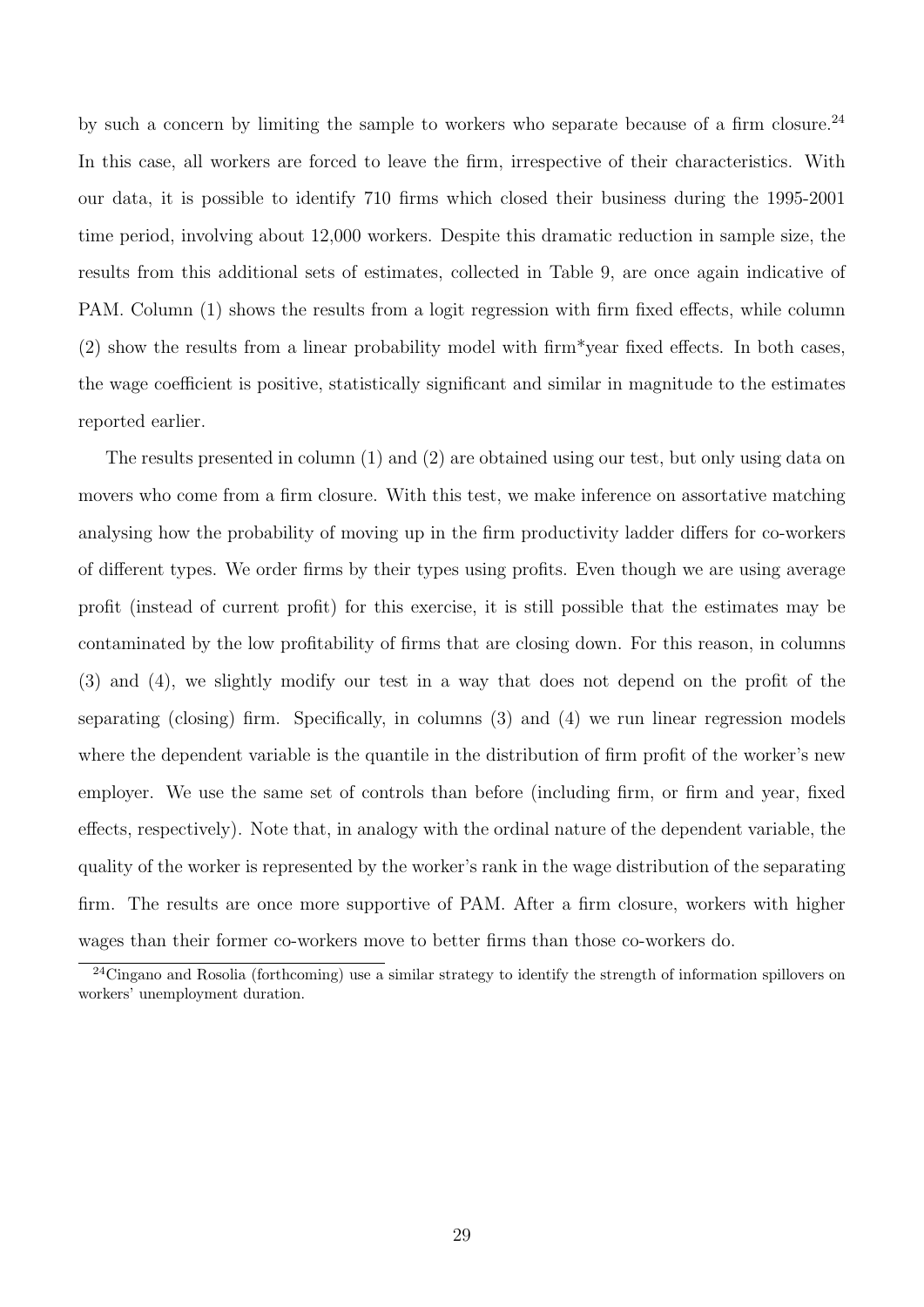by such a concern by limiting the sample to workers who separate because of a firm closure.[24] In this case, all workers are forced to leave the firm, irrespective of their characteristics. With our data, it is possible to identify 710 firms which closed their business during the 1995-2001 time period, involving about 12,000 workers. Despite this dramatic reduction in sample size, the results from this additional sets of estimates, collected in Table 9, are once again indicative of PAM. Column (1) shows the results from a logit regression with firm fixed effects, while column (2) show the results from a linear probability model with firm*year fixed effects. In both cases, the wage coefficient is positive, statistically significant and similar in magnitude to the estimates reported earlier.

The results presented in column (1) and (2) are obtained using our test, but only using data on movers who come from a firm closure. With this test, we make inference on assortative matching analysing how the probability of moving up in the firm productivity ladder differs for co-workers of different types. We order firms by their types using profits. Even though we are using average profit (instead of current profit) for this exercise, it is still possible that the estimates may be contaminated by the low profitability of firms that are closing down. For this reason, in columns (3) and (4), we slightly modify our test in a way that does not depend on the profit of the separating (closing) firm. Specifically, in columns (3) and (4) we run linear regression models where the dependent variable is the quantile in the distribution of firm profit of the worker's new employer. We use the same set of controls than before (including firm, or firm and year, fixed effects, respectively). Note that, in analogy with the ordinal nature of the dependent variable, the quality of the worker is represented by the worker's rank in the wage distribution of the separating firm. The results are once more supportive of PAM. After a firm closure, workers with higher wages than their former co-workers move to better firms than those co-workers do.

[24] Cingano and Rosolia (forthcoming) use a similar strategy to identify the strength of information spillovers on workers' unemployment duration.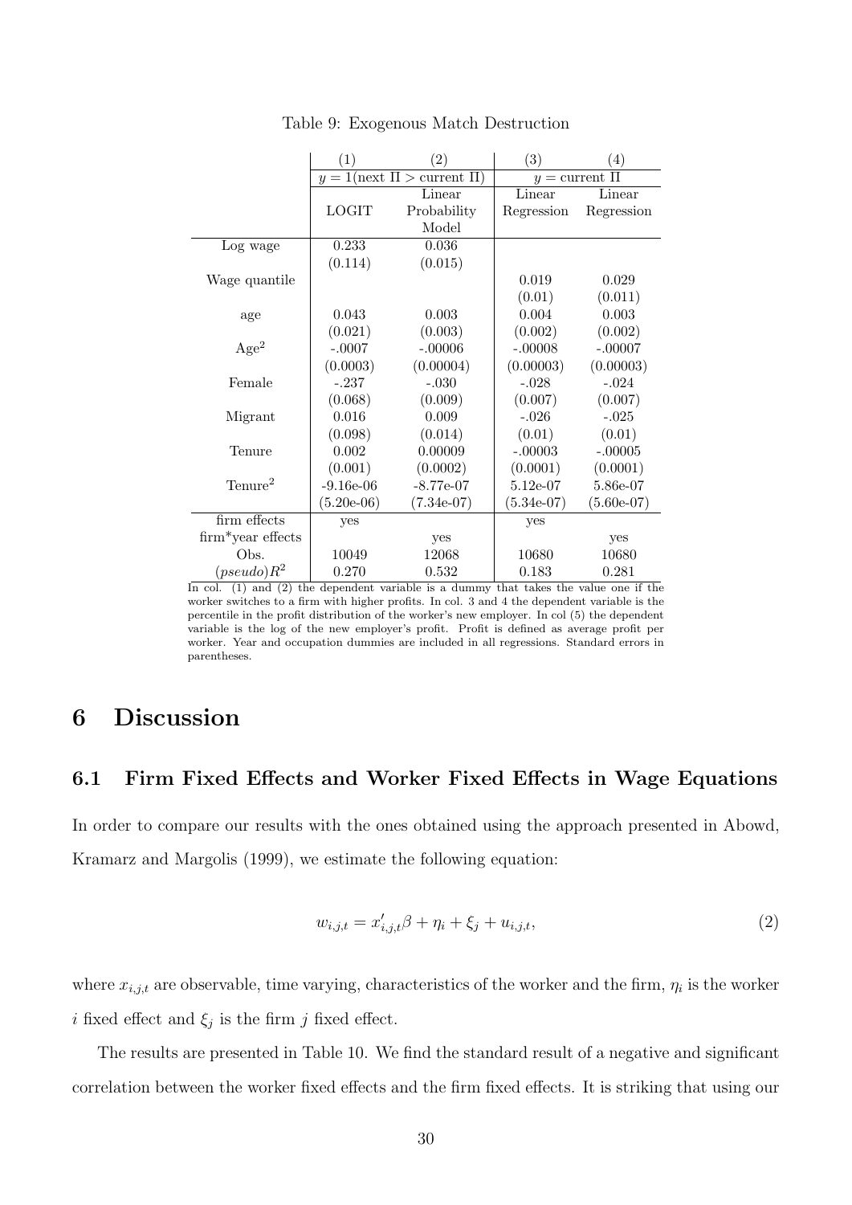Table 9: Exogenous Match Destruction

| | (1) | (2) | (3) | (4) |
|---|---|---|---|---|
| | $y = 1(\text{next } \Pi > \text{current } \Pi)$ | | $y = \text{current } \Pi$ | |
| | LOGIT | Linear Probability Model | Linear Regression | Linear Regression |
| Log wage | 0.233 | 0.036 | | |
| | (0.114) | (0.015) | | |
| Wage quantile | | | 0.019 | 0.029 |
| | | | (0.01) | (0.011) |
| age | 0.043 | 0.003 | 0.004 | 0.003 |
| | (0.021) | (0.003) | (0.002) | (0.002) |
| $\text{Age}^2$ | -.0007 | -.00006 | -.00008 | -.00007 |
| | (0.0003) | (0.00004) | (0.00003) | (0.00003) |
| Female | -.237 | -.030 | -.028 | -.024 |
| | (0.068) | (0.009) | (0.007) | (0.007) |
| Migrant | 0.016 | 0.009 | -.026 | -.025 |
| | (0.098) | (0.014) | (0.01) | (0.01) |
| Tenure | 0.002 | 0.00009 | -.00003 | -.00005 |
| | (0.001) | (0.0002) | (0.0001) | (0.0001) |
| $\text{Tenure}^2$ | -9.16e-06 | -8.77e-07 | 5.12e-07 | 5.86e-07 |
| | (5.20e-06) | (7.34e-07) | (5.34e-07) | (5.60e-07) |
| firm effects | yes | | yes | |
| firm*year effects | | yes | | yes |
| Obs. | 10049 | 12068 | 10680 | 10680 |
| $(pseudo)R^2$ | 0.270 | 0.532 | 0.183 | 0.281 |

In col. (1) and (2) the dependent variable is a dummy that takes the value one if the worker switches to a firm with higher profits. In col. 3 and 4 the dependent variable is the percentile in the profit distribution of the worker's new employer. In col (5) the dependent variable is the log of the new employer's profit. Profit is defined as average profit per worker. Year and occupation dummies are included in all regressions. Standard errors in parentheses.

# 6 Discussion

## 6.1 Firm Fixed Effects and Worker Fixed Effects in Wage Equations

In order to compare our results with the ones obtained using the approach presented in Abowd, Kramarz and Margolis (1999), we estimate the following equation:

$$w_{i,j,t} = x'_{i,j,t}\beta + \eta_i + \xi_j + u_{i,j,t}, \tag{2}$$

where $x_{i,j,t}$ are observable, time varying, characteristics of the worker and the firm, $\eta_i$ is the worker $i$ fixed effect and $\xi_j$ is the firm $j$ fixed effect.

The results are presented in Table 10. We find the standard result of a negative and significant correlation between the worker fixed effects and the firm fixed effects. It is striking that using our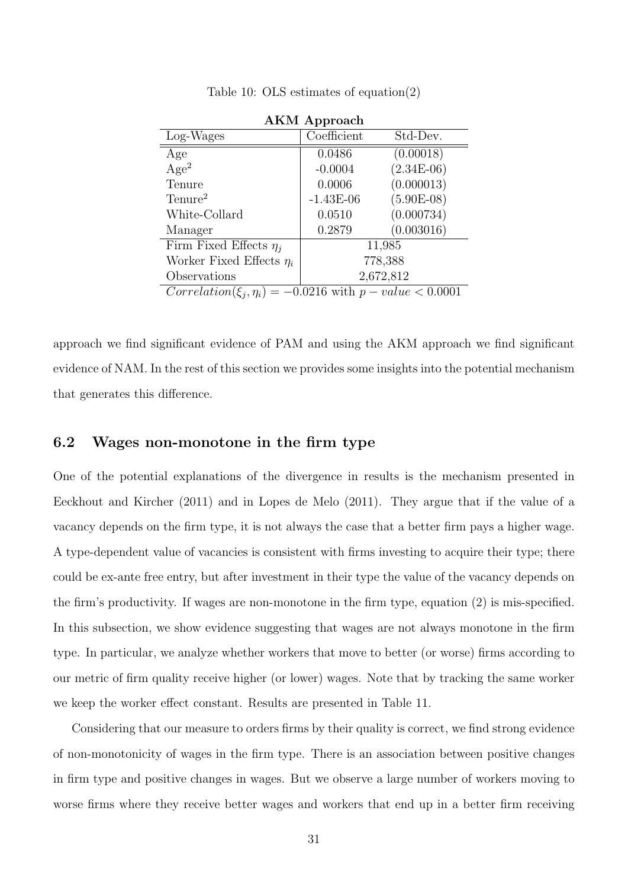Table 10: OLS estimates of equation(2)

| **AKM Approach** | | |
|---|---|---|
| Log-Wages | Coefficient | Std-Dev. |
| Age | 0.0486 | (0.00018) |
| Age$^2$ | -0.0004 | (2.34E-06) |
| Tenure | 0.0006 | (0.000013) |
| Tenure$^2$ | -1.43E-06 | (5.90E-08) |
| White-Collard | 0.0510 | (0.000734) |
| Manager | 0.2879 | (0.003016) |
| Firm Fixed Effects $\eta_j$ | 11,985 | |
| Worker Fixed Effects $\eta_i$ | 778,388 | |
| Observations | 2,672,812 | |
| $Correlation(\xi_j, \eta_i) = -0.0216$ with $p - value < 0.0001$ | | |

approach we find significant evidence of PAM and using the AKM approach we find significant evidence of NAM. In the rest of this section we provides some insights into the potential mechanism that generates this difference.

## 6.2 Wages non-monotone in the firm type

One of the potential explanations of the divergence in results is the mechanism presented in Eeckhout and Kircher (2011) and in Lopes de Melo (2011). They argue that if the value of a vacancy depends on the firm type, it is not always the case that a better firm pays a higher wage. A type-dependent value of vacancies is consistent with firms investing to acquire their type; there could be ex-ante free entry, but after investment in their type the value of the vacancy depends on the firm's productivity. If wages are non-monotone in the firm type, equation (2) is mis-specified. In this subsection, we show evidence suggesting that wages are not always monotone in the firm type. In particular, we analyze whether workers that move to better (or worse) firms according to our metric of firm quality receive higher (or lower) wages. Note that by tracking the same worker we keep the worker effect constant. Results are presented in Table 11.

Considering that our measure to orders firms by their quality is correct, we find strong evidence of non-monotonicity of wages in the firm type. There is an association between positive changes in firm type and positive changes in wages. But we observe a large number of workers moving to worse firms where they receive better wages and workers that end up in a better firm receiving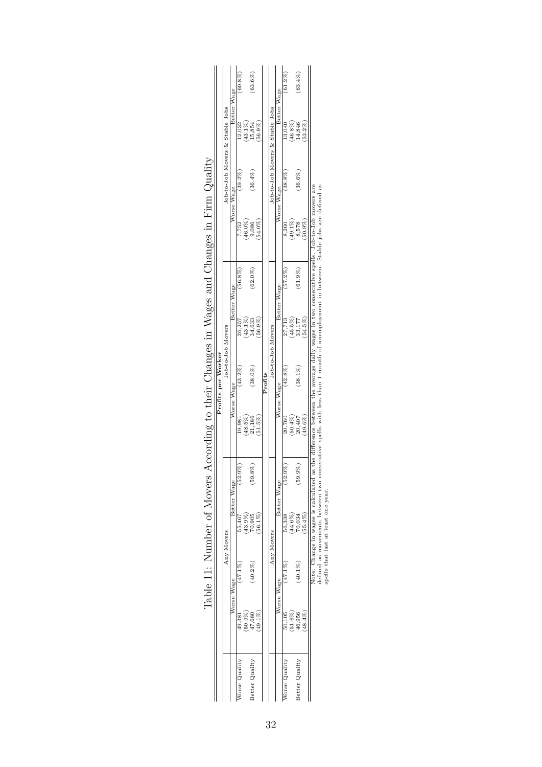# Table 11: Number of Movers According to their Changes in Wages and Changes in Firm Quality

**Profits per Worker**

| | Any Movers | | | | Job-to-Job Movers | | | | Job-to-Job Movers & Stable Jobs | | | |
|---|---|---|---|---|---|---|---|---|---|---|---|---|
| | Worse Wage | | Better Wage | | Worse Wage | | Better Wage | | Worse Wage | | Better Wage | |
| Worse Quality | 49,381 | (47.1%) | 55,467 | (52.9%) | 19,981 | (43.2%) | 26,257 | (56.8%) | 7,752 | (39.2%) | 12,032 | (60.8%) |
| | (50.9%) | | (43.9%) | | (48.5%) | | (43.1%) | | (46.0%) | | (43.1%) | |
| Better Quality | 47,680 | (40.2%) | 70,905 | (59.8%) | 21,186 | (38.0%) | 34,633 | (62.0%) | 9,086 | (36.4%) | 15,854 | (63.6%) |
| | (49.1%) | | (56.1%) | | (51.5%) | | (56.9%) | | (54.0%) | | (56.9%) | |

**Profits**

| | Any Movers | | | | Job-to-Job Movers | | | | Job-to-Job Movers & Stable Jobs | | | |
|---|---|---|---|---|---|---|---|---|---|---|---|---|
| | Worse Wage | | Better Wage | | Worse Wage | | Better Wage | | Worse Wage | | Better Wage | |
| Worse Quality | 50,105 | (47.1%) | 56,338 | (52.9%) | 20,760 | (42.8%) | 27,713 | (57.2%) | 8,260 | (38.8%) | 13,040 | (61.2%) |
| | (51.6%) | | (44.6%) | | (50.4%) | | (45.5%) | | (49.1%) | | (46.8%) | |
| Better Quality | 46,956 | (40.1%) | 70,034 | (59.9%) | 20,407 | (38.1%) | 33,177 | (61.9%) | 8,578 | (36.6%) | 14,846 | (63.4%) |
| | (48.4%) | | (55.4%) | | (49.6%) | | (54.5%) | | (50.9%) | | (53.2%) | |

Note: Change in wages is calculated as the difference between the average daily wages in two consecutive spells. Job-to-Job movers are defined as movements between two consecutive spells with less than 1 month of unemployment in between. Stable jobs are defined as spells that last at least one year.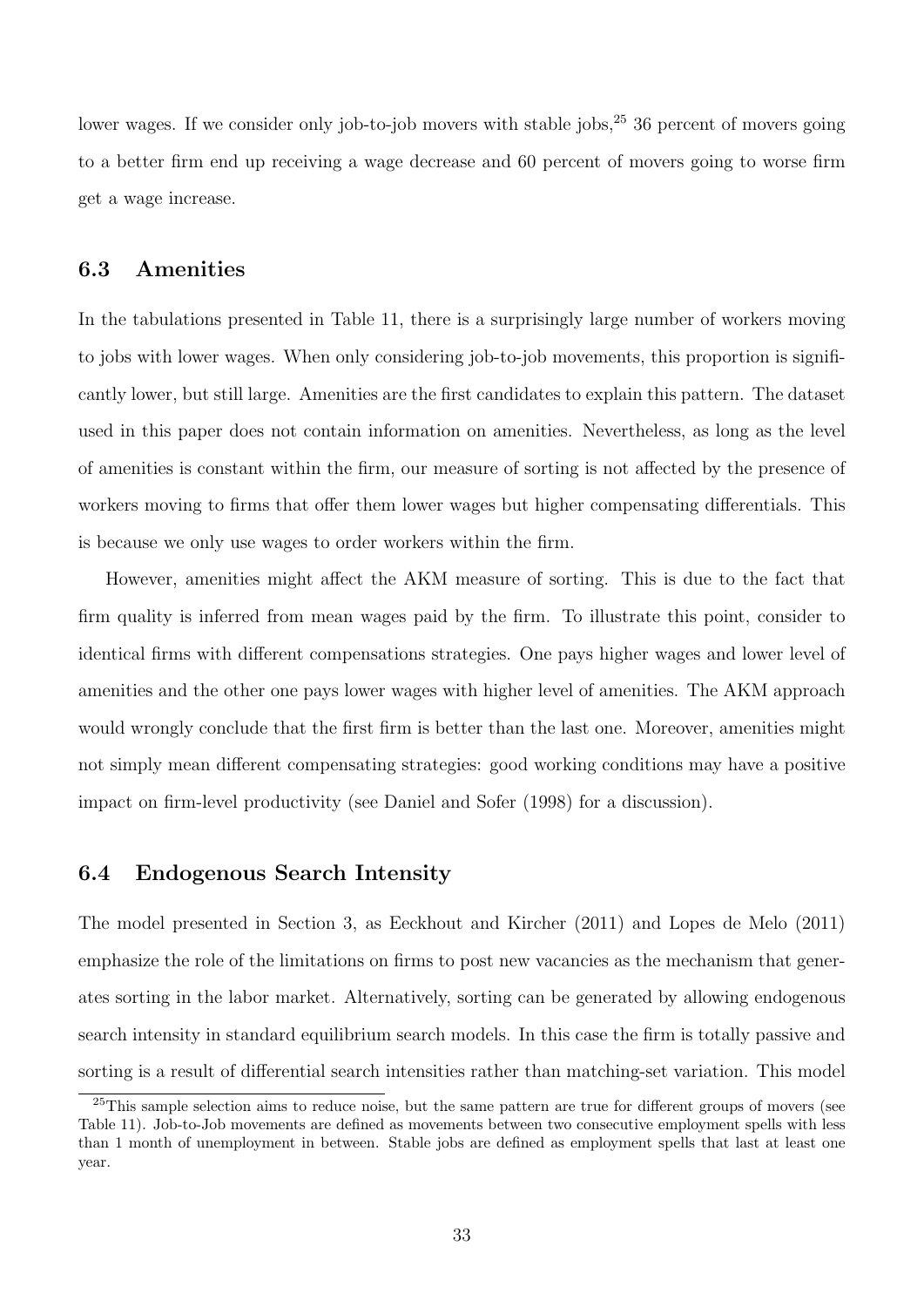lower wages. If we consider only job-to-job movers with stable jobs,[25] 36 percent of movers going to a better firm end up receiving a wage decrease and 60 percent of movers going to worse firm get a wage increase.

## 6.3 Amenities

In the tabulations presented in Table 11, there is a surprisingly large number of workers moving to jobs with lower wages. When only considering job-to-job movements, this proportion is significantly lower, but still large. Amenities are the first candidates to explain this pattern. The dataset used in this paper does not contain information on amenities. Nevertheless, as long as the level of amenities is constant within the firm, our measure of sorting is not affected by the presence of workers moving to firms that offer them lower wages but higher compensating differentials. This is because we only use wages to order workers within the firm.

However, amenities might affect the AKM measure of sorting. This is due to the fact that firm quality is inferred from mean wages paid by the firm. To illustrate this point, consider to identical firms with different compensations strategies. One pays higher wages and lower level of amenities and the other one pays lower wages with higher level of amenities. The AKM approach would wrongly conclude that the first firm is better than the last one. Moreover, amenities might not simply mean different compensating strategies: good working conditions may have a positive impact on firm-level productivity (see Daniel and Sofer (1998) for a discussion).

## 6.4 Endogenous Search Intensity

The model presented in Section 3, as Eeckhout and Kircher (2011) and Lopes de Melo (2011) emphasize the role of the limitations on firms to post new vacancies as the mechanism that generates sorting in the labor market. Alternatively, sorting can be generated by allowing endogenous search intensity in standard equilibrium search models. In this case the firm is totally passive and sorting is a result of differential search intensities rather than matching-set variation. This model

[25] This sample selection aims to reduce noise, but the same pattern are true for different groups of movers (see Table 11). Job-to-Job movements are defined as movements between two consecutive employment spells with less than 1 month of unemployment in between. Stable jobs are defined as employment spells that last at least one year.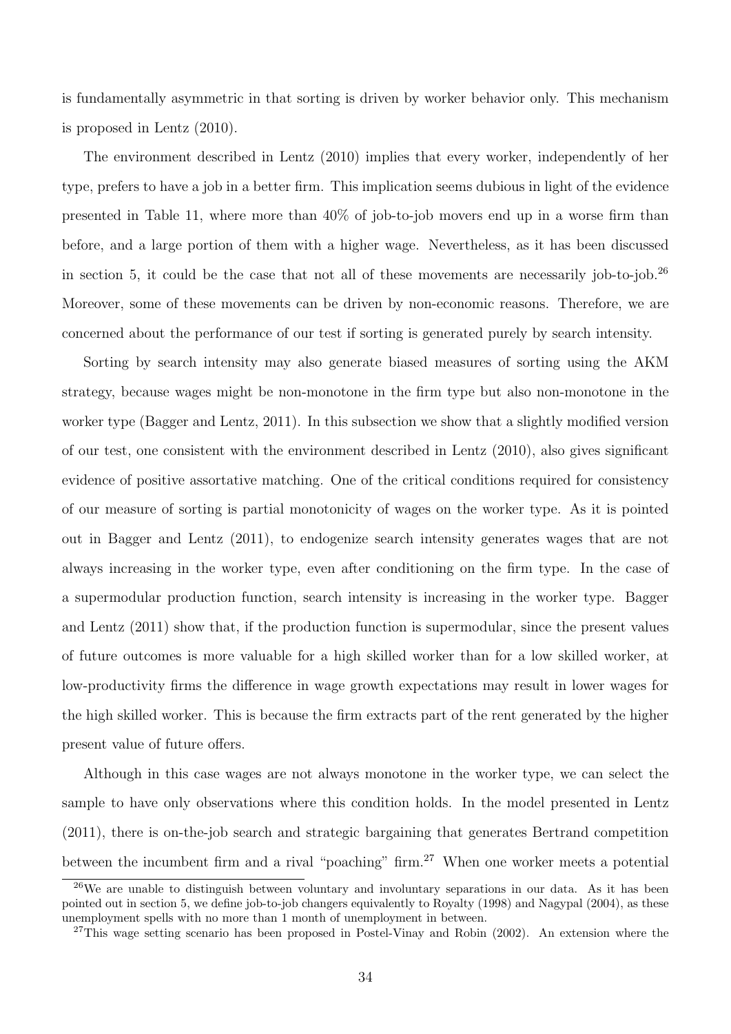is fundamentally asymmetric in that sorting is driven by worker behavior only. This mechanism is proposed in Lentz (2010).

The environment described in Lentz (2010) implies that every worker, independently of her type, prefers to have a job in a better firm. This implication seems dubious in light of the evidence presented in Table 11, where more than 40% of job-to-job movers end up in a worse firm than before, and a large portion of them with a higher wage. Nevertheless, as it has been discussed in section 5, it could be the case that not all of these movements are necessarily job-to-job.[26] Moreover, some of these movements can be driven by non-economic reasons. Therefore, we are concerned about the performance of our test if sorting is generated purely by search intensity.

Sorting by search intensity may also generate biased measures of sorting using the AKM strategy, because wages might be non-monotone in the firm type but also non-monotone in the worker type (Bagger and Lentz, 2011). In this subsection we show that a slightly modified version of our test, one consistent with the environment described in Lentz (2010), also gives significant evidence of positive assortative matching. One of the critical conditions required for consistency of our measure of sorting is partial monotonicity of wages on the worker type. As it is pointed out in Bagger and Lentz (2011), to endogenize search intensity generates wages that are not always increasing in the worker type, even after conditioning on the firm type. In the case of a supermodular production function, search intensity is increasing in the worker type. Bagger and Lentz (2011) show that, if the production function is supermodular, since the present values of future outcomes is more valuable for a high skilled worker than for a low skilled worker, at low-productivity firms the difference in wage growth expectations may result in lower wages for the high skilled worker. This is because the firm extracts part of the rent generated by the higher present value of future offers.

Although in this case wages are not always monotone in the worker type, we can select the sample to have only observations where this condition holds. In the model presented in Lentz (2011), there is on-the-job search and strategic bargaining that generates Bertrand competition between the incumbent firm and a rival "poaching" firm.[27] When one worker meets a potential

[26] We are unable to distinguish between voluntary and involuntary separations in our data. As it has been pointed out in section 5, we define job-to-job changers equivalently to Royalty (1998) and Nagypal (2004), as these unemployment spells with no more than 1 month of unemployment in between.

[27] This wage setting scenario has been proposed in Postel-Vinay and Robin (2002). An extension where the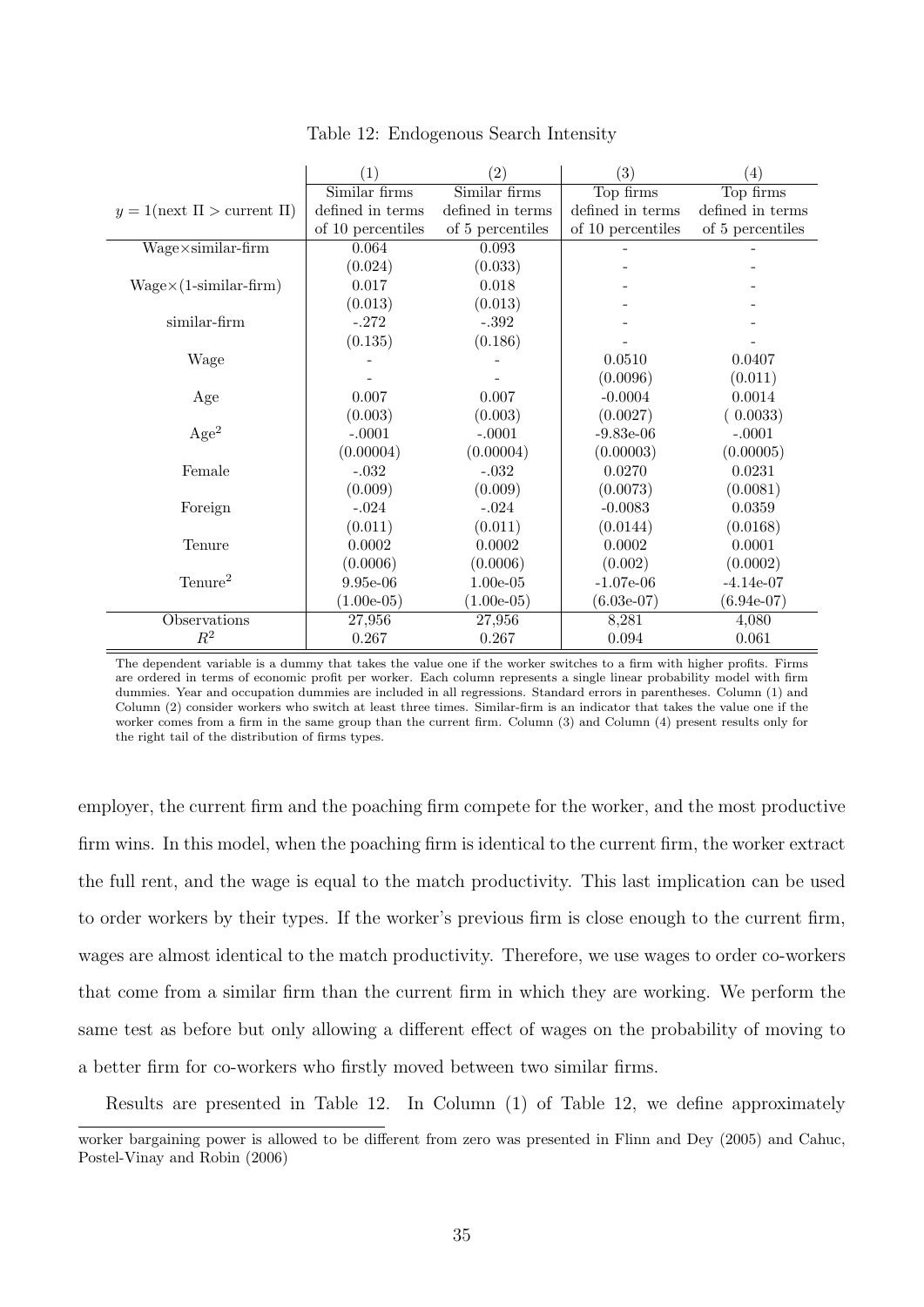Table 12: Endogenous Search Intensity

| $y = 1(\text{next } \Pi > \text{current } \Pi)$ | (1) Similar firms defined in terms of 10 percentiles | (2) Similar firms defined in terms of 5 percentiles | (3) Top firms defined in terms of 10 percentiles | (4) Top firms defined in terms of 5 percentiles |
|---|---|---|---|---|
| Wage×similar-firm | 0.064 | 0.093 | - | - |
| | (0.024) | (0.033) | - | - |
| Wage×(1-similar-firm) | 0.017 | 0.018 | - | - |
| | (0.013) | (0.013) | - | - |
| similar-firm | -.272 | -.392 | - | - |
| | (0.135) | (0.186) | - | - |
| Wage | - | - | 0.0510 | 0.0407 |
| | - | - | (0.0096) | (0.011) |
| Age | 0.007 | 0.007 | -0.0004 | 0.0014 |
| | (0.003) | (0.003) | (0.0027) | ( 0.0033) |
| $\text{Age}^2$ | -.0001 | -.0001 | -9.83e-06 | -.0001 |
| | (0.00004) | (0.00004) | (0.00003) | (0.00005) |
| Female | -.032 | -.032 | 0.0270 | 0.0231 |
| | (0.009) | (0.009) | (0.0073) | (0.0081) |
| Foreign | -.024 | -.024 | -0.0083 | 0.0359 |
| | (0.011) | (0.011) | (0.0144) | (0.0168) |
| Tenure | 0.0002 | 0.0002 | 0.0002 | 0.0001 |
| | (0.0006) | (0.0006) | (0.002) | (0.0002) |
| $\text{Tenure}^2$ | 9.95e-06 | 1.00e-05 | -1.07e-06 | -4.14e-07 |
| | (1.00e-05) | (1.00e-05) | (6.03e-07) | (6.94e-07) |
| Observations | 27,956 | 27,956 | 8,281 | 4,080 |
| $R^2$ | 0.267 | 0.267 | 0.094 | 0.061 |

The dependent variable is a dummy that takes the value one if the worker switches to a firm with higher profits. Firms are ordered in terms of economic profit per worker. Each column represents a single linear probability model with firm dummies. Year and occupation dummies are included in all regressions. Standard errors in parentheses. Column (1) and Column (2) consider workers who switch at least three times. Similar-firm is an indicator that takes the value one if the worker comes from a firm in the same group than the current firm. Column (3) and Column (4) present results only for the right tail of the distribution of firms types.

employer, the current firm and the poaching firm compete for the worker, and the most productive firm wins. In this model, when the poaching firm is identical to the current firm, the worker extract the full rent, and the wage is equal to the match productivity. This last implication can be used to order workers by their types. If the worker's previous firm is close enough to the current firm, wages are almost identical to the match productivity. Therefore, we use wages to order co-workers that come from a similar firm than the current firm in which they are working. We perform the same test as before but only allowing a different effect of wages on the probability of moving to a better firm for co-workers who firstly moved between two similar firms.

Results are presented in Table 12. In Column (1) of Table 12, we define approximately

worker bargaining power is allowed to be different from zero was presented in Flinn and Dey (2005) and Cahuc, Postel-Vinay and Robin (2006)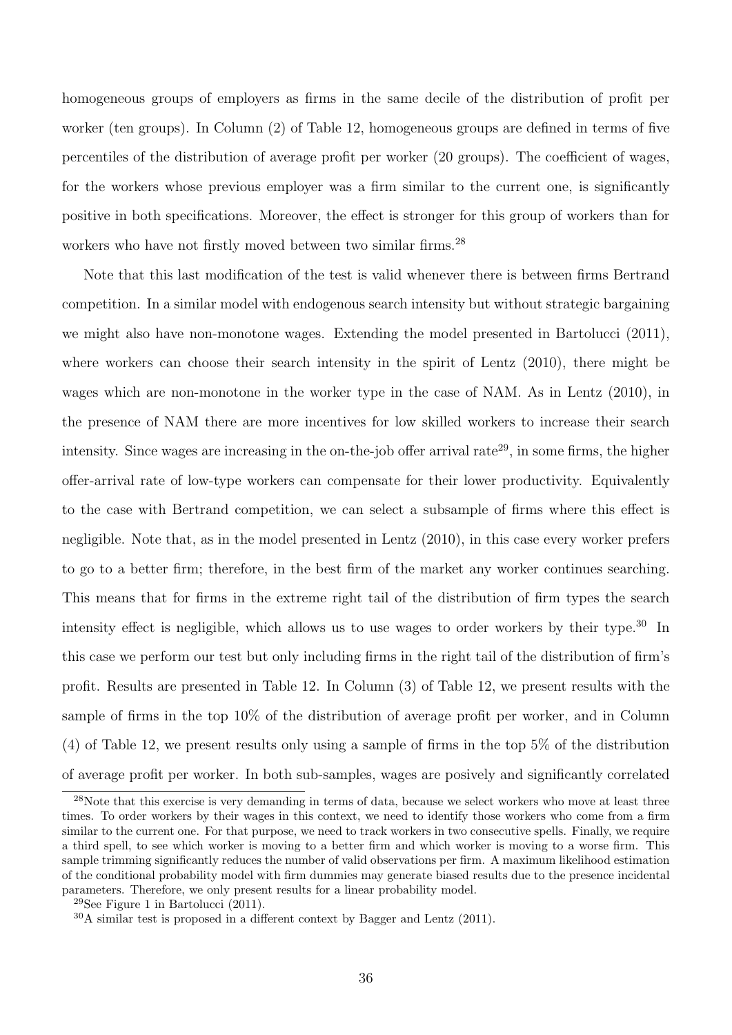homogeneous groups of employers as firms in the same decile of the distribution of profit per worker (ten groups). In Column (2) of Table 12, homogeneous groups are defined in terms of five percentiles of the distribution of average profit per worker (20 groups). The coefficient of wages, for the workers whose previous employer was a firm similar to the current one, is significantly positive in both specifications. Moreover, the effect is stronger for this group of workers than for workers who have not firstly moved between two similar firms.[28]

Note that this last modification of the test is valid whenever there is between firms Bertrand competition. In a similar model with endogenous search intensity but without strategic bargaining we might also have non-monotone wages. Extending the model presented in Bartolucci (2011), where workers can choose their search intensity in the spirit of Lentz (2010), there might be wages which are non-monotone in the worker type in the case of NAM. As in Lentz (2010), in the presence of NAM there are more incentives for low skilled workers to increase their search intensity. Since wages are increasing in the on-the-job offer arrival rate[29], in some firms, the higher offer-arrival rate of low-type workers can compensate for their lower productivity. Equivalently to the case with Bertrand competition, we can select a subsample of firms where this effect is negligible. Note that, as in the model presented in Lentz (2010), in this case every worker prefers to go to a better firm; therefore, in the best firm of the market any worker continues searching. This means that for firms in the extreme right tail of the distribution of firm types the search intensity effect is negligible, which allows us to use wages to order workers by their type.[30] In this case we perform our test but only including firms in the right tail of the distribution of firm's profit. Results are presented in Table 12. In Column (3) of Table 12, we present results with the sample of firms in the top 10% of the distribution of average profit per worker, and in Column (4) of Table 12, we present results only using a sample of firms in the top 5% of the distribution of average profit per worker. In both sub-samples, wages are posively and significantly correlated

[28]Note that this exercise is very demanding in terms of data, because we select workers who move at least three times. To order workers by their wages in this context, we need to identify those workers who come from a firm similar to the current one. For that purpose, we need to track workers in two consecutive spells. Finally, we require a third spell, to see which worker is moving to a better firm and which worker is moving to a worse firm. This sample trimming significantly reduces the number of valid observations per firm. A maximum likelihood estimation of the conditional probability model with firm dummies may generate biased results due to the presence incidental parameters. Therefore, we only present results for a linear probability model.

[29]See Figure 1 in Bartolucci (2011).

[30]A similar test is proposed in a different context by Bagger and Lentz (2011).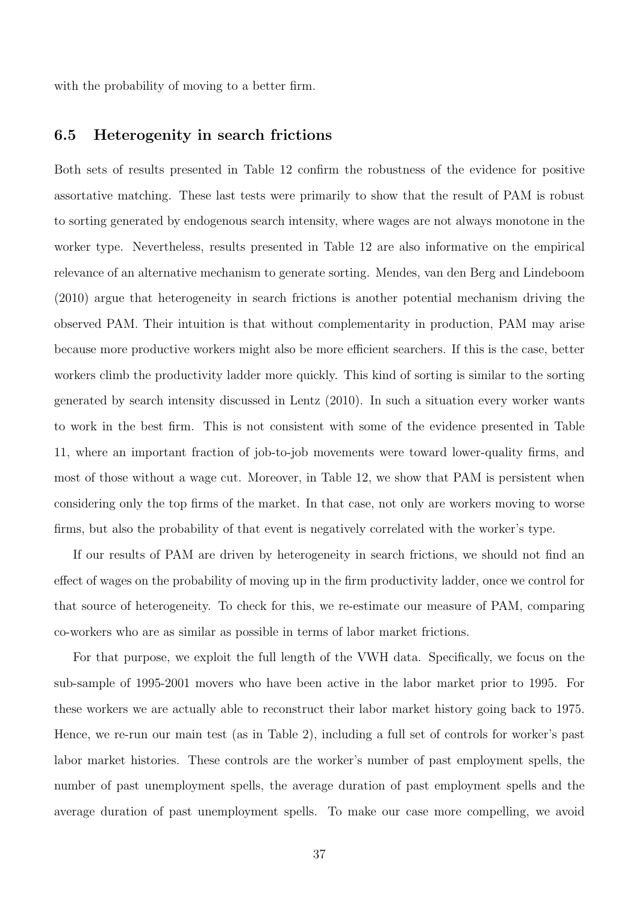with the probability of moving to a better firm.

### 6.5 Heterogenity in search frictions

Both sets of results presented in Table 12 confirm the robustness of the evidence for positive assortative matching. These last tests were primarily to show that the result of PAM is robust to sorting generated by endogenous search intensity, where wages are not always monotone in the worker type. Nevertheless, results presented in Table 12 are also informative on the empirical relevance of an alternative mechanism to generate sorting. Mendes, van den Berg and Lindeboom (2010) argue that heterogeneity in search frictions is another potential mechanism driving the observed PAM. Their intuition is that without complementarity in production, PAM may arise because more productive workers might also be more efficient searchers. If this is the case, better workers climb the productivity ladder more quickly. This kind of sorting is similar to the sorting generated by search intensity discussed in Lentz (2010). In such a situation every worker wants to work in the best firm. This is not consistent with some of the evidence presented in Table 11, where an important fraction of job-to-job movements were toward lower-quality firms, and most of those without a wage cut. Moreover, in Table 12, we show that PAM is persistent when considering only the top firms of the market. In that case, not only are workers moving to worse firms, but also the probability of that event is negatively correlated with the worker's type.

If our results of PAM are driven by heterogeneity in search frictions, we should not find an effect of wages on the probability of moving up in the firm productivity ladder, once we control for that source of heterogeneity. To check for this, we re-estimate our measure of PAM, comparing co-workers who are as similar as possible in terms of labor market frictions.

For that purpose, we exploit the full length of the VWH data. Specifically, we focus on the sub-sample of 1995-2001 movers who have been active in the labor market prior to 1995. For these workers we are actually able to reconstruct their labor market history going back to 1975. Hence, we re-run our main test (as in Table 2), including a full set of controls for worker's past labor market histories. These controls are the worker's number of past employment spells, the number of past unemployment spells, the average duration of past employment spells and the average duration of past unemployment spells. To make our case more compelling, we avoid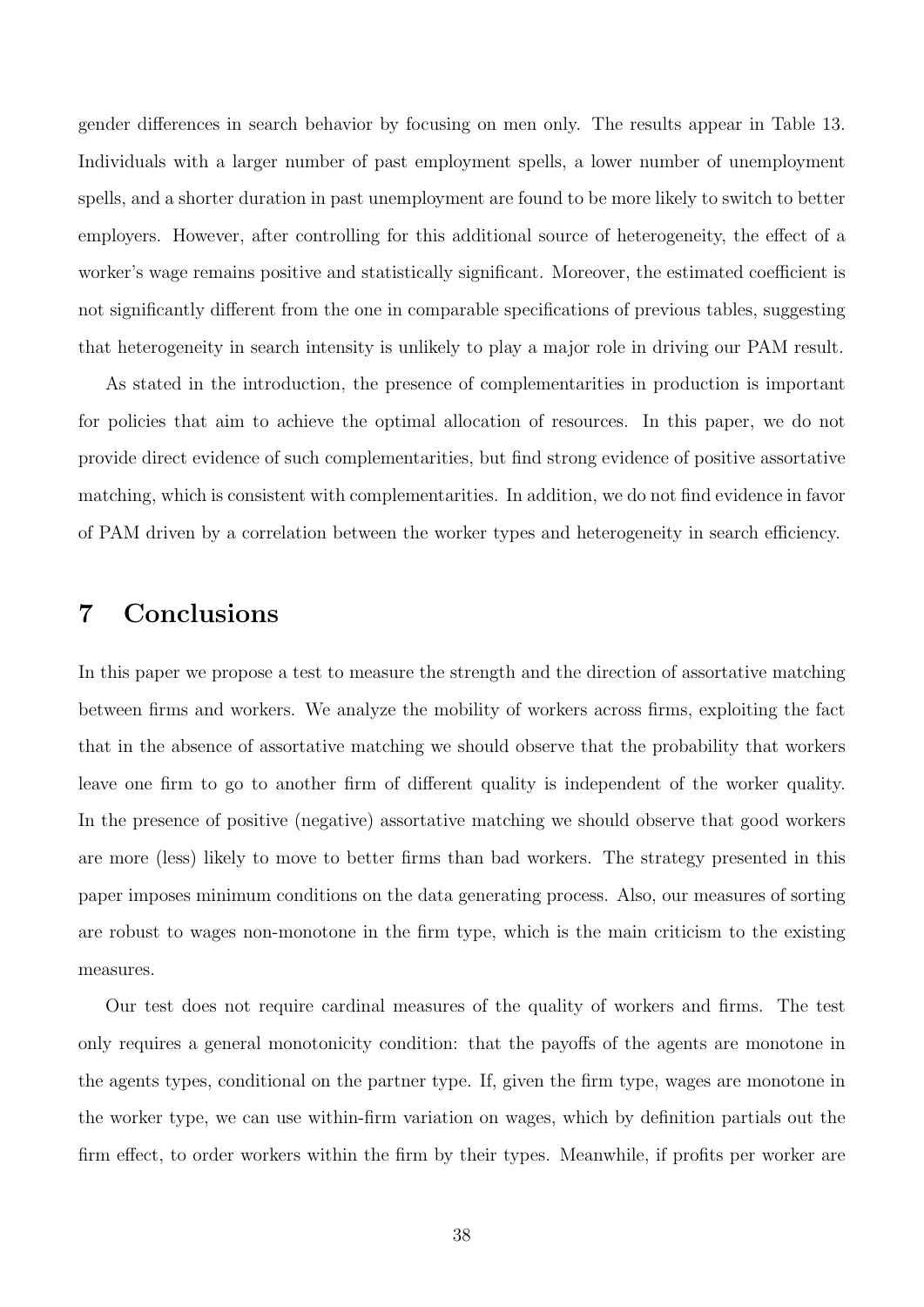gender differences in search behavior by focusing on men only. The results appear in Table 13. Individuals with a larger number of past employment spells, a lower number of unemployment spells, and a shorter duration in past unemployment are found to be more likely to switch to better employers. However, after controlling for this additional source of heterogeneity, the effect of a worker's wage remains positive and statistically significant. Moreover, the estimated coefficient is not significantly different from the one in comparable specifications of previous tables, suggesting that heterogeneity in search intensity is unlikely to play a major role in driving our PAM result.

As stated in the introduction, the presence of complementarities in production is important for policies that aim to achieve the optimal allocation of resources. In this paper, we do not provide direct evidence of such complementarities, but find strong evidence of positive assortative matching, which is consistent with complementarities. In addition, we do not find evidence in favor of PAM driven by a correlation between the worker types and heterogeneity in search efficiency.

## 7 Conclusions

In this paper we propose a test to measure the strength and the direction of assortative matching between firms and workers. We analyze the mobility of workers across firms, exploiting the fact that in the absence of assortative matching we should observe that the probability that workers leave one firm to go to another firm of different quality is independent of the worker quality. In the presence of positive (negative) assortative matching we should observe that good workers are more (less) likely to move to better firms than bad workers. The strategy presented in this paper imposes minimum conditions on the data generating process. Also, our measures of sorting are robust to wages non-monotone in the firm type, which is the main criticism to the existing measures.

Our test does not require cardinal measures of the quality of workers and firms. The test only requires a general monotonicity condition: that the payoffs of the agents are monotone in the agents types, conditional on the partner type. If, given the firm type, wages are monotone in the worker type, we can use within-firm variation on wages, which by definition partials out the firm effect, to order workers within the firm by their types. Meanwhile, if profits per worker are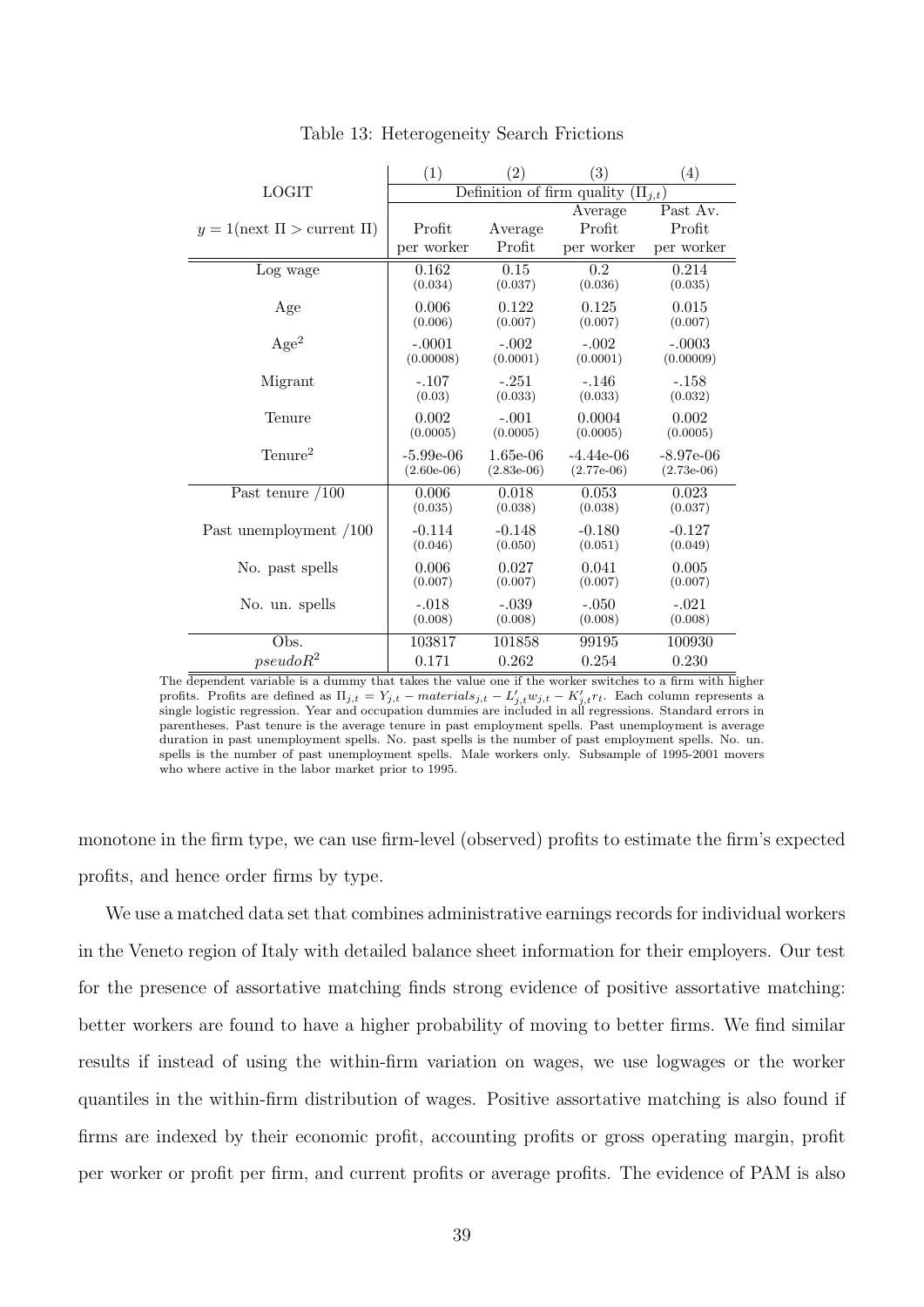Table 13: Heterogeneity Search Frictions

| | (1) | (2) | (3) | (4) |
|---|---|---|---|---|
| LOGIT | Definition of firm quality ($\Pi_{j,t}$) | | | |
| $y = 1(\text{next } \Pi > \text{current } \Pi)$ | Profit per worker | Average Profit | Average Profit per worker | Past Av. Profit per worker |
| Log wage | 0.162<br>(0.034) | 0.15<br>(0.037) | 0.2<br>(0.036) | 0.214<br>(0.035) |
| Age | 0.006<br>(0.006) | 0.122<br>(0.007) | 0.125<br>(0.007) | 0.015<br>(0.007) |
| Age$^2$ | -.0001<br>(0.00008) | -.002<br>(0.0001) | -.002<br>(0.0001) | -.0003<br>(0.00009) |
| Migrant | -.107<br>(0.03) | -.251<br>(0.033) | -.146<br>(0.033) | -.158<br>(0.032) |
| Tenure | 0.002<br>(0.0005) | -.001<br>(0.0005) | 0.0004<br>(0.0005) | 0.002<br>(0.0005) |
| Tenure$^2$ | -5.99e-06<br>(2.60e-06) | 1.65e-06<br>(2.83e-06) | -4.44e-06<br>(2.77e-06) | -8.97e-06<br>(2.73e-06) |
| Past tenure /100 | 0.006<br>(0.035) | 0.018<br>(0.038) | 0.053<br>(0.038) | 0.023<br>(0.037) |
| Past unemployment /100 | -0.114<br>(0.046) | -0.148<br>(0.050) | -0.180<br>(0.051) | -0.127<br>(0.049) |
| No. past spells | 0.006<br>(0.007) | 0.027<br>(0.007) | 0.041<br>(0.007) | 0.005<br>(0.007) |
| No. un. spells | -.018<br>(0.008) | -.039<br>(0.008) | -.050<br>(0.008) | -.021<br>(0.008) |
| Obs. | 103817 | 101858 | 99195 | 100930 |
| $pseudoR^2$ | 0.171 | 0.262 | 0.254 | 0.230 |

The dependent variable is a dummy that takes the value one if the worker switches to a firm with higher profits. Profits are defined as $\Pi_{j,t} = Y_{j,t} - materials_{j,t} - L'_{j,t}w_{j,t} - K'_{j,t}r_t$. Each column represents a single logistic regression. Year and occupation dummies are included in all regressions. Standard errors in parentheses. Past tenure is the average tenure in past employment spells. Past unemployment is average duration in past unemployment spells. No. past spells is the number of past employment spells. No. un. spells is the number of past unemployment spells. Male workers only. Subsample of 1995-2001 movers who where active in the labor market prior to 1995.

monotone in the firm type, we can use firm-level (observed) profits to estimate the firm's expected profits, and hence order firms by type.

We use a matched data set that combines administrative earnings records for individual workers in the Veneto region of Italy with detailed balance sheet information for their employers. Our test for the presence of assortative matching finds strong evidence of positive assortative matching: better workers are found to have a higher probability of moving to better firms. We find similar results if instead of using the within-firm variation on wages, we use logwages or the worker quantiles in the within-firm distribution of wages. Positive assortative matching is also found if firms are indexed by their economic profit, accounting profits or gross operating margin, profit per worker or profit per firm, and current profits or average profits. The evidence of PAM is also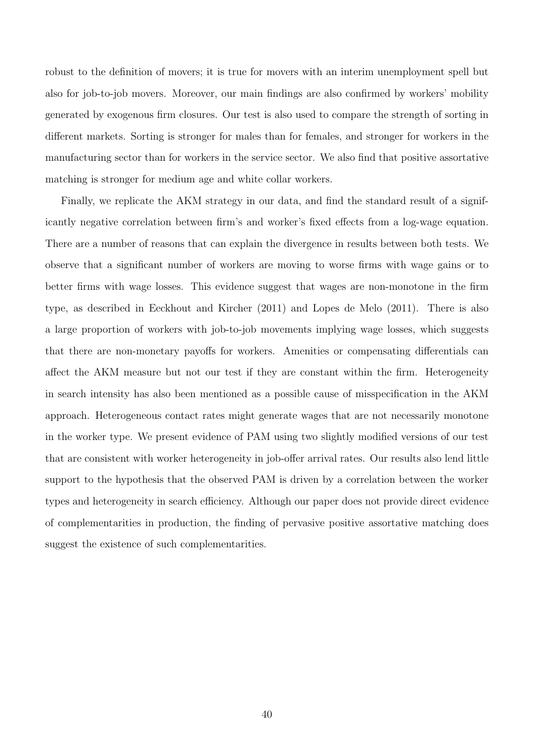robust to the definition of movers; it is true for movers with an interim unemployment spell but also for job-to-job movers. Moreover, our main findings are also confirmed by workers' mobility generated by exogenous firm closures. Our test is also used to compare the strength of sorting in different markets. Sorting is stronger for males than for females, and stronger for workers in the manufacturing sector than for workers in the service sector. We also find that positive assortative matching is stronger for medium age and white collar workers.

Finally, we replicate the AKM strategy in our data, and find the standard result of a significantly negative correlation between firm's and worker's fixed effects from a log-wage equation. There are a number of reasons that can explain the divergence in results between both tests. We observe that a significant number of workers are moving to worse firms with wage gains or to better firms with wage losses. This evidence suggest that wages are non-monotone in the firm type, as described in Eeckhout and Kircher (2011) and Lopes de Melo (2011). There is also a large proportion of workers with job-to-job movements implying wage losses, which suggests that there are non-monetary payoffs for workers. Amenities or compensating differentials can affect the AKM measure but not our test if they are constant within the firm. Heterogeneity in search intensity has also been mentioned as a possible cause of misspecification in the AKM approach. Heterogeneous contact rates might generate wages that are not necessarily monotone in the worker type. We present evidence of PAM using two slightly modified versions of our test that are consistent with worker heterogeneity in job-offer arrival rates. Our results also lend little support to the hypothesis that the observed PAM is driven by a correlation between the worker types and heterogeneity in search efficiency. Although our paper does not provide direct evidence of complementarities in production, the finding of pervasive positive assortative matching does suggest the existence of such complementarities.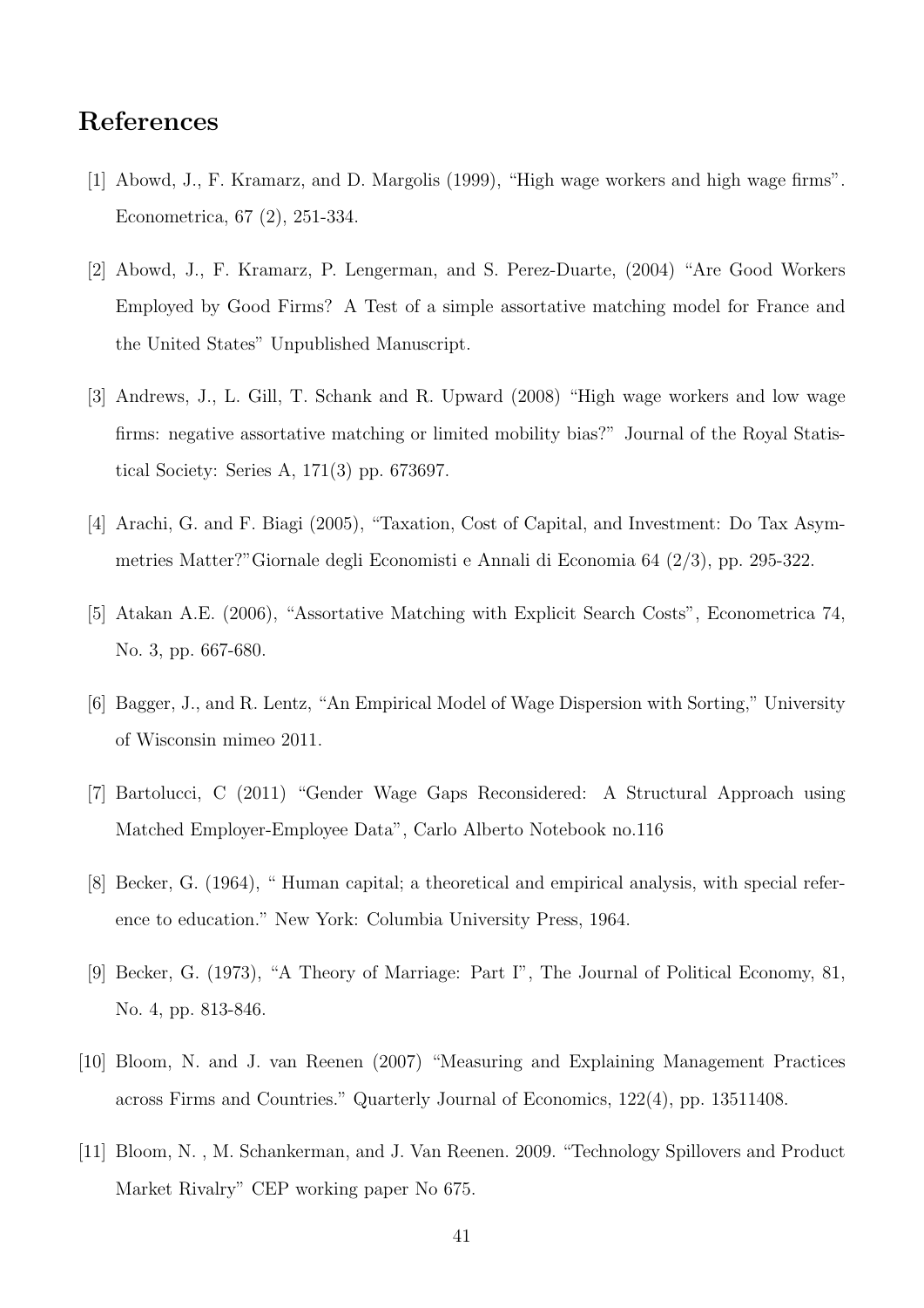# References

[1] Abowd, J., F. Kramarz, and D. Margolis (1999), "High wage workers and high wage firms". Econometrica, 67 (2), 251-334.

[2] Abowd, J., F. Kramarz, P. Lengerman, and S. Perez-Duarte, (2004) "Are Good Workers Employed by Good Firms? A Test of a simple assortative matching model for France and the United States" Unpublished Manuscript.

[3] Andrews, J., L. Gill, T. Schank and R. Upward (2008) "High wage workers and low wage firms: negative assortative matching or limited mobility bias?" Journal of the Royal Statistical Society: Series A, 171(3) pp. 673697.

[4] Arachi, G. and F. Biagi (2005), "Taxation, Cost of Capital, and Investment: Do Tax Asymmetries Matter?"Giornale degli Economisti e Annali di Economia 64 (2/3), pp. 295-322.

[5] Atakan A.E. (2006), "Assortative Matching with Explicit Search Costs", Econometrica 74, No. 3, pp. 667-680.

[6] Bagger, J., and R. Lentz, "An Empirical Model of Wage Dispersion with Sorting," University of Wisconsin mimeo 2011.

[7] Bartolucci, C (2011) "Gender Wage Gaps Reconsidered: A Structural Approach using Matched Employer-Employee Data", Carlo Alberto Notebook no.116

[8] Becker, G. (1964), " Human capital; a theoretical and empirical analysis, with special reference to education." New York: Columbia University Press, 1964.

[9] Becker, G. (1973), "A Theory of Marriage: Part I", The Journal of Political Economy, 81, No. 4, pp. 813-846.

[10] Bloom, N. and J. van Reenen (2007) "Measuring and Explaining Management Practices across Firms and Countries." Quarterly Journal of Economics, 122(4), pp. 13511408.

[11] Bloom, N. , M. Schankerman, and J. Van Reenen. 2009. "Technology Spillovers and Product Market Rivalry" CEP working paper No 675.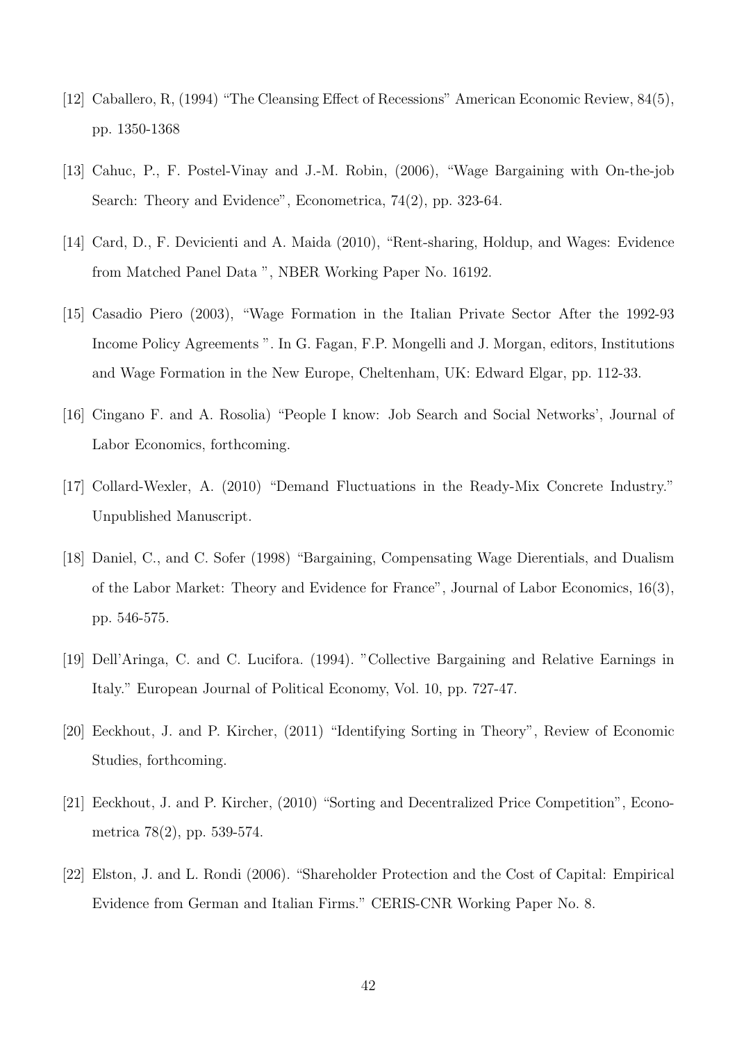[12] Caballero, R, (1994) “The Cleansing Effect of Recessions” American Economic Review, 84(5), pp. 1350-1368

[13] Cahuc, P., F. Postel-Vinay and J.-M. Robin, (2006), “Wage Bargaining with On-the-job Search: Theory and Evidence”, Econometrica, 74(2), pp. 323-64.

[14] Card, D., F. Devicienti and A. Maida (2010), “Rent-sharing, Holdup, and Wages: Evidence from Matched Panel Data ”, NBER Working Paper No. 16192.

[15] Casadio Piero (2003), “Wage Formation in the Italian Private Sector After the 1992-93 Income Policy Agreements ”. In G. Fagan, F.P. Mongelli and J. Morgan, editors, Institutions and Wage Formation in the New Europe, Cheltenham, UK: Edward Elgar, pp. 112-33.

[16] Cingano F. and A. Rosolia) “People I know: Job Search and Social Networks’, Journal of Labor Economics, forthcoming.

[17] Collard-Wexler, A. (2010) “Demand Fluctuations in the Ready-Mix Concrete Industry.” Unpublished Manuscript.

[18] Daniel, C., and C. Sofer (1998) “Bargaining, Compensating Wage Dierentials, and Dualism of the Labor Market: Theory and Evidence for France”, Journal of Labor Economics, 16(3), pp. 546-575.

[19] Dell’Aringa, C. and C. Lucifora. (1994). ”Collective Bargaining and Relative Earnings in Italy.” European Journal of Political Economy, Vol. 10, pp. 727-47.

[20] Eeckhout, J. and P. Kircher, (2011) “Identifying Sorting in Theory”, Review of Economic Studies, forthcoming.

[21] Eeckhout, J. and P. Kircher, (2010) “Sorting and Decentralized Price Competition”, Econometrica 78(2), pp. 539-574.

[22] Elston, J. and L. Rondi (2006). “Shareholder Protection and the Cost of Capital: Empirical Evidence from German and Italian Firms.” CERIS-CNR Working Paper No. 8.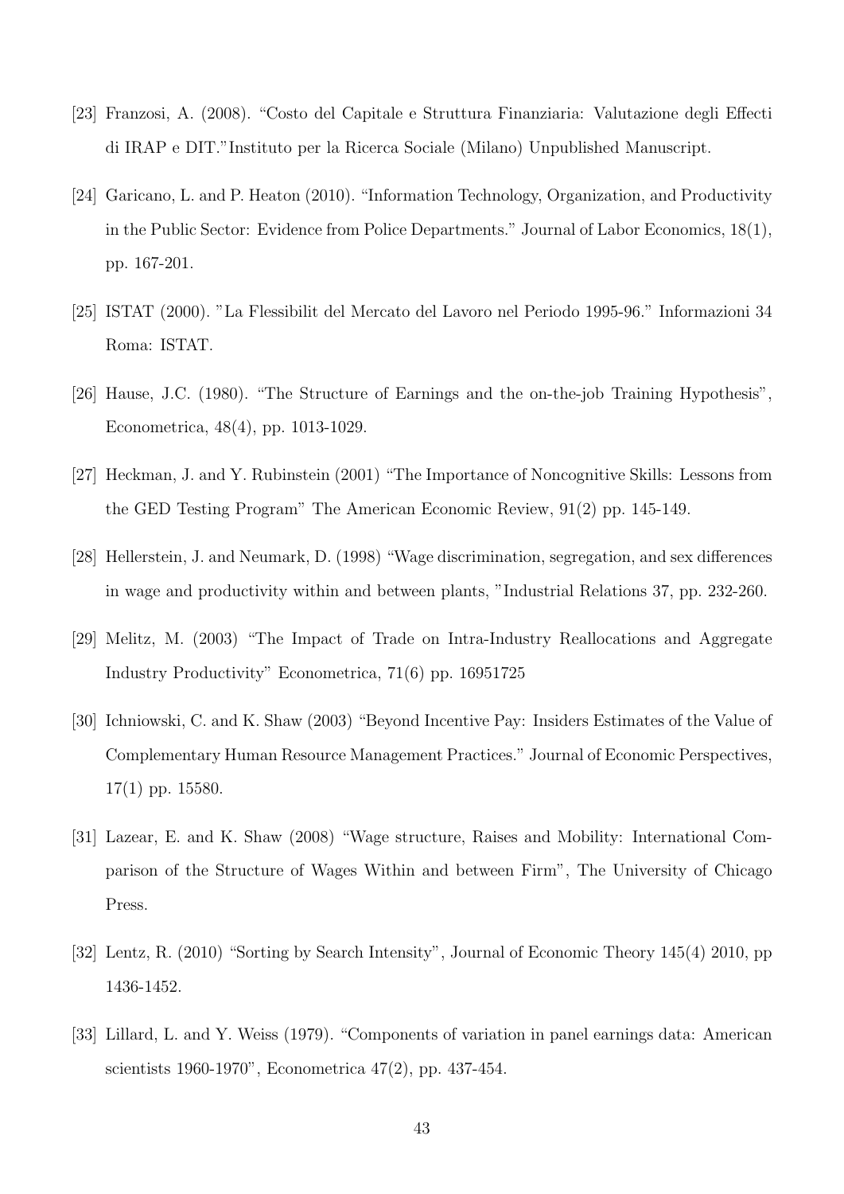[23] Franzosi, A. (2008). "Costo del Capitale e Struttura Finanziaria: Valutazione degli Effecti di IRAP e DIT."Instituto per la Ricerca Sociale (Milano) Unpublished Manuscript.

[24] Garicano, L. and P. Heaton (2010). "Information Technology, Organization, and Productivity in the Public Sector: Evidence from Police Departments." Journal of Labor Economics, 18(1), pp. 167-201.

[25] ISTAT (2000). "La Flessibilit del Mercato del Lavoro nel Periodo 1995-96." Informazioni 34 Roma: ISTAT.

[26] Hause, J.C. (1980). "The Structure of Earnings and the on-the-job Training Hypothesis", Econometrica, 48(4), pp. 1013-1029.

[27] Heckman, J. and Y. Rubinstein (2001) "The Importance of Noncognitive Skills: Lessons from the GED Testing Program" The American Economic Review, 91(2) pp. 145-149.

[28] Hellerstein, J. and Neumark, D. (1998) "Wage discrimination, segregation, and sex differences in wage and productivity within and between plants, "Industrial Relations 37, pp. 232-260.

[29] Melitz, M. (2003) "The Impact of Trade on Intra-Industry Reallocations and Aggregate Industry Productivity" Econometrica, 71(6) pp. 16951725

[30] Ichniowski, C. and K. Shaw (2003) "Beyond Incentive Pay: Insiders Estimates of the Value of Complementary Human Resource Management Practices." Journal of Economic Perspectives, 17(1) pp. 15580.

[31] Lazear, E. and K. Shaw (2008) "Wage structure, Raises and Mobility: International Comparison of the Structure of Wages Within and between Firm", The University of Chicago Press.

[32] Lentz, R. (2010) "Sorting by Search Intensity", Journal of Economic Theory 145(4) 2010, pp 1436-1452.

[33] Lillard, L. and Y. Weiss (1979). "Components of variation in panel earnings data: American scientists 1960-1970", Econometrica 47(2), pp. 437-454.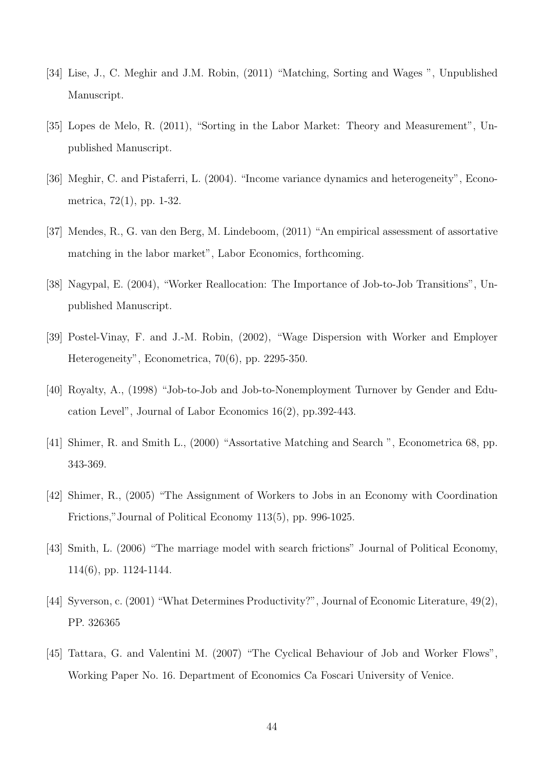[34] Lise, J., C. Meghir and J.M. Robin, (2011) "Matching, Sorting and Wages ", Unpublished Manuscript.

[35] Lopes de Melo, R. (2011), "Sorting in the Labor Market: Theory and Measurement", Unpublished Manuscript.

[36] Meghir, C. and Pistaferri, L. (2004). "Income variance dynamics and heterogeneity", Econometrica, 72(1), pp. 1-32.

[37] Mendes, R., G. van den Berg, M. Lindeboom, (2011) "An empirical assessment of assortative matching in the labor market", Labor Economics, forthcoming.

[38] Nagypal, E. (2004), "Worker Reallocation: The Importance of Job-to-Job Transitions", Unpublished Manuscript.

[39] Postel-Vinay, F. and J.-M. Robin, (2002), "Wage Dispersion with Worker and Employer Heterogeneity", Econometrica, 70(6), pp. 2295-350.

[40] Royalty, A., (1998) "Job-to-Job and Job-to-Nonemployment Turnover by Gender and Education Level", Journal of Labor Economics 16(2), pp.392-443.

[41] Shimer, R. and Smith L., (2000) "Assortative Matching and Search ", Econometrica 68, pp. 343-369.

[42] Shimer, R., (2005) "The Assignment of Workers to Jobs in an Economy with Coordination Frictions,"Journal of Political Economy 113(5), pp. 996-1025.

[43] Smith, L. (2006) "The marriage model with search frictions" Journal of Political Economy, 114(6), pp. 1124-1144.

[44] Syverson, c. (2001) "What Determines Productivity?", Journal of Economic Literature, 49(2), PP. 326365

[45] Tattara, G. and Valentini M. (2007) "The Cyclical Behaviour of Job and Worker Flows", Working Paper No. 16. Department of Economics Ca Foscari University of Venice.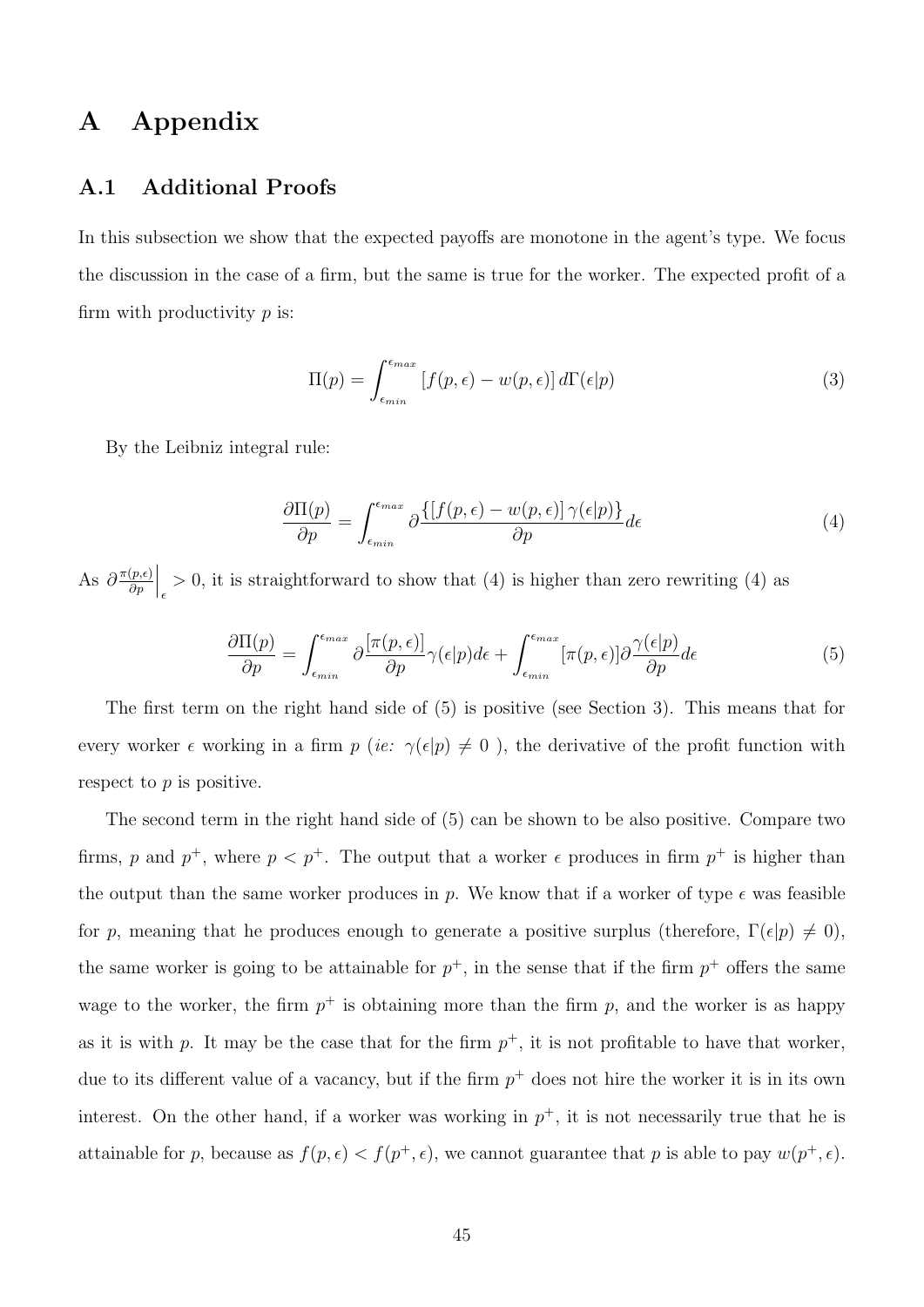# A Appendix

## A.1 Additional Proofs

In this subsection we show that the expected payoffs are monotone in the agent's type. We focus the discussion in the case of a firm, but the same is true for the worker. The expected profit of a firm with productivity $p$ is:

$$\Pi(p) = \int_{\epsilon_{min}}^{\epsilon_{max}} [f(p,\epsilon) - w(p,\epsilon)]\, d\Gamma(\epsilon|p) \tag{3}$$

By the Leibniz integral rule:

$$\frac{\partial \Pi(p)}{\partial p} = \int_{\epsilon_{min}}^{\epsilon_{max}} \partial \frac{\{[f(p,\epsilon) - w(p,\epsilon)]\, \gamma(\epsilon|p)\}}{\partial p} d\epsilon \tag{4}$$

As $\partial \frac{\pi(p,\epsilon)}{\partial p}\Big|_{\epsilon} > 0$, it is straightforward to show that (4) is higher than zero rewriting (4) as

$$\frac{\partial \Pi(p)}{\partial p} = \int_{\epsilon_{min}}^{\epsilon_{max}} \partial \frac{[\pi(p,\epsilon)]}{\partial p} \gamma(\epsilon|p) d\epsilon + \int_{\epsilon_{min}}^{\epsilon_{max}} [\pi(p,\epsilon)] \partial \frac{\gamma(\epsilon|p)}{\partial p} d\epsilon \tag{5}$$

The first term on the right hand side of (5) is positive (see Section 3). This means that for every worker $\epsilon$ working in a firm $p$ (*ie:* $\gamma(\epsilon|p) \neq 0$ ), the derivative of the profit function with respect to $p$ is positive.

The second term in the right hand side of (5) can be shown to be also positive. Compare two firms, $p$ and $p^+$, where $p < p^+$. The output that a worker $\epsilon$ produces in firm $p^+$ is higher than the output than the same worker produces in $p$. We know that if a worker of type $\epsilon$ was feasible for $p$, meaning that he produces enough to generate a positive surplus (therefore, $\Gamma(\epsilon|p) \neq 0$), the same worker is going to be attainable for $p^+$, in the sense that if the firm $p^+$ offers the same wage to the worker, the firm $p^+$ is obtaining more than the firm $p$, and the worker is as happy as it is with $p$. It may be the case that for the firm $p^+$, it is not profitable to have that worker, due to its different value of a vacancy, but if the firm $p^+$ does not hire the worker it is in its own interest. On the other hand, if a worker was working in $p^+$, it is not necessarily true that he is attainable for $p$, because as $f(p,\epsilon) < f(p^+,\epsilon)$, we cannot guarantee that $p$ is able to pay $w(p^+,\epsilon)$.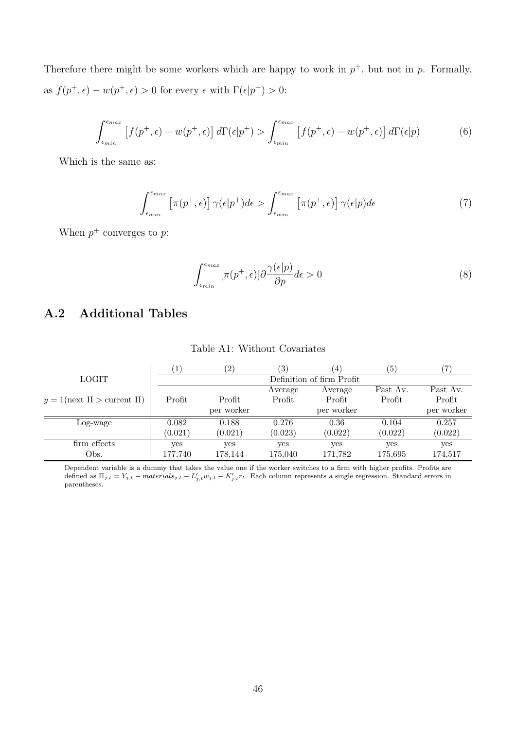Therefore there might be some workers which are happy to work in $p^+$, but not in $p$. Formally, as $f(p^+, \epsilon) - w(p^+, \epsilon) > 0$ for every $\epsilon$ with $\Gamma(\epsilon|p^+) > 0$:

$$\int_{\epsilon_{min}}^{\epsilon_{max}} \left[f(p^+, \epsilon) - w(p^+, \epsilon)\right] d\Gamma(\epsilon|p^+) > \int_{\epsilon_{min}}^{\epsilon_{max}} \left[f(p^+, \epsilon) - w(p^+, \epsilon)\right] d\Gamma(\epsilon|p) \tag{6}$$

Which is the same as:

$$\int_{\epsilon_{min}}^{\epsilon_{max}} \left[\pi(p^+, \epsilon)\right] \gamma(\epsilon|p^+) d\epsilon > \int_{\epsilon_{min}}^{\epsilon_{max}} \left[\pi(p^+, \epsilon)\right] \gamma(\epsilon|p) d\epsilon \tag{7}$$

When $p^+$ converges to $p$:

$$\int_{\epsilon_{min}}^{\epsilon_{max}} [\pi(p^+, \epsilon)] \partial \frac{\gamma(\epsilon|p)}{\partial p} d\epsilon > 0 \tag{8}$$

## A.2 Additional Tables

Table A1: Without Covariates

| | (1) | (2) | (3) | (4) | (5) | (7) |
|---|---|---|---|---|---|---|
| LOGIT | Definition of firm Profit | | | | | |
| $y = 1(\text{next } \Pi > \text{current } \Pi)$ | Profit | Profit per worker | Average Profit | Average Profit per worker | Past Av. Profit | Past Av. Profit per worker |
| Log-wage | 0.082 | 0.188 | 0.276 | 0.36 | 0.104 | 0.257 |
| | (0.021) | (0.021) | (0.023) | (0.022) | (0.022) | (0.022) |
| firm effects | yes | yes | yes | yes | yes | yes |
| Obs. | 177,740 | 178,144 | 175,040 | 171,782 | 175,695 | 174,517 |

Dependent variable is a dummy that takes the value one if the worker switches to a firm with higher profits. Profits are defined as $\Pi_{j,t} = Y_{j,t} - materials_{j,t} - L'_{j,t} w_{j,t} - K'_{j,t} r_t$. Each column represents a single regression. Standard errors in parentheses.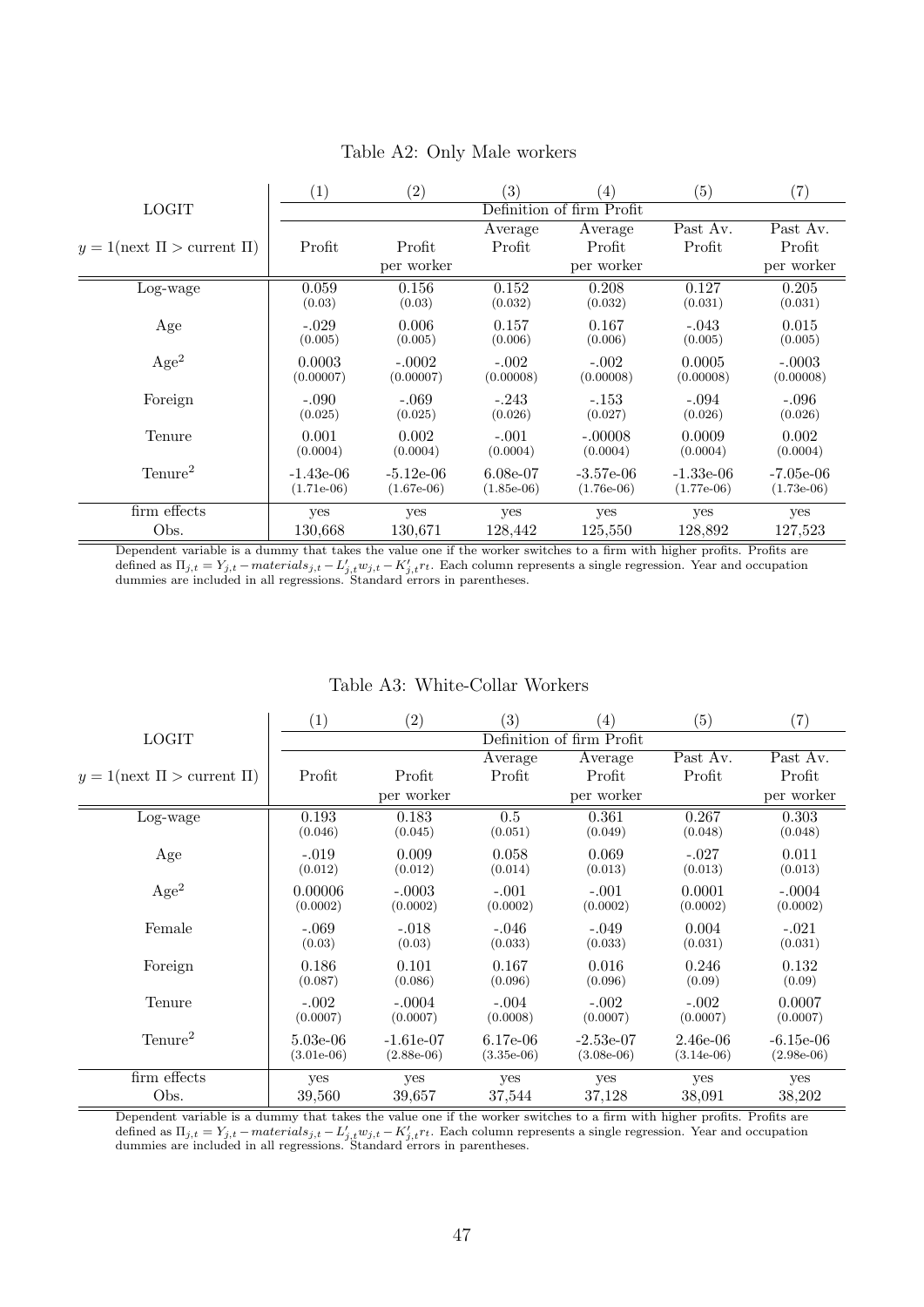Table A2: Only Male workers

| LOGIT | (1) | (2) | (3) | (4) | (5) | (7) |
|---|---|---|---|---|---|---|
| | Definition of firm Profit | | | | | |
| $y = 1(\text{next } \Pi > \text{current } \Pi)$ | Profit | Profit per worker | Average Profit | Average Profit per worker | Past Av. Profit | Past Av. Profit per worker |
| Log-wage | 0.059 (0.03) | 0.156 (0.03) | 0.152 (0.032) | 0.208 (0.032) | 0.127 (0.031) | 0.205 (0.031) |
| Age | -.029 (0.005) | 0.006 (0.005) | 0.157 (0.006) | 0.167 (0.006) | -.043 (0.005) | 0.015 (0.005) |
| Age$^2$ | 0.0003 (0.00007) | -.0002 (0.00007) | -.002 (0.00008) | -.002 (0.00008) | 0.0005 (0.00008) | -.0003 (0.00008) |
| Foreign | -.090 (0.025) | -.069 (0.025) | -.243 (0.026) | -.153 (0.027) | -.094 (0.026) | -.096 (0.026) |
| Tenure | 0.001 (0.0004) | 0.002 (0.0004) | -.001 (0.0004) | -.00008 (0.0004) | 0.0009 (0.0004) | 0.002 (0.0004) |
| Tenure$^2$ | -1.43e-06 (1.71e-06) | -5.12e-06 (1.67e-06) | 6.08e-07 (1.85e-06) | -3.57e-06 (1.76e-06) | -1.33e-06 (1.77e-06) | -7.05e-06 (1.73e-06) |
| firm effects | yes | yes | yes | yes | yes | yes |
| Obs. | 130,668 | 130,671 | 128,442 | 125,550 | 128,892 | 127,523 |

Dependent variable is a dummy that takes the value one if the worker switches to a firm with higher profits. Profits are defined as $\Pi_{j,t} = Y_{j,t} - materials_{j,t} - L'_{j,t}w_{j,t} - K'_{j,t}r_t$. Each column represents a single regression. Year and occupation dummies are included in all regressions. Standard errors in parentheses.

Table A3: White-Collar Workers

| LOGIT | (1) | (2) | (3) | (4) | (5) | (7) |
|---|---|---|---|---|---|---|
| | Definition of firm Profit | | | | | |
| $y = 1(\text{next } \Pi > \text{current } \Pi)$ | Profit | Profit per worker | Average Profit | Average Profit per worker | Past Av. Profit | Past Av. Profit per worker |
| Log-wage | 0.193 (0.046) | 0.183 (0.045) | 0.5 (0.051) | 0.361 (0.049) | 0.267 (0.048) | 0.303 (0.048) |
| Age | -.019 (0.012) | 0.009 (0.012) | 0.058 (0.014) | 0.069 (0.013) | -.027 (0.013) | 0.011 (0.013) |
| Age$^2$ | 0.00006 (0.0002) | -.0003 (0.0002) | -.001 (0.0002) | -.001 (0.0002) | 0.0001 (0.0002) | -.0004 (0.0002) |
| Female | -.069 (0.03) | -.018 (0.03) | -.046 (0.033) | -.049 (0.033) | 0.004 (0.031) | -.021 (0.031) |
| Foreign | 0.186 (0.087) | 0.101 (0.086) | 0.167 (0.096) | 0.016 (0.096) | 0.246 (0.09) | 0.132 (0.09) |
| Tenure | -.002 (0.0007) | -.0004 (0.0007) | -.004 (0.0008) | -.002 (0.0007) | -.002 (0.0007) | 0.0007 (0.0007) |
| Tenure$^2$ | 5.03e-06 (3.01e-06) | -1.61e-07 (2.88e-06) | 6.17e-06 (3.35e-06) | -2.53e-07 (3.08e-06) | 2.46e-06 (3.14e-06) | -6.15e-06 (2.98e-06) |
| firm effects | yes | yes | yes | yes | yes | yes |
| Obs. | 39,560 | 39,657 | 37,544 | 37,128 | 38,091 | 38,202 |

Dependent variable is a dummy that takes the value one if the worker switches to a firm with higher profits. Profits are defined as $\Pi_{j,t} = Y_{j,t} - materials_{j,t} - L'_{j,t}w_{j,t} - K'_{j,t}r_t$. Each column represents a single regression. Year and occupation dummies are included in all regressions. Standard errors in parentheses.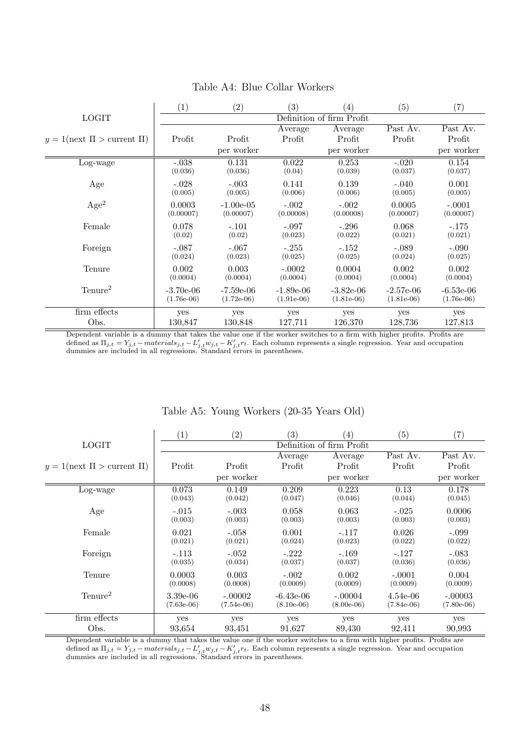Table A4: Blue Collar Workers

| LOGIT | (1) | (2) | (3) | (4) | (5) | (7) |
|---|---|---|---|---|---|---|
| | Definition of firm Profit | | | | | |
| $y = 1(\text{next } \Pi > \text{current } \Pi)$ | Profit | Profit per worker | Average Profit | Average Profit per worker | Past Av. Profit | Past Av. Profit per worker |
| Log-wage | -.038 | 0.131 | 0.022 | 0.253 | -.020 | 0.154 |
| | (0.036) | (0.036) | (0.04) | (0.039) | (0.037) | (0.037) |
| Age | -.028 | -.003 | 0.141 | 0.139 | -.040 | 0.001 |
| | (0.005) | (0.005) | (0.006) | (0.006) | (0.005) | (0.005) |
| Age$^2$ | 0.0003 | -1.00e-05 | -.002 | -.002 | 0.0005 | -.0001 |
| | (0.00007) | (0.00007) | (0.00008) | (0.00008) | (0.00007) | (0.00007) |
| Female | 0.078 | -.101 | -.097 | -.296 | 0.068 | -.175 |
| | (0.02) | (0.02) | (0.023) | (0.022) | (0.021) | (0.021) |
| Foreign | -.087 | -.067 | -.255 | -.152 | -.089 | -.090 |
| | (0.024) | (0.023) | (0.025) | (0.025) | (0.024) | (0.025) |
| Tenure | 0.002 | 0.003 | -.0002 | 0.0004 | 0.002 | 0.002 |
| | (0.0004) | (0.0004) | (0.0004) | (0.0004) | (0.0004) | (0.0004) |
| Tenure$^2$ | -3.70e-06 | -7.59e-06 | -1.89e-06 | -3.82e-06 | -2.57e-06 | -6.53e-06 |
| | (1.76e-06) | (1.72e-06) | (1.91e-06) | (1.81e-06) | (1.81e-06) | (1.76e-06) |
| firm effects | yes | yes | yes | yes | yes | yes |
| Obs. | 130,847 | 130,848 | 127,711 | 126,370 | 128,736 | 127,813 |

Dependent variable is a dummy that takes the value one if the worker switches to a firm with higher profits. Profits are defined as $\Pi_{j,t} = Y_{j,t} - materials_{j,t} - L'_{j,t}w_{j,t} - K'_{j,t}r_t$. Each column represents a single regression. Year and occupation dummies are included in all regressions. Standard errors in parentheses.

Table A5: Young Workers (20-35 Years Old)

| LOGIT | (1) | (2) | (3) | (4) | (5) | (7) |
|---|---|---|---|---|---|---|
| | Definition of firm Profit | | | | | |
| $y = 1(\text{next } \Pi > \text{current } \Pi)$ | Profit | Profit per worker | Average Profit | Average Profit per worker | Past Av. Profit | Past Av. Profit per worker |
| Log-wage | 0.073 | 0.149 | 0.209 | 0.223 | 0.13 | 0.178 |
| | (0.043) | (0.042) | (0.047) | (0.046) | (0.044) | (0.045) |
| Age | -.015 | -.003 | 0.058 | 0.063 | -.025 | 0.0006 |
| | (0.003) | (0.003) | (0.003) | (0.003) | (0.003) | (0.003) |
| Female | 0.021 | -.058 | 0.001 | -.117 | 0.026 | -.099 |
| | (0.021) | (0.021) | (0.024) | (0.023) | (0.022) | (0.022) |
| Foreign | -.113 | -.052 | -.222 | -.169 | -.127 | -.083 |
| | (0.035) | (0.034) | (0.037) | (0.037) | (0.036) | (0.036) |
| Tenure | 0.0003 | 0.003 | -.002 | 0.002 | -.0001 | 0.004 |
| | (0.0008) | (0.0008) | (0.0009) | (0.0009) | (0.0009) | (0.0009) |
| Tenure$^2$ | 3.39e-06 | -.00002 | -6.43e-06 | -.00004 | 4.54e-06 | -.00003 |
| | (7.63e-06) | (7.54e-06) | (8.10e-06) | (8.00e-06) | (7.84e-06) | (7.80e-06) |
| firm effects | yes | yes | yes | yes | yes | yes |
| Obs. | 93,654 | 93,451 | 91,627 | 89,430 | 92,411 | 90,993 |

Dependent variable is a dummy that takes the value one if the worker switches to a firm with higher profits. Profits are defined as $\Pi_{j,t} = Y_{j,t} - materials_{j,t} - L'_{j,t}w_{j,t} - K'_{j,t}r_t$. Each column represents a single regression. Year and occupation dummies are included in all regressions. Standard errors in parentheses.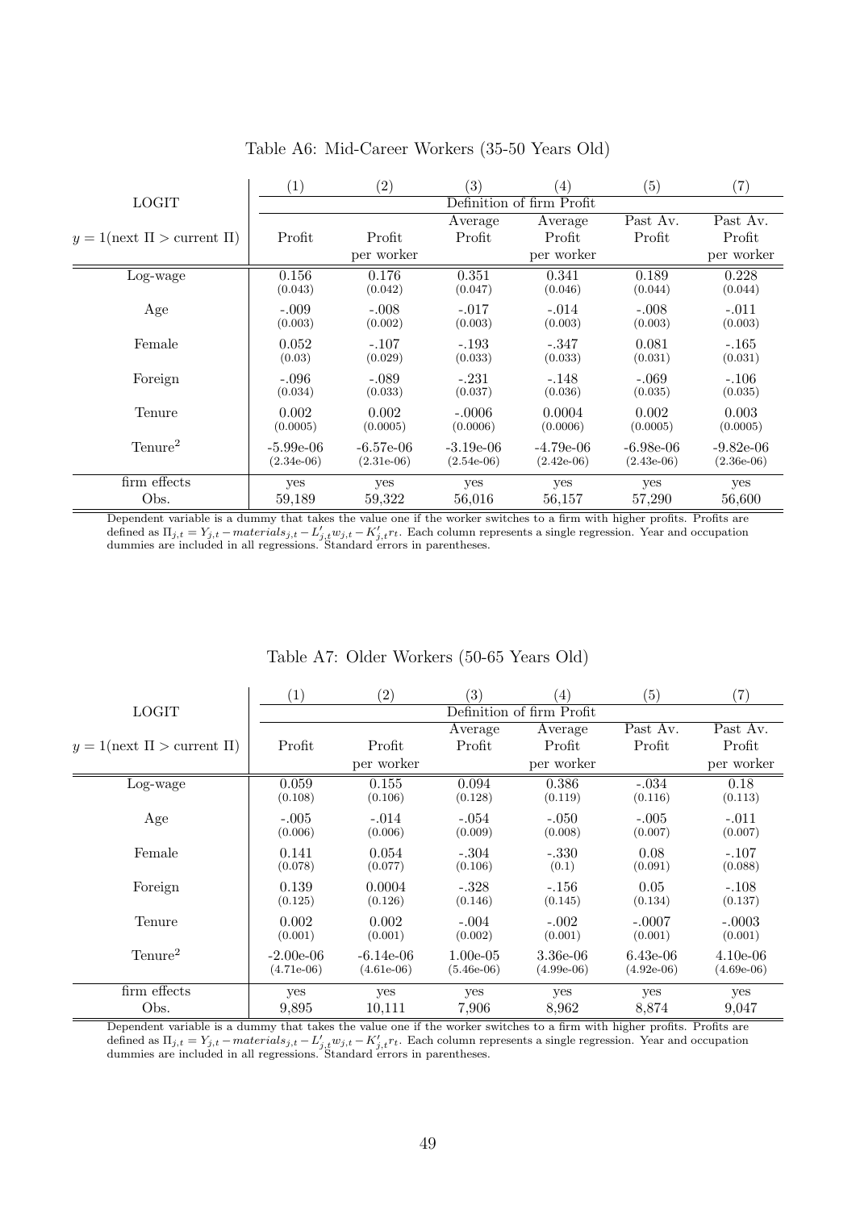Table A6: Mid-Career Workers (35-50 Years Old)

| LOGIT | (1) | (2) | (3) | (4) | (5) | (7) |
|---|---|---|---|---|---|---|
| | Definition of firm Profit | | | | | |
| $y = 1(\text{next } \Pi > \text{current } \Pi)$ | Profit | Profit per worker | Average Profit | Average Profit per worker | Past Av. Profit | Past Av. Profit per worker |
| Log-wage | 0.156 (0.043) | 0.176 (0.042) | 0.351 (0.047) | 0.341 (0.046) | 0.189 (0.044) | 0.228 (0.044) |
| Age | -.009 (0.003) | -.008 (0.002) | -.017 (0.003) | -.014 (0.003) | -.008 (0.003) | -.011 (0.003) |
| Female | 0.052 (0.03) | -.107 (0.029) | -.193 (0.033) | -.347 (0.033) | 0.081 (0.031) | -.165 (0.031) |
| Foreign | -.096 (0.034) | -.089 (0.033) | -.231 (0.037) | -.148 (0.036) | -.069 (0.035) | -.106 (0.035) |
| Tenure | 0.002 (0.0005) | 0.002 (0.0005) | -.0006 (0.0006) | 0.0004 (0.0006) | 0.002 (0.0005) | 0.003 (0.0005) |
| Tenure$^2$ | -5.99e-06 (2.34e-06) | -6.57e-06 (2.31e-06) | -3.19e-06 (2.54e-06) | -4.79e-06 (2.42e-06) | -6.98e-06 (2.43e-06) | -9.82e-06 (2.36e-06) |
| firm effects | yes | yes | yes | yes | yes | yes |
| Obs. | 59,189 | 59,322 | 56,016 | 56,157 | 57,290 | 56,600 |

Dependent variable is a dummy that takes the value one if the worker switches to a firm with higher profits. Profits are defined as $\Pi_{j,t} = Y_{j,t} - materials_{j,t} - L'_{j,t}w_{j,t} - K'_{j,t}r_t$. Each column represents a single regression. Year and occupation dummies are included in all regressions. Standard errors in parentheses.

Table A7: Older Workers (50-65 Years Old)

| LOGIT | (1) | (2) | (3) | (4) | (5) | (7) |
|---|---|---|---|---|---|---|
| | Definition of firm Profit | | | | | |
| $y = 1(\text{next } \Pi > \text{current } \Pi)$ | Profit | Profit per worker | Average Profit | Average Profit per worker | Past Av. Profit | Past Av. Profit per worker |
| Log-wage | 0.059 (0.108) | 0.155 (0.106) | 0.094 (0.128) | 0.386 (0.119) | -.034 (0.116) | 0.18 (0.113) |
| Age | -.005 (0.006) | -.014 (0.006) | -.054 (0.009) | -.050 (0.008) | -.005 (0.007) | -.011 (0.007) |
| Female | 0.141 (0.078) | 0.054 (0.077) | -.304 (0.106) | -.330 (0.1) | 0.08 (0.091) | -.107 (0.088) |
| Foreign | 0.139 (0.125) | 0.0004 (0.126) | -.328 (0.146) | -.156 (0.145) | 0.05 (0.134) | -.108 (0.137) |
| Tenure | 0.002 (0.001) | 0.002 (0.001) | -.004 (0.002) | -.002 (0.001) | -.0007 (0.001) | -.0003 (0.001) |
| Tenure$^2$ | -2.00e-06 (4.71e-06) | -6.14e-06 (4.61e-06) | 1.00e-05 (5.46e-06) | 3.36e-06 (4.99e-06) | 6.43e-06 (4.92e-06) | 4.10e-06 (4.69e-06) |
| firm effects | yes | yes | yes | yes | yes | yes |
| Obs. | 9,895 | 10,111 | 7,906 | 8,962 | 8,874 | 9,047 |

Dependent variable is a dummy that takes the value one if the worker switches to a firm with higher profits. Profits are defined as $\Pi_{j,t} = Y_{j,t} - materials_{j,t} - L'_{j,t}w_{j,t} - K'_{j,t}r_t$. Each column represents a single regression. Year and occupation dummies are included in all regressions. Standard errors in parentheses.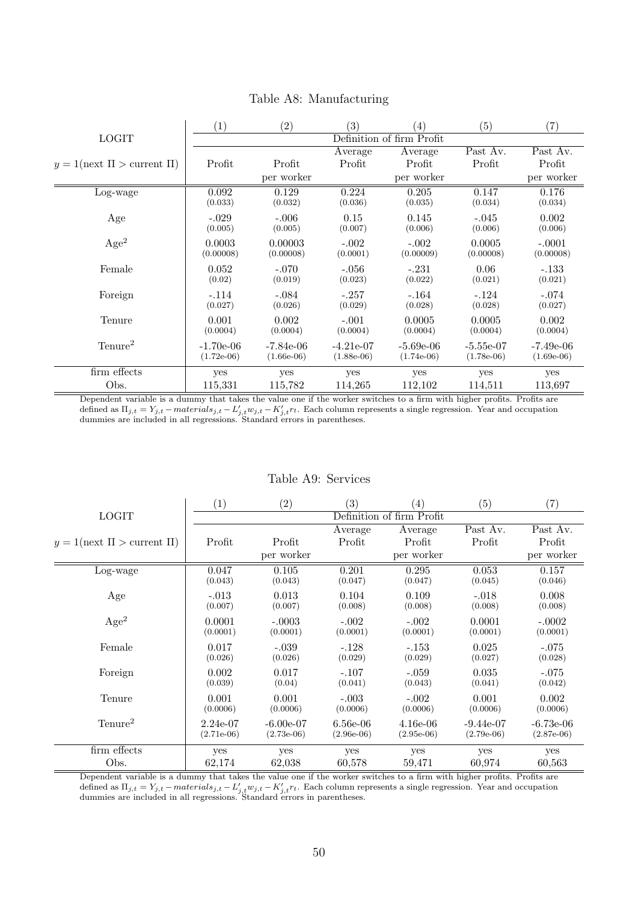Table A8: Manufacturing

| LOGIT | (1) | (2) | (3) | (4) | (5) | (7) |
|---|---|---|---|---|---|---|
| | Definition of firm Profit | | | | | |
| $y = 1(\text{next }\Pi > \text{current }\Pi)$ | Profit | Profit per worker | Average Profit | Average Profit per worker | Past Av. Profit | Past Av. Profit per worker |
| Log-wage | 0.092 (0.033) | 0.129 (0.032) | 0.224 (0.036) | 0.205 (0.035) | 0.147 (0.034) | 0.176 (0.034) |
| Age | -.029 (0.005) | -.006 (0.005) | 0.15 (0.007) | 0.145 (0.006) | -.045 (0.006) | 0.002 (0.006) |
| Age$^2$ | 0.0003 (0.00008) | 0.00003 (0.00008) | -.002 (0.0001) | -.002 (0.00009) | 0.0005 (0.00008) | -.0001 (0.00008) |
| Female | 0.052 (0.02) | -.070 (0.019) | -.056 (0.023) | -.231 (0.022) | 0.06 (0.021) | -.133 (0.021) |
| Foreign | -.114 (0.027) | -.084 (0.026) | -.257 (0.029) | -.164 (0.028) | -.124 (0.028) | -.074 (0.027) |
| Tenure | 0.001 (0.0004) | 0.002 (0.0004) | -.001 (0.0004) | 0.0005 (0.0004) | 0.0005 (0.0004) | 0.002 (0.0004) |
| Tenure$^2$ | -1.70e-06 (1.72e-06) | -7.84e-06 (1.66e-06) | -4.21e-07 (1.88e-06) | -5.69e-06 (1.74e-06) | -5.55e-07 (1.78e-06) | -7.49e-06 (1.69e-06) |
| firm effects | yes | yes | yes | yes | yes | yes |
| Obs. | 115,331 | 115,782 | 114,265 | 112,102 | 114,511 | 113,697 |

Dependent variable is a dummy that takes the value one if the worker switches to a firm with higher profits. Profits are defined as $\Pi_{j,t} = Y_{j,t} - materials_{j,t} - L'_{j,t}w_{j,t} - K'_{j,t}r_t$. Each column represents a single regression. Year and occupation dummies are included in all regressions. Standard errors in parentheses.

Table A9: Services

| LOGIT | (1) | (2) | (3) | (4) | (5) | (7) |
|---|---|---|---|---|---|---|
| | Definition of firm Profit | | | | | |
| $y = 1(\text{next }\Pi > \text{current }\Pi)$ | Profit | Profit per worker | Average Profit | Average Profit per worker | Past Av. Profit | Past Av. Profit per worker |
| Log-wage | 0.047 (0.043) | 0.105 (0.043) | 0.201 (0.047) | 0.295 (0.047) | 0.053 (0.045) | 0.157 (0.046) |
| Age | -.013 (0.007) | 0.013 (0.007) | 0.104 (0.008) | 0.109 (0.008) | -.018 (0.008) | 0.008 (0.008) |
| Age$^2$ | 0.0001 (0.0001) | -.0003 (0.0001) | -.002 (0.0001) | -.002 (0.0001) | 0.0001 (0.0001) | -.0002 (0.0001) |
| Female | 0.017 (0.026) | -.039 (0.026) | -.128 (0.029) | -.153 (0.029) | 0.025 (0.027) | -.075 (0.028) |
| Foreign | 0.002 (0.039) | 0.017 (0.04) | -.107 (0.041) | -.059 (0.043) | 0.035 (0.041) | -.075 (0.042) |
| Tenure | 0.001 (0.0006) | 0.001 (0.0006) | -.003 (0.0006) | -.002 (0.0006) | 0.001 (0.0006) | 0.002 (0.0006) |
| Tenure$^2$ | 2.24e-07 (2.71e-06) | -6.00e-07 (2.73e-06) | 6.56e-06 (2.96e-06) | 4.16e-06 (2.95e-06) | -9.44e-07 (2.79e-06) | -6.73e-06 (2.87e-06) |
| firm effects | yes | yes | yes | yes | yes | yes |
| Obs. | 62,174 | 62,038 | 60,578 | 59,471 | 60,974 | 60,563 |

Dependent variable is a dummy that takes the value one if the worker switches to a firm with higher profits. Profits are defined as $\Pi_{j,t} = Y_{j,t} - materials_{j,t} - L'_{j,t}w_{j,t} - K'_{j,t}r_t$. Each column represents a single regression. Year and occupation dummies are included in all regressions. Standard errors in parentheses.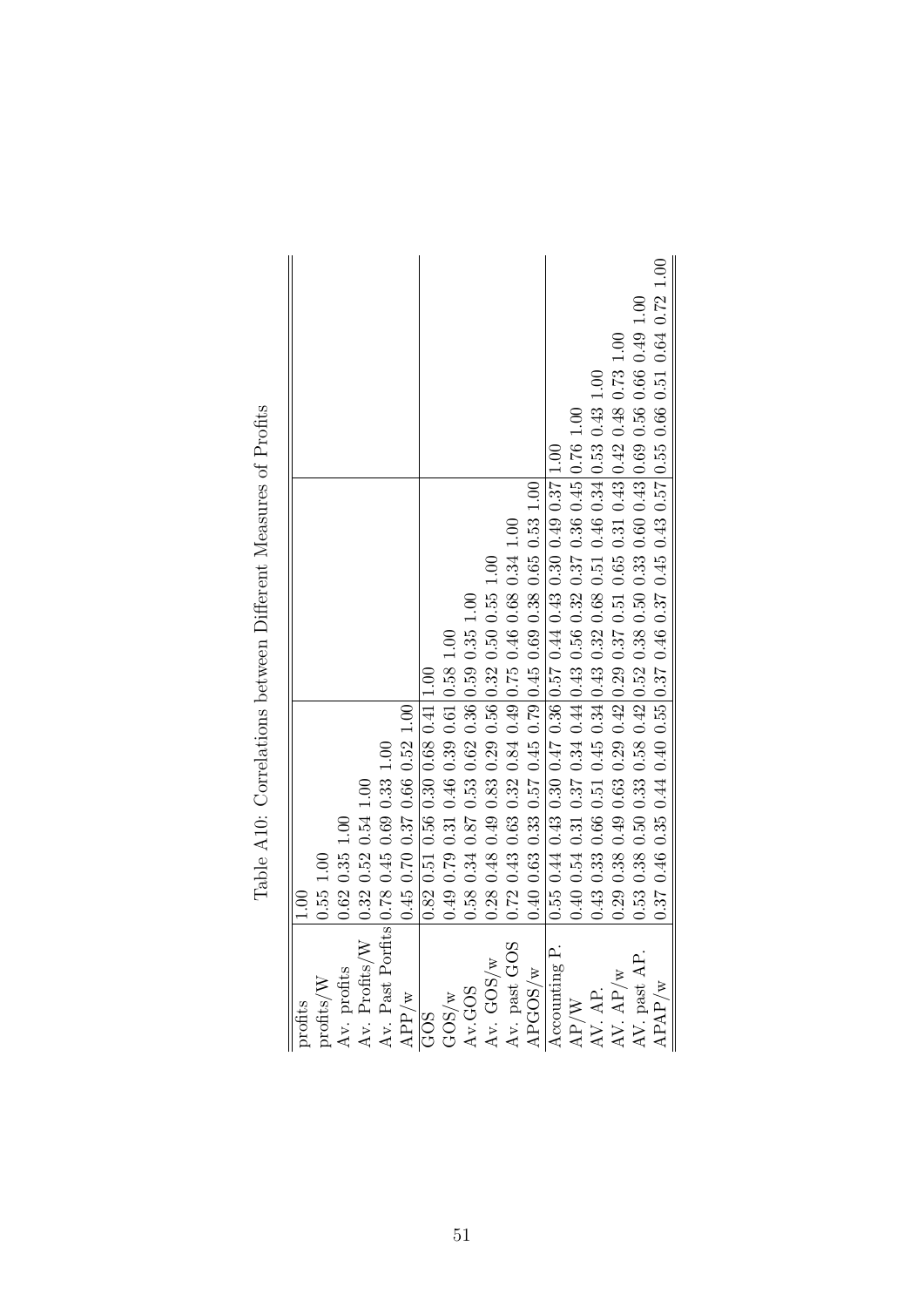Table A10: Correlations between Different Measures of Profits

| | | | | | | | | | | | | | | | | | | |
|---|---|---|---|---|---|---|---|---|---|---|---|---|---|---|---|---|---|---|
| profits | 1.00 | | | | | | | | | | | | | | | | | |
| profits/W | 0.55 | 1.00 | | | | | | | | | | | | | | | | |
| Av. profits | 0.62 | 0.35 | 1.00 | | | | | | | | | | | | | | | |
| Av. Profits/W | 0.32 | 0.52 | 0.54 | 1.00 | | | | | | | | | | | | | | |
| Av. Past Porfits | 0.78 | 0.45 | 0.69 | 0.33 | 1.00 | | | | | | | | | | | | | |
| APP/w | 0.45 | 0.70 | 0.37 | 0.66 | 0.52 | 1.00 | | | | | | | | | | | | |
| GOS | 0.82 | 0.51 | 0.56 | 0.30 | 0.68 | 0.41 | 1.00 | | | | | | | | | | | |
| GOS/w | 0.49 | 0.79 | 0.31 | 0.46 | 0.39 | 0.61 | 0.58 | 1.00 | | | | | | | | | | |
| Av.GOS | 0.58 | 0.34 | 0.87 | 0.53 | 0.62 | 0.36 | 0.59 | 0.35 | 1.00 | | | | | | | | | |
| Av. GOS/w | 0.28 | 0.48 | 0.49 | 0.83 | 0.29 | 0.56 | 0.32 | 0.50 | 0.55 | 1.00 | | | | | | | | |
| Av. past GOS | 0.72 | 0.43 | 0.63 | 0.32 | 0.84 | 0.49 | 0.75 | 0.46 | 0.68 | 0.34 | 1.00 | | | | | | | |
| APGOS/w | 0.40 | 0.63 | 0.33 | 0.57 | 0.45 | 0.79 | 0.45 | 0.69 | 0.38 | 0.65 | 0.53 | 1.00 | | | | | | |
| Accounting P. | 0.55 | 0.44 | 0.43 | 0.30 | 0.47 | 0.36 | 0.57 | 0.44 | 0.43 | 0.30 | 0.49 | 0.37 | 1.00 | | | | | |
| AP/W | 0.40 | 0.54 | 0.31 | 0.37 | 0.34 | 0.44 | 0.43 | 0.56 | 0.32 | 0.37 | 0.36 | 0.45 | 0.76 | 1.00 | | | | |
| AV. AP. | 0.43 | 0.33 | 0.66 | 0.51 | 0.45 | 0.34 | 0.43 | 0.32 | 0.68 | 0.51 | 0.46 | 0.34 | 0.53 | 0.43 | 1.00 | | | |
| AV. AP/w | 0.29 | 0.38 | 0.49 | 0.63 | 0.29 | 0.42 | 0.29 | 0.37 | 0.51 | 0.65 | 0.31 | 0.43 | 0.42 | 0.48 | 0.73 | 1.00 | | |
| AV. past AP. | 0.53 | 0.38 | 0.50 | 0.33 | 0.58 | 0.42 | 0.52 | 0.38 | 0.50 | 0.33 | 0.60 | 0.43 | 0.69 | 0.56 | 0.66 | 0.49 | 1.00 | |
| APAP/w | 0.37 | 0.46 | 0.35 | 0.44 | 0.40 | 0.55 | 0.37 | 0.46 | 0.37 | 0.45 | 0.43 | 0.57 | 0.55 | 0.66 | 0.51 | 0.64 | 0.72 | 1.00 |